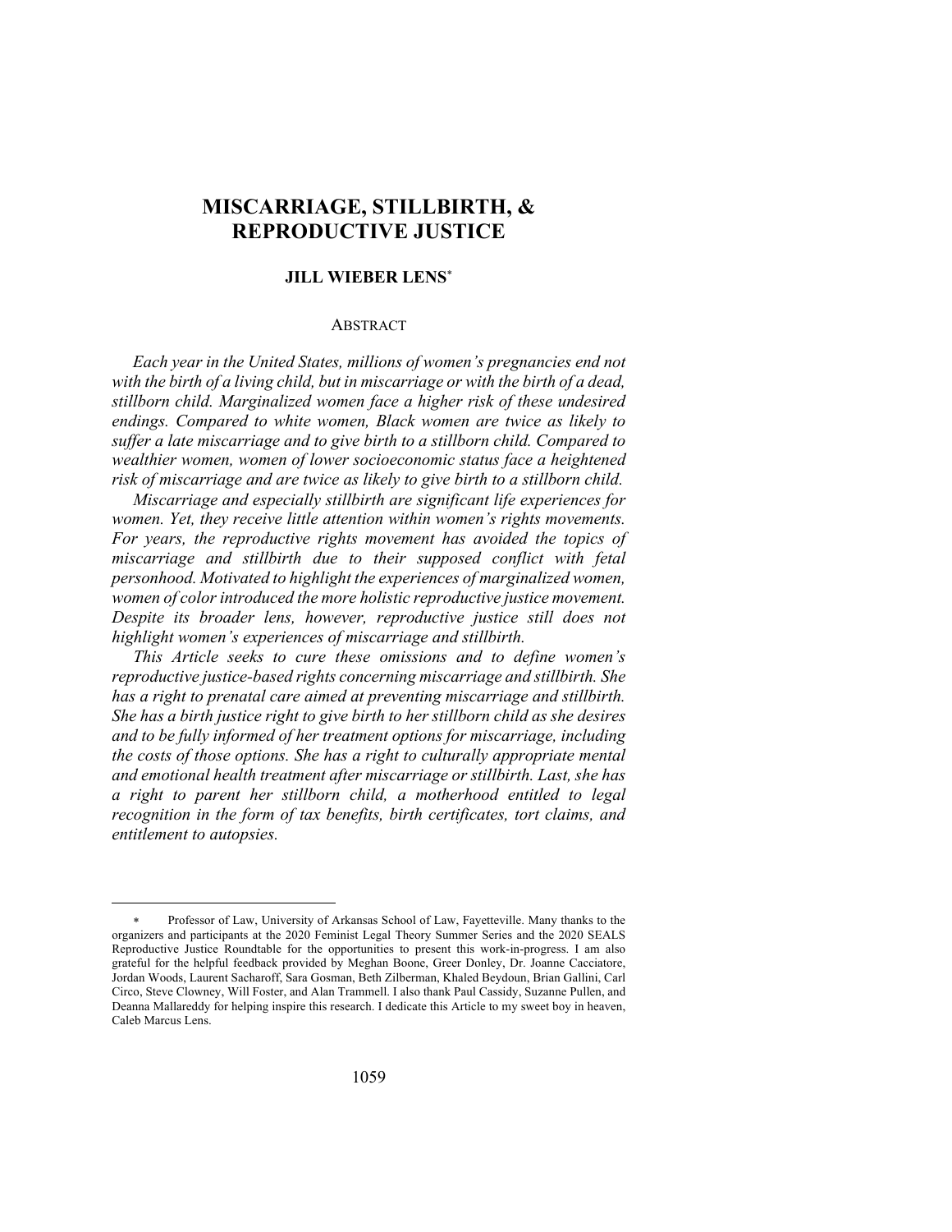# MISCARRIAGE, STILLBIRTH, & REPRODUCTIVE JUSTICE

## JILL WIEBER LENS[*]

### ABSTRACT

*Each year in the United States, millions of women's pregnancies end not with the birth of a living child, but in miscarriage or with the birth of a dead, stillborn child. Marginalized women face a higher risk of these undesired endings. Compared to white women, Black women are twice as likely to suffer a late miscarriage and to give birth to a stillborn child. Compared to wealthier women, women of lower socioeconomic status face a heightened risk of miscarriage and are twice as likely to give birth to a stillborn child.*

*Miscarriage and especially stillbirth are significant life experiences for women. Yet, they receive little attention within women's rights movements. For years, the reproductive rights movement has avoided the topics of miscarriage and stillbirth due to their supposed conflict with fetal personhood. Motivated to highlight the experiences of marginalized women, women of color introduced the more holistic reproductive justice movement. Despite its broader lens, however, reproductive justice still does not highlight women's experiences of miscarriage and stillbirth.*

*This Article seeks to cure these omissions and to define women's reproductive justice-based rights concerning miscarriage and stillbirth. She has a right to prenatal care aimed at preventing miscarriage and stillbirth. She has a birth justice right to give birth to her stillborn child as she desires and to be fully informed of her treatment options for miscarriage, including the costs of those options. She has a right to culturally appropriate mental and emotional health treatment after miscarriage or stillbirth. Last, she has a right to parent her stillborn child, a motherhood entitled to legal recognition in the form of tax benefits, birth certificates, tort claims, and entitlement to autopsies.*

---

[*] Professor of Law, University of Arkansas School of Law, Fayetteville. Many thanks to the organizers and participants at the 2020 Feminist Legal Theory Summer Series and the 2020 SEALS Reproductive Justice Roundtable for the opportunities to present this work-in-progress. I am also grateful for the helpful feedback provided by Meghan Boone, Greer Donley, Dr. Joanne Cacciatore, Jordan Woods, Laurent Sacharoff, Sara Gosman, Beth Zilberman, Khaled Beydoun, Brian Gallini, Carl Circo, Steve Clowney, Will Foster, and Alan Trammell. I also thank Paul Cassidy, Suzanne Pullen, and Deanna Mallareddy for helping inspire this research. I dedicate this Article to my sweet boy in heaven, Caleb Marcus Lens.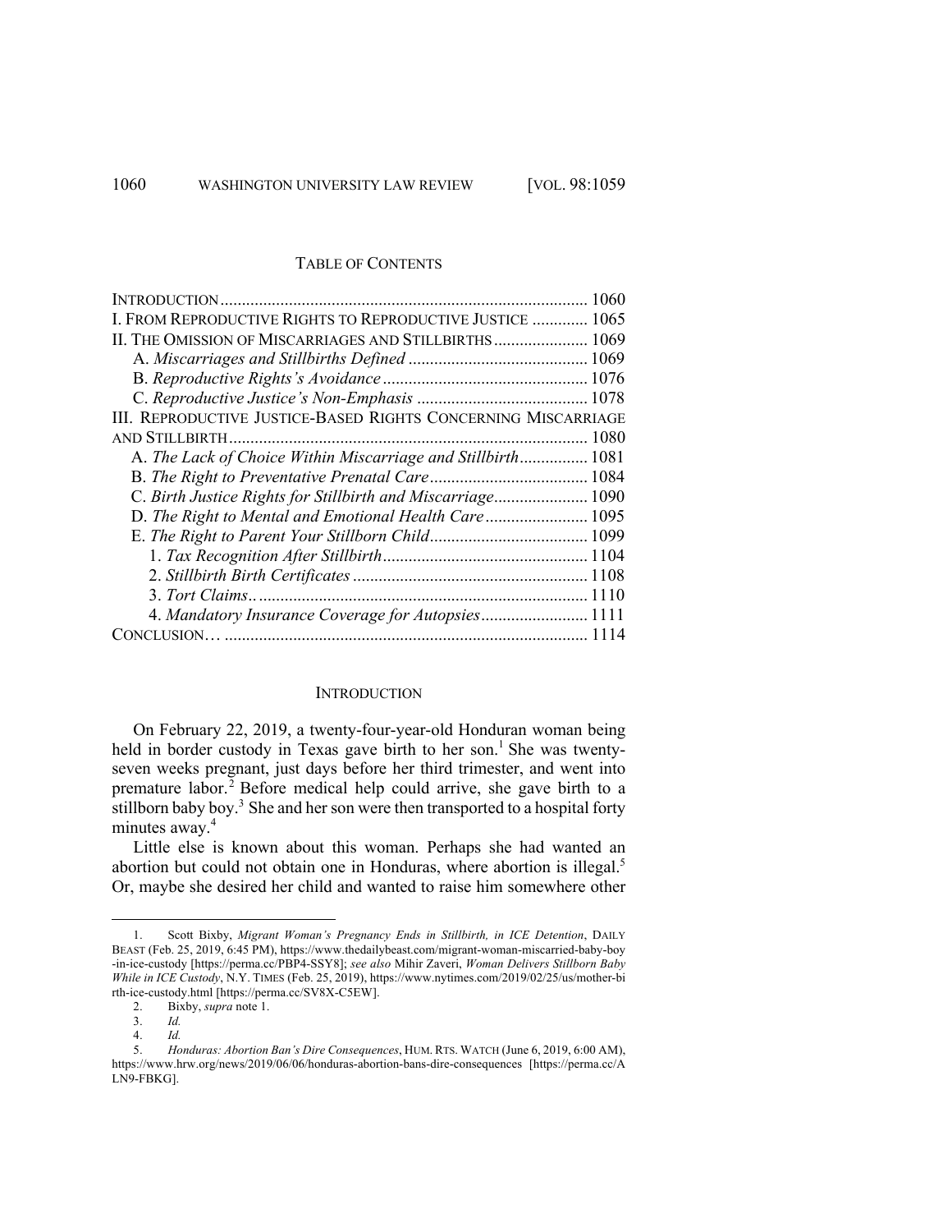## TABLE OF CONTENTS

| | |
|---|---|
| INTRODUCTION | 1060 |
| I. FROM REPRODUCTIVE RIGHTS TO REPRODUCTIVE JUSTICE | 1065 |
| II. THE OMISSION OF MISCARRIAGES AND STILLBIRTHS | 1069 |
| A. *Miscarriages and Stillbirths Defined* | 1069 |
| B. *Reproductive Rights's Avoidance* | 1076 |
| C. *Reproductive Justice's Non-Emphasis* | 1078 |
| III. REPRODUCTIVE JUSTICE-BASED RIGHTS CONCERNING MISCARRIAGE AND STILLBIRTH | 1080 |
| A. *The Lack of Choice Within Miscarriage and Stillbirth* | 1081 |
| B. *The Right to Preventative Prenatal Care* | 1084 |
| C. *Birth Justice Rights for Stillbirth and Miscarriage* | 1090 |
| D. *The Right to Mental and Emotional Health Care* | 1095 |
| E. *The Right to Parent Your Stillborn Child* | 1099 |
| 1. *Tax Recognition After Stillbirth* | 1104 |
| 2. *Stillbirth Birth Certificates* | 1108 |
| 3. *Tort Claims* | 1110 |
| 4. *Mandatory Insurance Coverage for Autopsies* | 1111 |
| CONCLUSION | 1114 |

## INTRODUCTION

On February 22, 2019, a twenty-four-year-old Honduran woman being held in border custody in Texas gave birth to her son.[1] She was twenty-seven weeks pregnant, just days before her third trimester, and went into premature labor.[2] Before medical help could arrive, she gave birth to a stillborn baby boy.[3] She and her son were then transported to a hospital forty minutes away.[4]

Little else is known about this woman. Perhaps she had wanted an abortion but could not obtain one in Honduras, where abortion is illegal.[5] Or, maybe she desired her child and wanted to raise him somewhere other

---

1. Scott Bixby, *Migrant Woman's Pregnancy Ends in Stillbirth, in ICE Detention*, DAILY BEAST (Feb. 25, 2019, 6:45 PM), https://www.thedailybeast.com/migrant-woman-miscarried-baby-boy-in-ice-custody [https://perma.cc/PBP4-SSY8]; *see also* Mihir Zaveri, *Woman Delivers Stillborn Baby While in ICE Custody*, N.Y. TIMES (Feb. 25, 2019), https://www.nytimes.com/2019/02/25/us/mother-birth-ice-custody.html [https://perma.cc/SV8X-C5EW].

2. Bixby, *supra* note 1.

3. *Id.*

4. *Id.*

5. *Honduras: Abortion Ban's Dire Consequences*, HUM. RTS. WATCH (June 6, 2019, 6:00 AM), https://www.hrw.org/news/2019/06/06/honduras-abortion-bans-dire-consequences [https://perma.cc/ALN9-FBKG].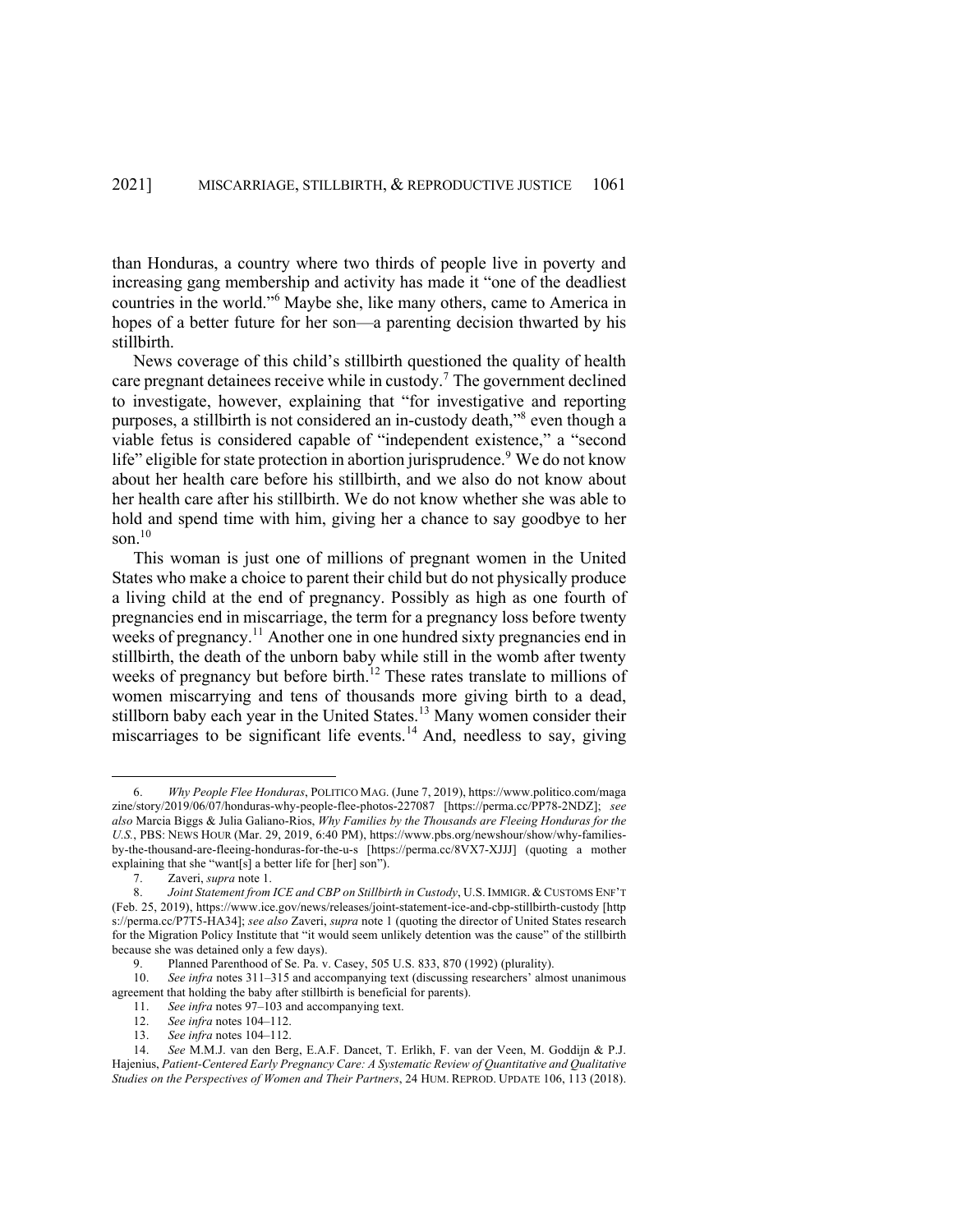than Honduras, a country where two thirds of people live in poverty and increasing gang membership and activity has made it "one of the deadliest countries in the world."[6] Maybe she, like many others, came to America in hopes of a better future for her son—a parenting decision thwarted by his stillbirth.

News coverage of this child's stillbirth questioned the quality of health care pregnant detainees receive while in custody.[7] The government declined to investigate, however, explaining that "for investigative and reporting purposes, a stillbirth is not considered an in-custody death,"[8] even though a viable fetus is considered capable of "independent existence," a "second life" eligible for state protection in abortion jurisprudence.[9] We do not know about her health care before his stillbirth, and we also do not know about her health care after his stillbirth. We do not know whether she was able to hold and spend time with him, giving her a chance to say goodbye to her son.[10]

This woman is just one of millions of pregnant women in the United States who make a choice to parent their child but do not physically produce a living child at the end of pregnancy. Possibly as high as one fourth of pregnancies end in miscarriage, the term for a pregnancy loss before twenty weeks of pregnancy.[11] Another one in one hundred sixty pregnancies end in stillbirth, the death of the unborn baby while still in the womb after twenty weeks of pregnancy but before birth.[12] These rates translate to millions of women miscarrying and tens of thousands more giving birth to a dead, stillborn baby each year in the United States.[13] Many women consider their miscarriages to be significant life events.[14] And, needless to say, giving

---

6. *Why People Flee Honduras*, POLITICO MAG. (June 7, 2019), https://www.politico.com/magazine/story/2019/06/07/honduras-why-people-flee-photos-227087 [https://perma.cc/PP78-2NDZ]; *see also* Marcia Biggs & Julia Galiano-Rios, *Why Families by the Thousands are Fleeing Honduras for the U.S.*, PBS: NEWS HOUR (Mar. 29, 2019, 6:40 PM), https://www.pbs.org/newshour/show/why-families-by-the-thousand-are-fleeing-honduras-for-the-u-s [https://perma.cc/8VX7-XJJJ] (quoting a mother explaining that she "want[s] a better life for [her] son").

7. Zaveri, *supra* note 1.

8. *Joint Statement from ICE and CBP on Stillbirth in Custody*, U.S. IMMIGR. & CUSTOMS ENF'T (Feb. 25, 2019), https://www.ice.gov/news/releases/joint-statement-ice-and-cbp-stillbirth-custody [https://perma.cc/P7T5-HA34]; *see also* Zaveri, *supra* note 1 (quoting the director of United States research for the Migration Policy Institute that "it would seem unlikely detention was the cause" of the stillbirth because she was detained only a few days).

9. Planned Parenthood of Se. Pa. v. Casey, 505 U.S. 833, 870 (1992) (plurality).

10. *See infra* notes 311–315 and accompanying text (discussing researchers' almost unanimous agreement that holding the baby after stillbirth is beneficial for parents).

11. *See infra* notes 97–103 and accompanying text.

12. *See infra* notes 104–112.

13. *See infra* notes 104–112.

14. *See* M.M.J. van den Berg, E.A.F. Dancet, T. Erlikh, F. van der Veen, M. Goddijn & P.J. Hajenius, *Patient-Centered Early Pregnancy Care: A Systematic Review of Quantitative and Qualitative Studies on the Perspectives of Women and Their Partners*, 24 HUM. REPROD. UPDATE 106, 113 (2018).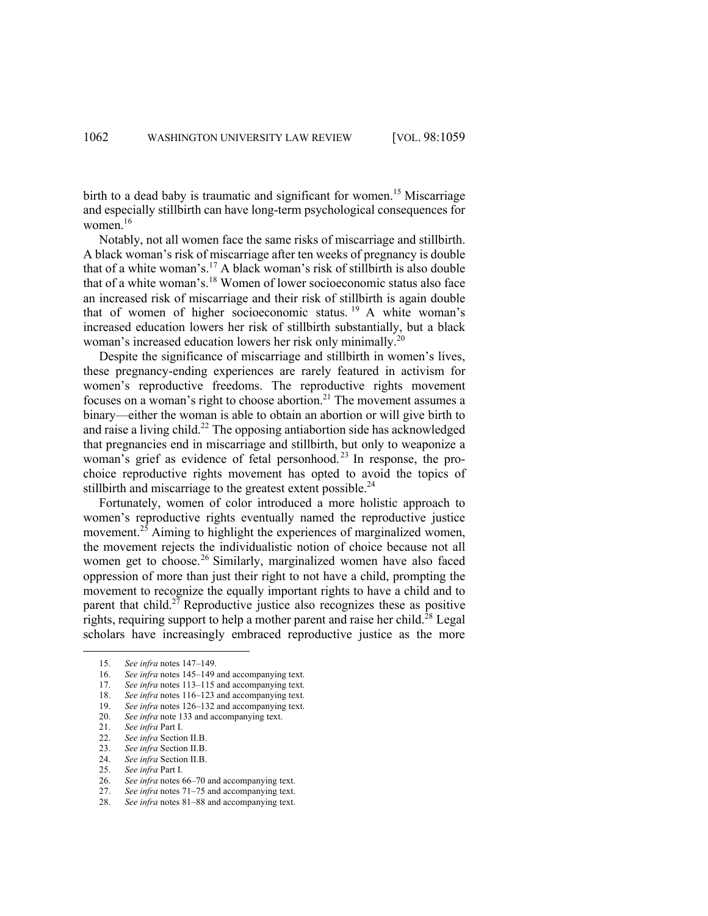birth to a dead baby is traumatic and significant for women.[15] Miscarriage and especially stillbirth can have long-term psychological consequences for women.[16]

Notably, not all women face the same risks of miscarriage and stillbirth. A black woman's risk of miscarriage after ten weeks of pregnancy is double that of a white woman's.[17] A black woman's risk of stillbirth is also double that of a white woman's.[18] Women of lower socioeconomic status also face an increased risk of miscarriage and their risk of stillbirth is again double that of women of higher socioeconomic status.[19] A white woman's increased education lowers her risk of stillbirth substantially, but a black woman's increased education lowers her risk only minimally.[20]

Despite the significance of miscarriage and stillbirth in women's lives, these pregnancy-ending experiences are rarely featured in activism for women's reproductive freedoms. The reproductive rights movement focuses on a woman's right to choose abortion.[21] The movement assumes a binary—either the woman is able to obtain an abortion or will give birth to and raise a living child.[22] The opposing antiabortion side has acknowledged that pregnancies end in miscarriage and stillbirth, but only to weaponize a woman's grief as evidence of fetal personhood.[23] In response, the pro-choice reproductive rights movement has opted to avoid the topics of stillbirth and miscarriage to the greatest extent possible.[24]

Fortunately, women of color introduced a more holistic approach to women's reproductive rights eventually named the reproductive justice movement.[25] Aiming to highlight the experiences of marginalized women, the movement rejects the individualistic notion of choice because not all women get to choose.[26] Similarly, marginalized women have also faced oppression of more than just their right to not have a child, prompting the movement to recognize the equally important rights to have a child and to parent that child.[27] Reproductive justice also recognizes these as positive rights, requiring support to help a mother parent and raise her child.[28] Legal scholars have increasingly embraced reproductive justice as the more

15. *See infra* notes 147–149.
16. *See infra* notes 145–149 and accompanying text.
17. *See infra* notes 113–115 and accompanying text.
18. *See infra* notes 116–123 and accompanying text.
19. *See infra* notes 126–132 and accompanying text.
20. *See infra* note 133 and accompanying text.
21. *See infra* Part I.
22. *See infra* Section II.B.
23. *See infra* Section II.B.
24. *See infra* Section II.B.
25. *See infra* Part I.
26. *See infra* notes 66–70 and accompanying text.
27. *See infra* notes 71–75 and accompanying text.
28. *See infra* notes 81–88 and accompanying text.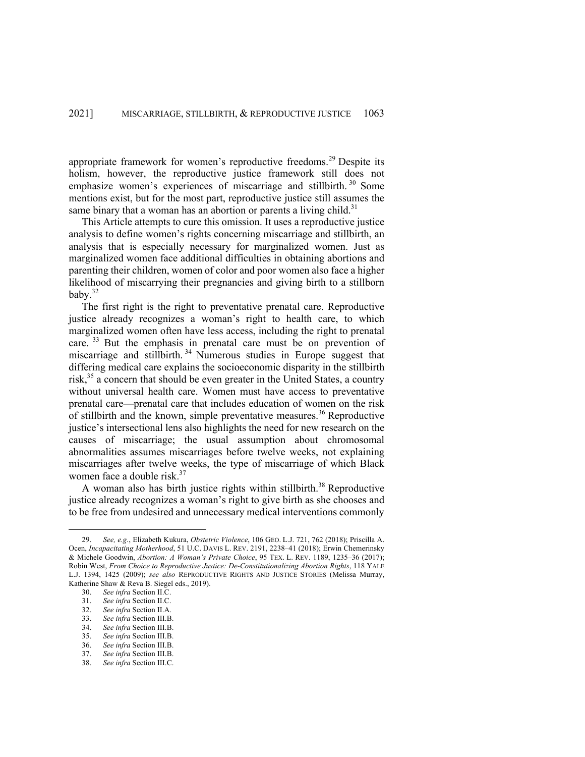appropriate framework for women's reproductive freedoms.[29] Despite its holism, however, the reproductive justice framework still does not emphasize women's experiences of miscarriage and stillbirth.[30] Some mentions exist, but for the most part, reproductive justice still assumes the same binary that a woman has an abortion or parents a living child.[31]

This Article attempts to cure this omission. It uses a reproductive justice analysis to define women's rights concerning miscarriage and stillbirth, an analysis that is especially necessary for marginalized women. Just as marginalized women face additional difficulties in obtaining abortions and parenting their children, women of color and poor women also face a higher likelihood of miscarrying their pregnancies and giving birth to a stillborn baby.[32]

The first right is the right to preventative prenatal care. Reproductive justice already recognizes a woman's right to health care, to which marginalized women often have less access, including the right to prenatal care.[33] But the emphasis in prenatal care must be on prevention of miscarriage and stillbirth.[34] Numerous studies in Europe suggest that differing medical care explains the socioeconomic disparity in the stillbirth risk,[35] a concern that should be even greater in the United States, a country without universal health care. Women must have access to preventative prenatal care—prenatal care that includes education of women on the risk of stillbirth and the known, simple preventative measures.[36] Reproductive justice's intersectional lens also highlights the need for new research on the causes of miscarriage; the usual assumption about chromosomal abnormalities assumes miscarriages before twelve weeks, not explaining miscarriages after twelve weeks, the type of miscarriage of which Black women face a double risk.[37]

A woman also has birth justice rights within stillbirth.[38] Reproductive justice already recognizes a woman's right to give birth as she chooses and to be free from undesired and unnecessary medical interventions commonly

---

29. *See, e.g.*, Elizabeth Kukura, *Obstetric Violence*, 106 GEO. L.J. 721, 762 (2018); Priscilla A. Ocen, *Incapacitating Motherhood*, 51 U.C. DAVIS L. REV. 2191, 2238–41 (2018); Erwin Chemerinsky & Michele Goodwin, *Abortion: A Woman's Private Choice*, 95 TEX. L. REV. 1189, 1235–36 (2017); Robin West, *From Choice to Reproductive Justice: De-Constitutionalizing Abortion Rights*, 118 YALE L.J. 1394, 1425 (2009); *see also* REPRODUCTIVE RIGHTS AND JUSTICE STORIES (Melissa Murray, Katherine Shaw & Reva B. Siegel eds., 2019).

30. *See infra* Section II.C.

31. *See infra* Section II.C.

32. *See infra* Section II.A.

33. *See infra* Section III.B.

34. *See infra* Section III.B.

35. *See infra* Section III.B.

36. *See infra* Section III.B.

37. *See infra* Section III.B.

38. *See infra* Section III.C.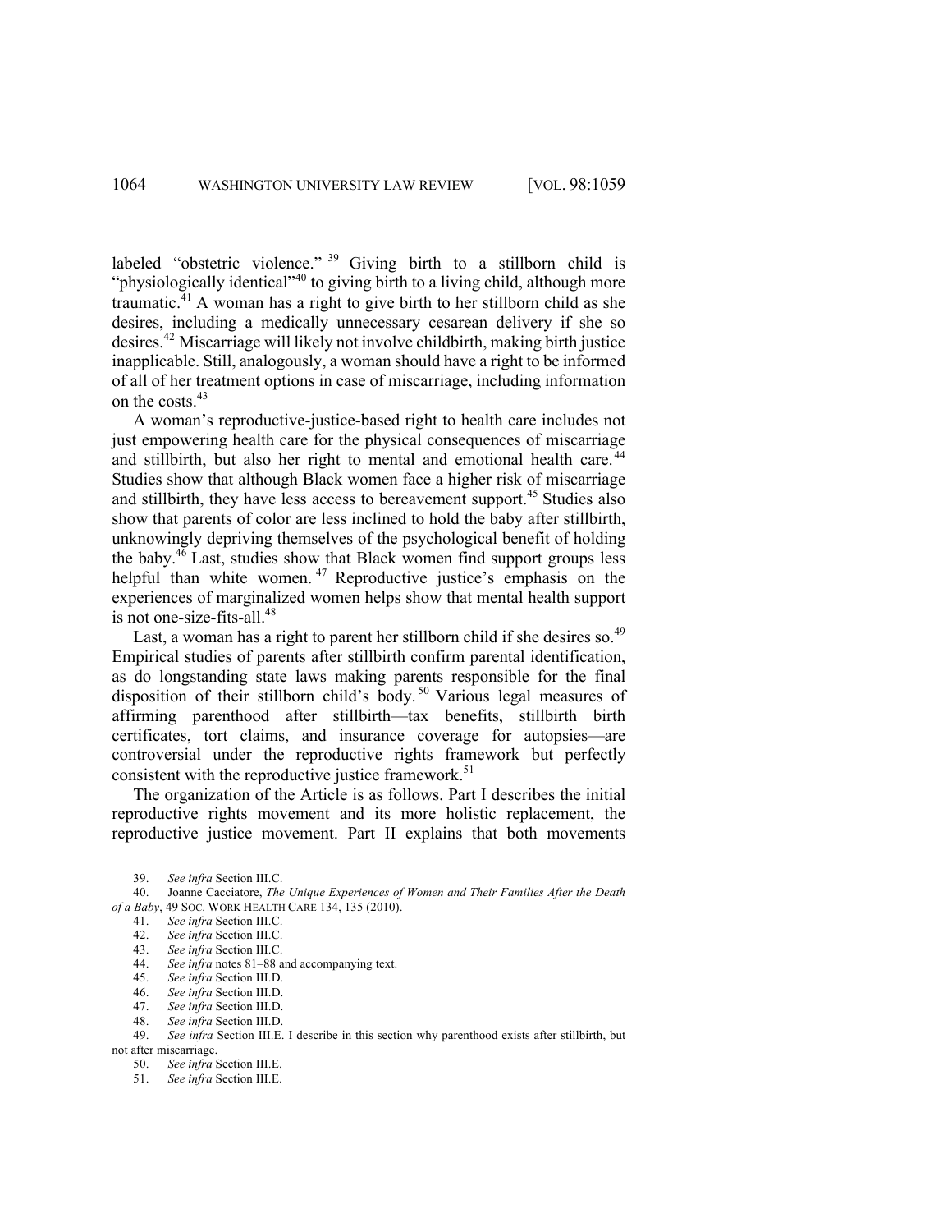labeled "obstetric violence."[39] Giving birth to a stillborn child is "physiologically identical"[40] to giving birth to a living child, although more traumatic.[41] A woman has a right to give birth to her stillborn child as she desires, including a medically unnecessary cesarean delivery if she so desires.[42] Miscarriage will likely not involve childbirth, making birth justice inapplicable. Still, analogously, a woman should have a right to be informed of all of her treatment options in case of miscarriage, including information on the costs.[43]

A woman's reproductive-justice-based right to health care includes not just empowering health care for the physical consequences of miscarriage and stillbirth, but also her right to mental and emotional health care.[44] Studies show that although Black women face a higher risk of miscarriage and stillbirth, they have less access to bereavement support.[45] Studies also show that parents of color are less inclined to hold the baby after stillbirth, unknowingly depriving themselves of the psychological benefit of holding the baby.[46] Last, studies show that Black women find support groups less helpful than white women.[47] Reproductive justice's emphasis on the experiences of marginalized women helps show that mental health support is not one-size-fits-all.[48]

Last, a woman has a right to parent her stillborn child if she desires so.[49] Empirical studies of parents after stillbirth confirm parental identification, as do longstanding state laws making parents responsible for the final disposition of their stillborn child's body.[50] Various legal measures of affirming parenthood after stillbirth—tax benefits, stillbirth birth certificates, tort claims, and insurance coverage for autopsies—are controversial under the reproductive rights framework but perfectly consistent with the reproductive justice framework.[51]

The organization of the Article is as follows. Part I describes the initial reproductive rights movement and its more holistic replacement, the reproductive justice movement. Part II explains that both movements

---

39. *See infra* Section III.C.
40. Joanne Cacciatore, *The Unique Experiences of Women and Their Families After the Death of a Baby*, 49 SOC. WORK HEALTH CARE 134, 135 (2010).
41. *See infra* Section III.C.
42. *See infra* Section III.C.
43. *See infra* Section III.C.
44. *See infra* notes 81–88 and accompanying text.
45. *See infra* Section III.D.
46. *See infra* Section III.D.
47. *See infra* Section III.D.
48. *See infra* Section III.D.
49. *See infra* Section III.E. I describe in this section why parenthood exists after stillbirth, but not after miscarriage.
50. *See infra* Section III.E.
51. *See infra* Section III.E.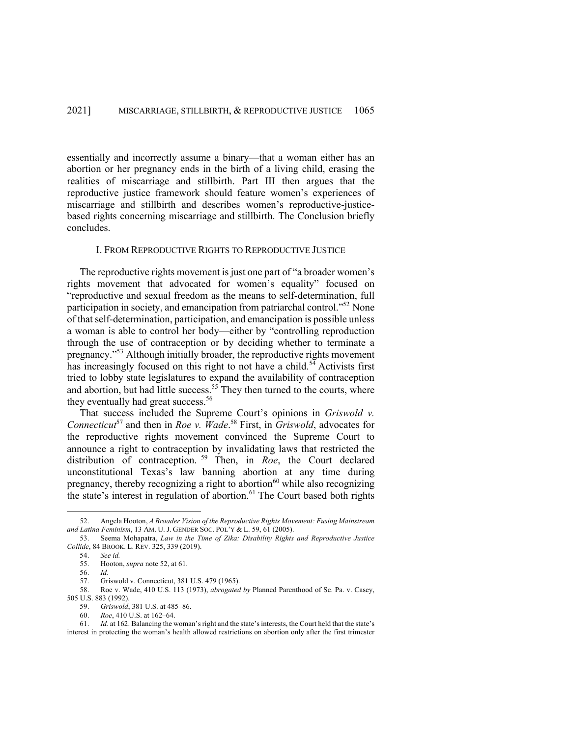essentially and incorrectly assume a binary—that a woman either has an abortion or her pregnancy ends in the birth of a living child, erasing the realities of miscarriage and stillbirth. Part III then argues that the reproductive justice framework should feature women's experiences of miscarriage and stillbirth and describes women's reproductive-justice-based rights concerning miscarriage and stillbirth. The Conclusion briefly concludes.

## I. FROM REPRODUCTIVE RIGHTS TO REPRODUCTIVE JUSTICE

The reproductive rights movement is just one part of "a broader women's rights movement that advocated for women's equality" focused on "reproductive and sexual freedom as the means to self-determination, full participation in society, and emancipation from patriarchal control."[52] None of that self-determination, participation, and emancipation is possible unless a woman is able to control her body—either by "controlling reproduction through the use of contraception or by deciding whether to terminate a pregnancy."[53] Although initially broader, the reproductive rights movement has increasingly focused on this right to not have a child.[54] Activists first tried to lobby state legislatures to expand the availability of contraception and abortion, but had little success.[55] They then turned to the courts, where they eventually had great success.[56]

That success included the Supreme Court's opinions in *Griswold v. Connecticut*[57] and then in *Roe v. Wade*.[58] First, in *Griswold*, advocates for the reproductive rights movement convinced the Supreme Court to announce a right to contraception by invalidating laws that restricted the distribution of contraception.[59] Then, in *Roe*, the Court declared unconstitutional Texas's law banning abortion at any time during pregnancy, thereby recognizing a right to abortion[60] while also recognizing the state's interest in regulation of abortion.[61] The Court based both rights

---

52. Angela Hooton, *A Broader Vision of the Reproductive Rights Movement: Fusing Mainstream and Latina Feminism*, 13 AM. U. J. GENDER SOC. POL'Y & L. 59, 61 (2005).

53. Seema Mohapatra, *Law in the Time of Zika: Disability Rights and Reproductive Justice Collide*, 84 BROOK. L. REV. 325, 339 (2019).

54. *See id.*

55. Hooton, *supra* note 52, at 61.

56. *Id.*

57. Griswold v. Connecticut, 381 U.S. 479 (1965).

58. Roe v. Wade, 410 U.S. 113 (1973), *abrogated by* Planned Parenthood of Se. Pa. v. Casey, 505 U.S. 883 (1992).

59. *Griswold*, 381 U.S. at 485–86.

60. *Roe*, 410 U.S. at 162–64.

61. *Id.* at 162. Balancing the woman's right and the state's interests, the Court held that the state's interest in protecting the woman's health allowed restrictions on abortion only after the first trimester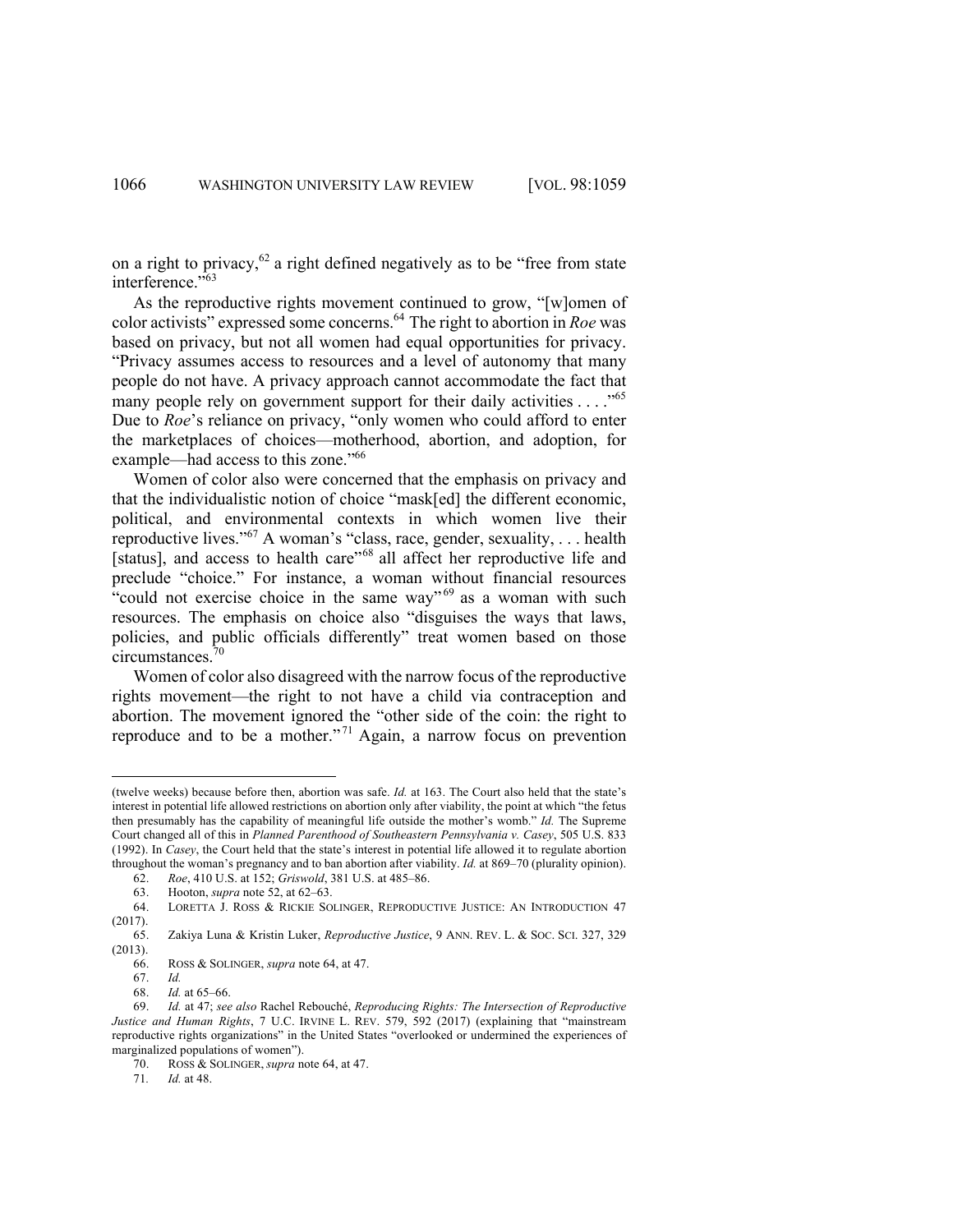on a right to privacy,[62] a right defined negatively as to be "free from state interference."[63]

As the reproductive rights movement continued to grow, "[w]omen of color activists" expressed some concerns.[64] The right to abortion in *Roe* was based on privacy, but not all women had equal opportunities for privacy. "Privacy assumes access to resources and a level of autonomy that many people do not have. A privacy approach cannot accommodate the fact that many people rely on government support for their daily activities . . . ."[65] Due to *Roe*'s reliance on privacy, "only women who could afford to enter the marketplaces of choices—motherhood, abortion, and adoption, for example—had access to this zone."[66]

Women of color also were concerned that the emphasis on privacy and that the individualistic notion of choice "mask[ed] the different economic, political, and environmental contexts in which women live their reproductive lives."[67] A woman's "class, race, gender, sexuality, . . . health [status], and access to health care"[68] all affect her reproductive life and preclude "choice." For instance, a woman without financial resources "could not exercise choice in the same way"[69] as a woman with such resources. The emphasis on choice also "disguises the ways that laws, policies, and public officials differently" treat women based on those circumstances.[70]

Women of color also disagreed with the narrow focus of the reproductive rights movement—the right to not have a child via contraception and abortion. The movement ignored the "other side of the coin: the right to reproduce and to be a mother."[71] Again, a narrow focus on prevention

---

(twelve weeks) because before then, abortion was safe. *Id.* at 163. The Court also held that the state's interest in potential life allowed restrictions on abortion only after viability, the point at which "the fetus then presumably has the capability of meaningful life outside the mother's womb." *Id.* The Supreme Court changed all of this in *Planned Parenthood of Southeastern Pennsylvania v. Casey*, 505 U.S. 833 (1992). In *Casey*, the Court held that the state's interest in potential life allowed it to regulate abortion throughout the woman's pregnancy and to ban abortion after viability. *Id.* at 869–70 (plurality opinion).

62. *Roe*, 410 U.S. at 152; *Griswold*, 381 U.S. at 485–86.

63. Hooton, *supra* note 52, at 62–63.

64. LORETTA J. ROSS & RICKIE SOLINGER, REPRODUCTIVE JUSTICE: AN INTRODUCTION 47 (2017).

65. Zakiya Luna & Kristin Luker, *Reproductive Justice*, 9 ANN. REV. L. & SOC. SCI. 327, 329 (2013).

66. ROSS & SOLINGER, *supra* note 64, at 47.

67. *Id.*

68. *Id.* at 65–66.

69. *Id.* at 47; *see also* Rachel Rebouché, *Reproducing Rights: The Intersection of Reproductive Justice and Human Rights*, 7 U.C. IRVINE L. REV. 579, 592 (2017) (explaining that "mainstream reproductive rights organizations" in the United States "overlooked or undermined the experiences of marginalized populations of women").

70. ROSS & SOLINGER, *supra* note 64, at 47.

71. *Id.* at 48.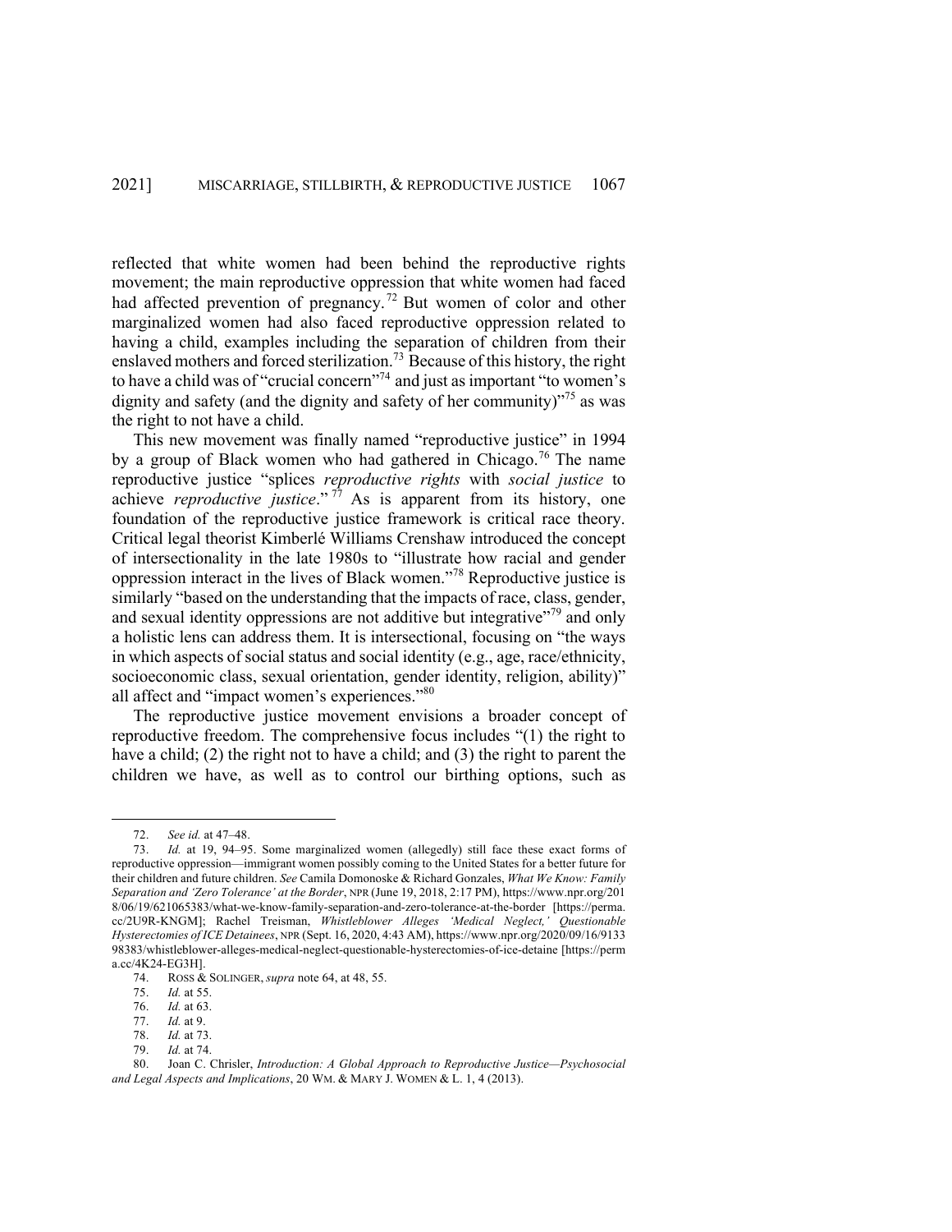reflected that white women had been behind the reproductive rights movement; the main reproductive oppression that white women had faced had affected prevention of pregnancy.[72] But women of color and other marginalized women had also faced reproductive oppression related to having a child, examples including the separation of children from their enslaved mothers and forced sterilization.[73] Because of this history, the right to have a child was of "crucial concern"[74] and just as important "to women's dignity and safety (and the dignity and safety of her community)"[75] as was the right to not have a child.

This new movement was finally named "reproductive justice" in 1994 by a group of Black women who had gathered in Chicago.[76] The name reproductive justice "splices *reproductive rights* with *social justice* to achieve *reproductive justice*."[77] As is apparent from its history, one foundation of the reproductive justice framework is critical race theory. Critical legal theorist Kimberlé Williams Crenshaw introduced the concept of intersectionality in the late 1980s to "illustrate how racial and gender oppression interact in the lives of Black women."[78] Reproductive justice is similarly "based on the understanding that the impacts of race, class, gender, and sexual identity oppressions are not additive but integrative"[79] and only a holistic lens can address them. It is intersectional, focusing on "the ways in which aspects of social status and social identity (e.g., age, race/ethnicity, socioeconomic class, sexual orientation, gender identity, religion, ability)" all affect and "impact women's experiences."[80]

The reproductive justice movement envisions a broader concept of reproductive freedom. The comprehensive focus includes "(1) the right to have a child; (2) the right not to have a child; and (3) the right to parent the children we have, as well as to control our birthing options, such as

---

72. *See id.* at 47–48.

73. *Id.* at 19, 94–95. Some marginalized women (allegedly) still face these exact forms of reproductive oppression—immigrant women possibly coming to the United States for a better future for their children and future children. *See* Camila Domonoske & Richard Gonzales, *What We Know: Family Separation and 'Zero Tolerance' at the Border*, NPR (June 19, 2018, 2:17 PM), https://www.npr.org/2018/06/19/621065383/what-we-know-family-separation-and-zero-tolerance-at-the-border [https://perma.cc/2U9R-KNGM]; Rachel Treisman, *Whistleblower Alleges 'Medical Neglect,' Questionable Hysterectomies of ICE Detainees*, NPR (Sept. 16, 2020, 4:43 AM), https://www.npr.org/2020/09/16/913398383/whistleblower-alleges-medical-neglect-questionable-hysterectomies-of-ice-detaine [https://perma.cc/4K24-EG3H].

74. ROSS & SOLINGER, *supra* note 64, at 48, 55.

75. *Id.* at 55.

76. *Id.* at 63.

77. *Id.* at 9.

78. *Id.* at 73.

79. *Id.* at 74.

80. Joan C. Chrisler, *Introduction: A Global Approach to Reproductive Justice—Psychosocial and Legal Aspects and Implications*, 20 WM. & MARY J. WOMEN & L. 1, 4 (2013).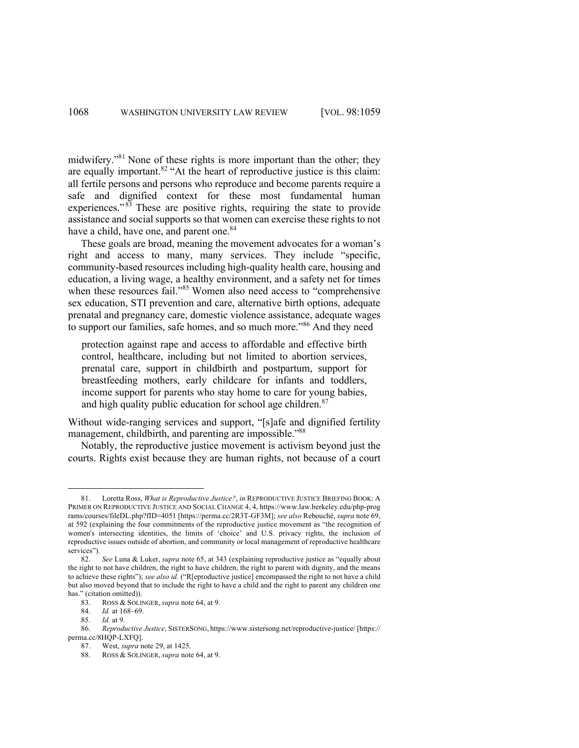midwifery."[81] None of these rights is more important than the other; they are equally important.[82] "At the heart of reproductive justice is this claim: all fertile persons and persons who reproduce and become parents require a safe and dignified context for these most fundamental human experiences."[83] These are positive rights, requiring the state to provide assistance and social supports so that women can exercise these rights to not have a child, have one, and parent one.[84]

These goals are broad, meaning the movement advocates for a woman's right and access to many, many services. They include "specific, community-based resources including high-quality health care, housing and education, a living wage, a healthy environment, and a safety net for times when these resources fail."[85] Women also need access to "comprehensive sex education, STI prevention and care, alternative birth options, adequate prenatal and pregnancy care, domestic violence assistance, adequate wages to support our families, safe homes, and so much more."[86] And they need

> protection against rape and access to affordable and effective birth control, healthcare, including but not limited to abortion services, prenatal care, support in childbirth and postpartum, support for breastfeeding mothers, early childcare for infants and toddlers, income support for parents who stay home to care for young babies, and high quality public education for school age children.[87]

Without wide-ranging services and support, "[s]afe and dignified fertility management, childbirth, and parenting are impossible."[88]

Notably, the reproductive justice movement is activism beyond just the courts. Rights exist because they are human rights, not because of a court

---

81. Loretta Ross, *What is Reproductive Justice?*, *in* REPRODUCTIVE JUSTICE BRIEFING BOOK: A PRIMER ON REPRODUCTIVE JUSTICE AND SOCIAL CHANGE 4, 4, https://www.law.berkeley.edu/php-programs/courses/fileDL.php?fID=4051 [https://perma.cc/2R3T-GF3M]; *see also* Rebouché, *supra* note 69, at 592 (explaining the four commitments of the reproductive justice movement as "the recognition of women's intersecting identities, the limits of 'choice' and U.S. privacy rights, the inclusion of reproductive issues outside of abortion, and community or local management of reproductive healthcare services").

82. *See* Luna & Luker, *supra* note 65, at 343 (explaining reproductive justice as "equally about the right to not have children, the right to have children, the right to parent with dignity, and the means to achieve these rights"); *see also id.* ("R[eproductive justice] encompassed the right to not have a child but also moved beyond that to include the right to have a child and the right to parent any children one has." (citation omitted)).

83. ROSS & SOLINGER, *supra* note 64, at 9.

84. *Id.* at 168–69.

85. *Id.* at 9.

86. *Reproductive Justice*, SISTERSONG, https://www.sistersong.net/reproductive-justice/ [https://perma.cc/8HQP-LXFQ].

87. West, *supra* note 29, at 1425.

88. ROSS & SOLINGER, *supra* note 64, at 9.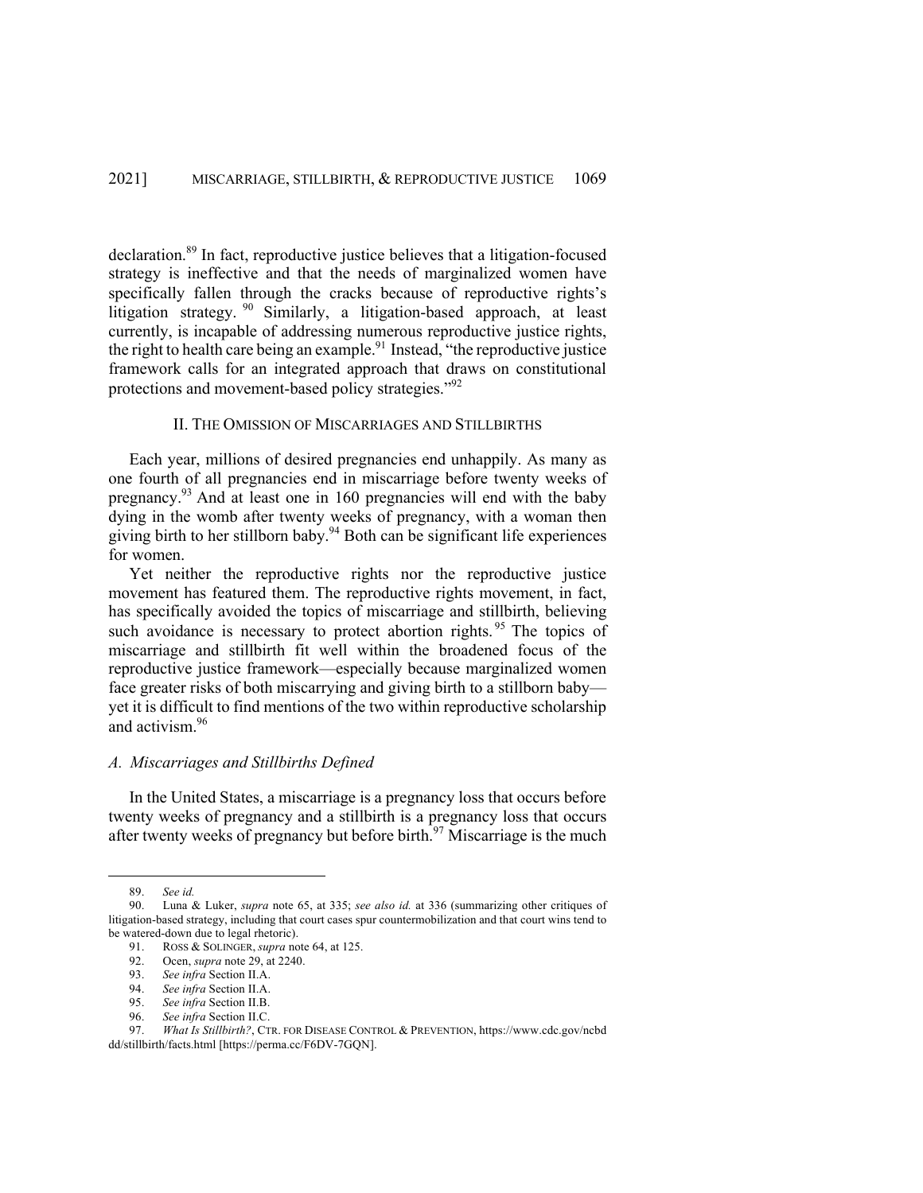declaration.[89] In fact, reproductive justice believes that a litigation-focused strategy is ineffective and that the needs of marginalized women have specifically fallen through the cracks because of reproductive rights's litigation strategy.[90] Similarly, a litigation-based approach, at least currently, is incapable of addressing numerous reproductive justice rights, the right to health care being an example.[91] Instead, "the reproductive justice framework calls for an integrated approach that draws on constitutional protections and movement-based policy strategies."[92]

## II. The Omission of Miscarriages and Stillbirths

Each year, millions of desired pregnancies end unhappily. As many as one fourth of all pregnancies end in miscarriage before twenty weeks of pregnancy.[93] And at least one in 160 pregnancies will end with the baby dying in the womb after twenty weeks of pregnancy, with a woman then giving birth to her stillborn baby.[94] Both can be significant life experiences for women.

Yet neither the reproductive rights nor the reproductive justice movement has featured them. The reproductive rights movement, in fact, has specifically avoided the topics of miscarriage and stillbirth, believing such avoidance is necessary to protect abortion rights.[95] The topics of miscarriage and stillbirth fit well within the broadened focus of the reproductive justice framework—especially because marginalized women face greater risks of both miscarrying and giving birth to a stillborn baby—yet it is difficult to find mentions of the two within reproductive scholarship and activism.[96]

### *A. Miscarriages and Stillbirths Defined*

In the United States, a miscarriage is a pregnancy loss that occurs before twenty weeks of pregnancy and a stillbirth is a pregnancy loss that occurs after twenty weeks of pregnancy but before birth.[97] Miscarriage is the much

---

89. *See id.*

90. Luna & Luker, *supra* note 65, at 335; *see also id.* at 336 (summarizing other critiques of litigation-based strategy, including that court cases spur countermobilization and that court wins tend to be watered-down due to legal rhetoric).

91. ROSS & SOLINGER, *supra* note 64, at 125.

92. Ocen, *supra* note 29, at 2240.

93. *See infra* Section II.A.

94. *See infra* Section II.A.

95. *See infra* Section II.B.

96. *See infra* Section II.C.

97. *What Is Stillbirth?*, CTR. FOR DISEASE CONTROL & PREVENTION, https://www.cdc.gov/ncbddd/stillbirth/facts.html [https://perma.cc/F6DV-7GQN].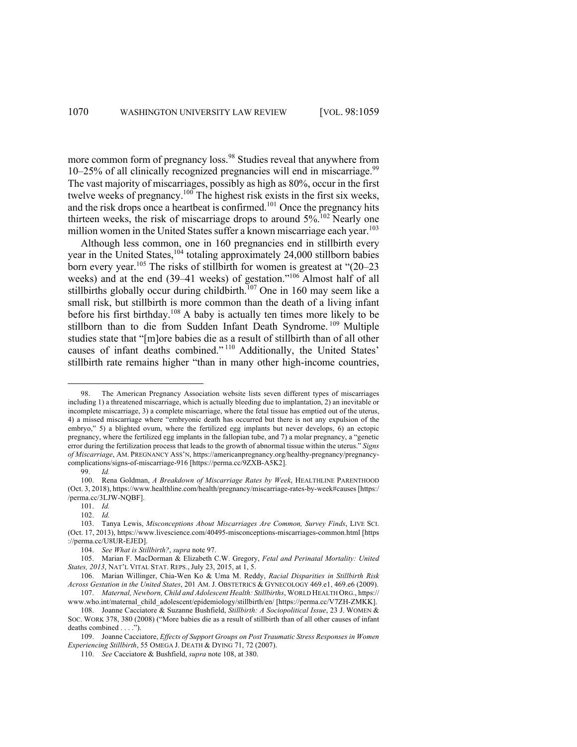more common form of pregnancy loss.[98] Studies reveal that anywhere from 10–25% of all clinically recognized pregnancies will end in miscarriage.[99] The vast majority of miscarriages, possibly as high as 80%, occur in the first twelve weeks of pregnancy.[100] The highest risk exists in the first six weeks, and the risk drops once a heartbeat is confirmed.[101] Once the pregnancy hits thirteen weeks, the risk of miscarriage drops to around 5%.[102] Nearly one million women in the United States suffer a known miscarriage each year.[103]

Although less common, one in 160 pregnancies end in stillbirth every year in the United States,[104] totaling approximately 24,000 stillborn babies born every year.[105] The risks of stillbirth for women is greatest at "(20–23 weeks) and at the end (39–41 weeks) of gestation."[106] Almost half of all stillbirths globally occur during childbirth.[107] One in 160 may seem like a small risk, but stillbirth is more common than the death of a living infant before his first birthday.[108] A baby is actually ten times more likely to be stillborn than to die from Sudden Infant Death Syndrome.[109] Multiple studies state that "[m]ore babies die as a result of stillbirth than of all other causes of infant deaths combined."[110] Additionally, the United States' stillbirth rate remains higher "than in many other high-income countries,

---

98. The American Pregnancy Association website lists seven different types of miscarriages including 1) a threatened miscarriage, which is actually bleeding due to implantation, 2) an inevitable or incomplete miscarriage, 3) a complete miscarriage, where the fetal tissue has emptied out of the uterus, 4) a missed miscarriage where "embryonic death has occurred but there is not any expulsion of the embryo," 5) a blighted ovum, where the fertilized egg implants but never develops, 6) an ectopic pregnancy, where the fertilized egg implants in the fallopian tube, and 7) a molar pregnancy, a "genetic error during the fertilization process that leads to the growth of abnormal tissue within the uterus." *Signs of Miscarriage*, AM. PREGNANCY ASS'N, https://americanpregnancy.org/healthy-pregnancy/pregnancy-complications/signs-of-miscarriage-916 [https://perma.cc/9ZXB-A5K2].

99. *Id.*

100. Rena Goldman, *A Breakdown of Miscarriage Rates by Week*, HEALTHLINE PARENTHOOD (Oct. 3, 2018), https://www.healthline.com/health/pregnancy/miscarriage-rates-by-week#causes [https://perma.cc/3LJW-NQBF].

101. *Id.*

102. *Id.*

103. Tanya Lewis, *Misconceptions About Miscarriages Are Common, Survey Finds*, LIVE SCI. (Oct. 17, 2013), https://www.livescience.com/40495-misconceptions-miscarriages-common.html [https://perma.cc/U8UR-EJED].

104. *See What is Stillbirth?*, *supra* note 97.

105. Marian F. MacDorman & Elizabeth C.W. Gregory, *Fetal and Perinatal Mortality: United States, 2013*, NAT'L VITAL STAT. REPS., July 23, 2015, at 1, 5.

106. Marian Willinger, Chia-Wen Ko & Uma M. Reddy, *Racial Disparities in Stillbirth Risk Across Gestation in the United States*, 201 AM. J. OBSTETRICS & GYNECOLOGY 469.e1, 469.e6 (2009).

107. *Maternal, Newborn, Child and Adolescent Health: Stillbirths*, WORLD HEALTH ORG., https://www.who.int/maternal_child_adolescent/epidemiology/stillbirth/en/ [https://perma.cc/V7ZH-ZMKK].

108. Joanne Cacciatore & Suzanne Bushfield, *Stillbirth: A Sociopolitical Issue*, 23 J. WOMEN & SOC. WORK 378, 380 (2008) ("More babies die as a result of stillbirth than of all other causes of infant deaths combined . . . .").

109. Joanne Cacciatore, *Effects of Support Groups on Post Traumatic Stress Responses in Women Experiencing Stillbirth*, 55 OMEGA J. DEATH & DYING 71, 72 (2007).

110. *See* Cacciatore & Bushfield, *supra* note 108, at 380.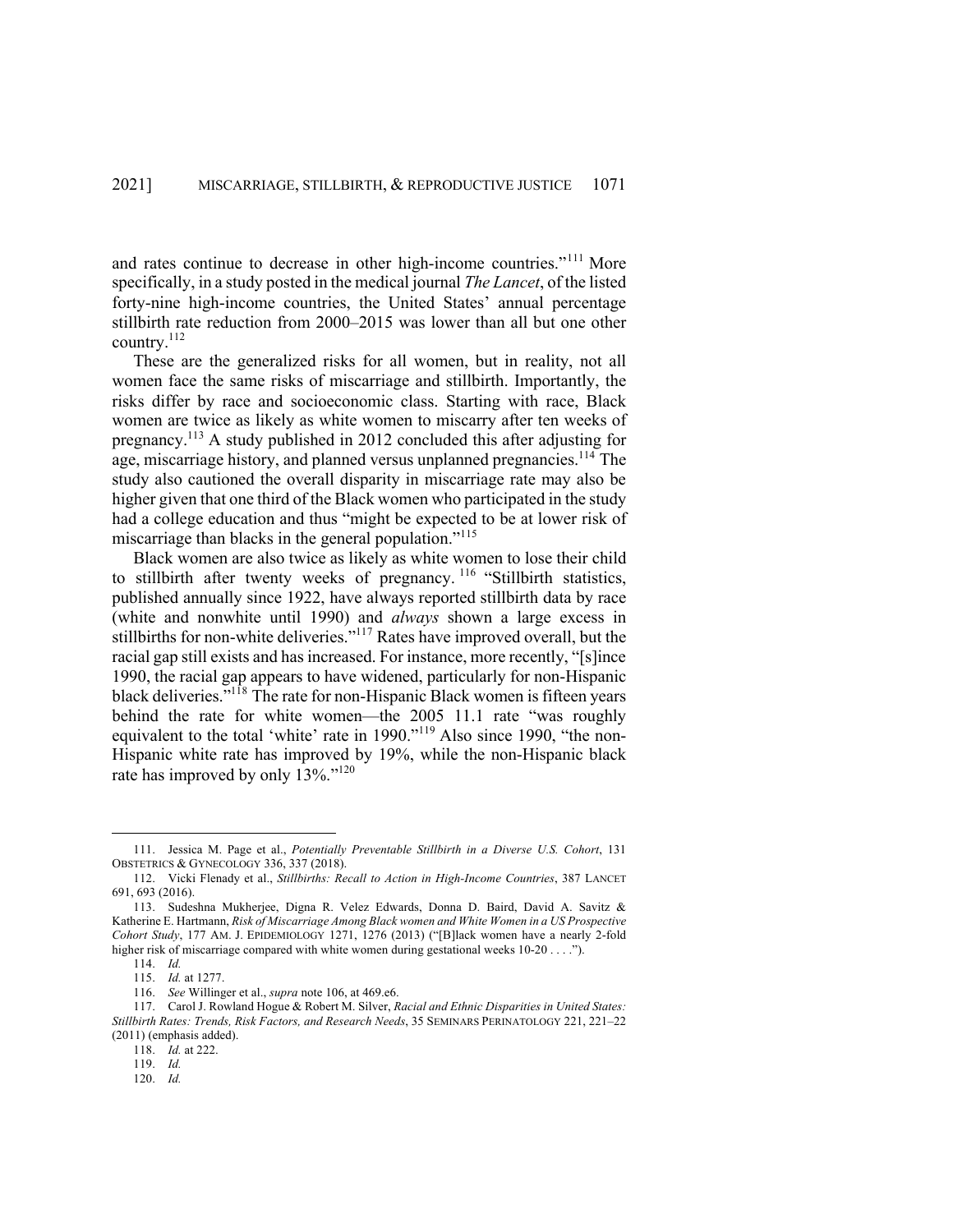and rates continue to decrease in other high-income countries."[111] More specifically, in a study posted in the medical journal *The Lancet*, of the listed forty-nine high-income countries, the United States' annual percentage stillbirth rate reduction from 2000–2015 was lower than all but one other country.[112]

These are the generalized risks for all women, but in reality, not all women face the same risks of miscarriage and stillbirth. Importantly, the risks differ by race and socioeconomic class. Starting with race, Black women are twice as likely as white women to miscarry after ten weeks of pregnancy.[113] A study published in 2012 concluded this after adjusting for age, miscarriage history, and planned versus unplanned pregnancies.[114] The study also cautioned the overall disparity in miscarriage rate may also be higher given that one third of the Black women who participated in the study had a college education and thus "might be expected to be at lower risk of miscarriage than blacks in the general population."[115]

Black women are also twice as likely as white women to lose their child to stillbirth after twenty weeks of pregnancy.[116] "Stillbirth statistics, published annually since 1922, have always reported stillbirth data by race (white and nonwhite until 1990) and *always* shown a large excess in stillbirths for non-white deliveries."[117] Rates have improved overall, but the racial gap still exists and has increased. For instance, more recently, "[s]ince 1990, the racial gap appears to have widened, particularly for non-Hispanic black deliveries."[118] The rate for non-Hispanic Black women is fifteen years behind the rate for white women—the 2005 11.1 rate "was roughly equivalent to the total 'white' rate in 1990."[119] Also since 1990, "the non-Hispanic white rate has improved by 19%, while the non-Hispanic black rate has improved by only 13%."[120]

---

111. Jessica M. Page et al., *Potentially Preventable Stillbirth in a Diverse U.S. Cohort*, 131 OBSTETRICS & GYNECOLOGY 336, 337 (2018).

112. Vicki Flenady et al., *Stillbirths: Recall to Action in High-Income Countries*, 387 LANCET 691, 693 (2016).

113. Sudeshna Mukherjee, Digna R. Velez Edwards, Donna D. Baird, David A. Savitz & Katherine E. Hartmann, *Risk of Miscarriage Among Black women and White Women in a US Prospective Cohort Study*, 177 AM. J. EPIDEMIOLOGY 1271, 1276 (2013) ("[B]lack women have a nearly 2-fold higher risk of miscarriage compared with white women during gestational weeks 10-20 . . . .").

114. *Id.*

115. *Id.* at 1277.

116. *See* Willinger et al., *supra* note 106, at 469.e6.

117. Carol J. Rowland Hogue & Robert M. Silver, *Racial and Ethnic Disparities in United States: Stillbirth Rates: Trends, Risk Factors, and Research Needs*, 35 SEMINARS PERINATOLOGY 221, 221–22 (2011) (emphasis added).

118. *Id.* at 222.

119. *Id.*

120. *Id.*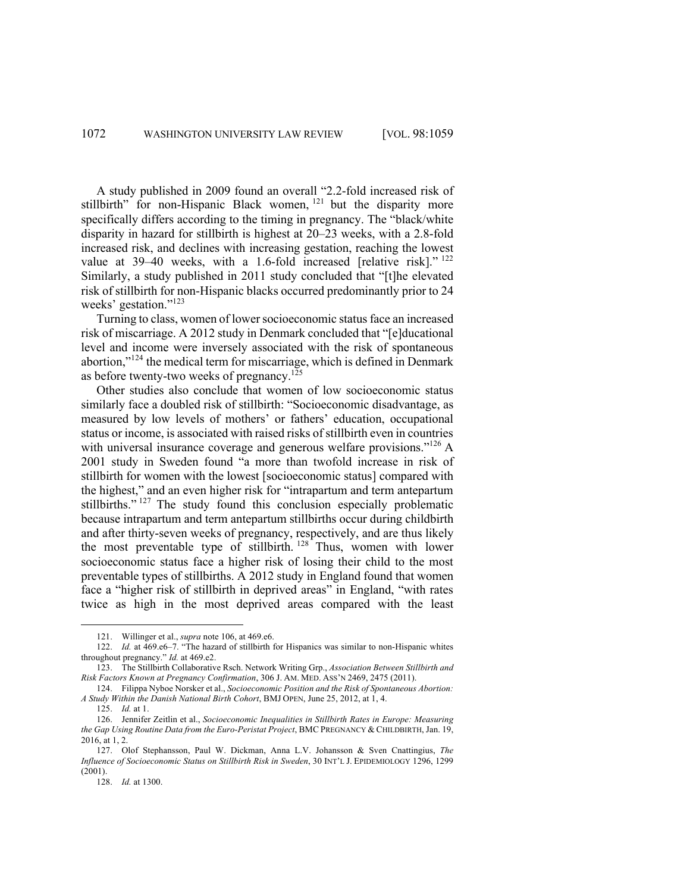A study published in 2009 found an overall "2.2-fold increased risk of stillbirth" for non-Hispanic Black women,[121] but the disparity more specifically differs according to the timing in pregnancy. The "black/white disparity in hazard for stillbirth is highest at 20–23 weeks, with a 2.8-fold increased risk, and declines with increasing gestation, reaching the lowest value at 39–40 weeks, with a 1.6-fold increased [relative risk]."[122] Similarly, a study published in 2011 study concluded that "[t]he elevated risk of stillbirth for non-Hispanic blacks occurred predominantly prior to 24 weeks' gestation."[123]

Turning to class, women of lower socioeconomic status face an increased risk of miscarriage. A 2012 study in Denmark concluded that "[e]ducational level and income were inversely associated with the risk of spontaneous abortion,"[124] the medical term for miscarriage, which is defined in Denmark as before twenty-two weeks of pregnancy.[125]

Other studies also conclude that women of low socioeconomic status similarly face a doubled risk of stillbirth: "Socioeconomic disadvantage, as measured by low levels of mothers' or fathers' education, occupational status or income, is associated with raised risks of stillbirth even in countries with universal insurance coverage and generous welfare provisions."[126] A 2001 study in Sweden found "a more than twofold increase in risk of stillbirth for women with the lowest [socioeconomic status] compared with the highest," and an even higher risk for "intrapartum and term antepartum stillbirths."[127] The study found this conclusion especially problematic because intrapartum and term antepartum stillbirths occur during childbirth and after thirty-seven weeks of pregnancy, respectively, and are thus likely the most preventable type of stillbirth.[128] Thus, women with lower socioeconomic status face a higher risk of losing their child to the most preventable types of stillbirths. A 2012 study in England found that women face a "higher risk of stillbirth in deprived areas" in England, "with rates twice as high in the most deprived areas compared with the least

---

121. Willinger et al., *supra* note 106, at 469.e6.

122. *Id.* at 469.e6–7. "The hazard of stillbirth for Hispanics was similar to non-Hispanic whites throughout pregnancy." *Id.* at 469.e2.

123. The Stillbirth Collaborative Rsch. Network Writing Grp., *Association Between Stillbirth and Risk Factors Known at Pregnancy Confirmation*, 306 J. AM. MED. ASS'N 2469, 2475 (2011).

124. Filippa Nyboe Norsker et al., *Socioeconomic Position and the Risk of Spontaneous Abortion: A Study Within the Danish National Birth Cohort*, BMJ OPEN, June 25, 2012, at 1, 4.

125. *Id.* at 1.

126. Jennifer Zeitlin et al., *Socioeconomic Inequalities in Stillbirth Rates in Europe: Measuring the Gap Using Routine Data from the Euro-Peristat Project*, BMC PREGNANCY & CHILDBIRTH, Jan. 19, 2016, at 1, 2.

127. Olof Stephansson, Paul W. Dickman, Anna L.V. Johansson & Sven Cnattingius, *The Influence of Socioeconomic Status on Stillbirth Risk in Sweden*, 30 INT'L J. EPIDEMIOLOGY 1296, 1299 (2001).

128. *Id.* at 1300.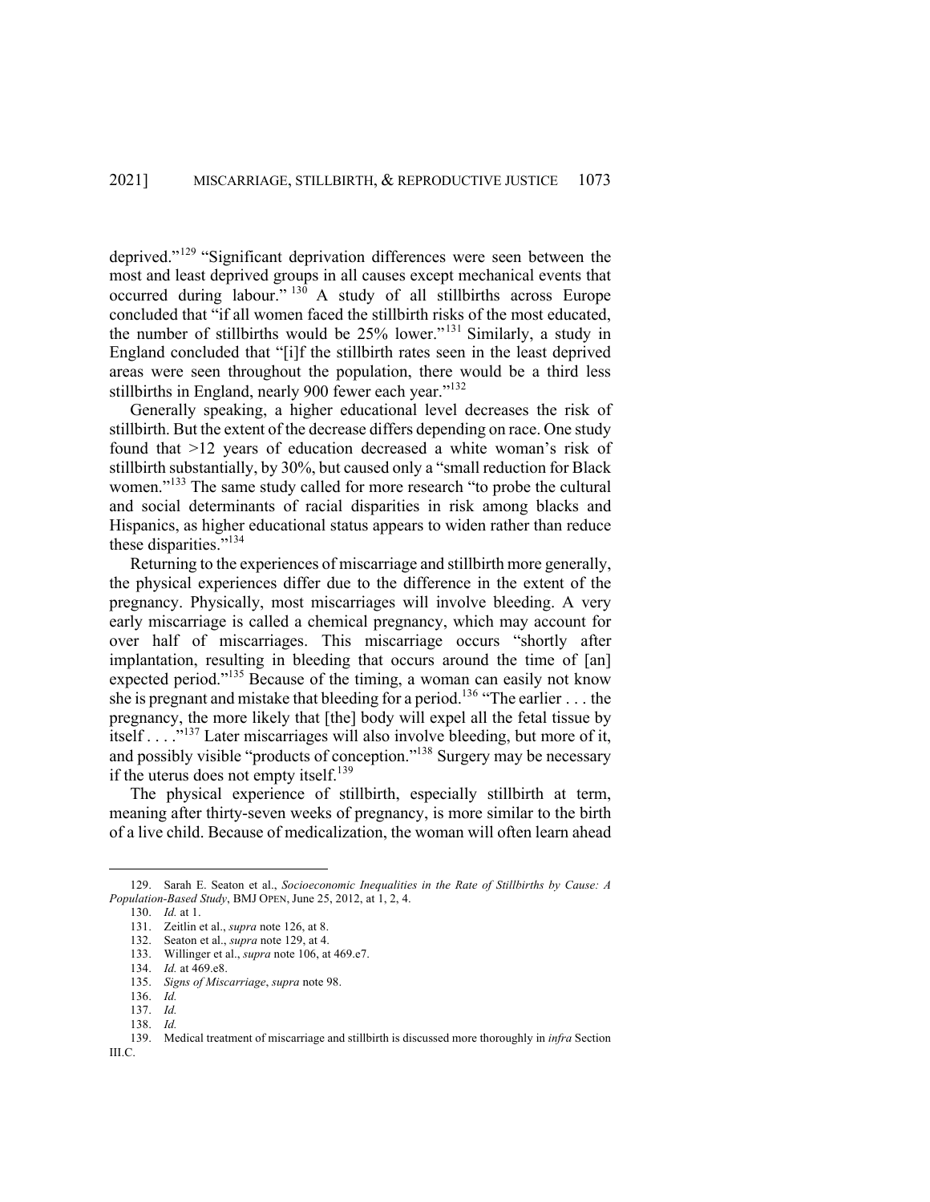deprived."[129] "Significant deprivation differences were seen between the most and least deprived groups in all causes except mechanical events that occurred during labour."[130] A study of all stillbirths across Europe concluded that "if all women faced the stillbirth risks of the most educated, the number of stillbirths would be 25% lower."[131] Similarly, a study in England concluded that "[i]f the stillbirth rates seen in the least deprived areas were seen throughout the population, there would be a third less stillbirths in England, nearly 900 fewer each year."[132]

Generally speaking, a higher educational level decreases the risk of stillbirth. But the extent of the decrease differs depending on race. One study found that >12 years of education decreased a white woman's risk of stillbirth substantially, by 30%, but caused only a "small reduction for Black women."[133] The same study called for more research "to probe the cultural and social determinants of racial disparities in risk among blacks and Hispanics, as higher educational status appears to widen rather than reduce these disparities."[134]

Returning to the experiences of miscarriage and stillbirth more generally, the physical experiences differ due to the difference in the extent of the pregnancy. Physically, most miscarriages will involve bleeding. A very early miscarriage is called a chemical pregnancy, which may account for over half of miscarriages. This miscarriage occurs "shortly after implantation, resulting in bleeding that occurs around the time of [an] expected period."[135] Because of the timing, a woman can easily not know she is pregnant and mistake that bleeding for a period.[136] "The earlier . . . the pregnancy, the more likely that [the] body will expel all the fetal tissue by itself . . . ."[137] Later miscarriages will also involve bleeding, but more of it, and possibly visible "products of conception."[138] Surgery may be necessary if the uterus does not empty itself.[139]

The physical experience of stillbirth, especially stillbirth at term, meaning after thirty-seven weeks of pregnancy, is more similar to the birth of a live child. Because of medicalization, the woman will often learn ahead

---

129. Sarah E. Seaton et al., *Socioeconomic Inequalities in the Rate of Stillbirths by Cause: A Population-Based Study*, BMJ OPEN, June 25, 2012, at 1, 2, 4.

130. *Id.* at 1.

131. Zeitlin et al., *supra* note 126, at 8.

132. Seaton et al., *supra* note 129, at 4.

133. Willinger et al., *supra* note 106, at 469.e7.

134. *Id.* at 469.e8.

135. *Signs of Miscarriage*, *supra* note 98.

136. *Id.*

137. *Id.*

138. *Id.*

139. Medical treatment of miscarriage and stillbirth is discussed more thoroughly in *infra* Section III.C.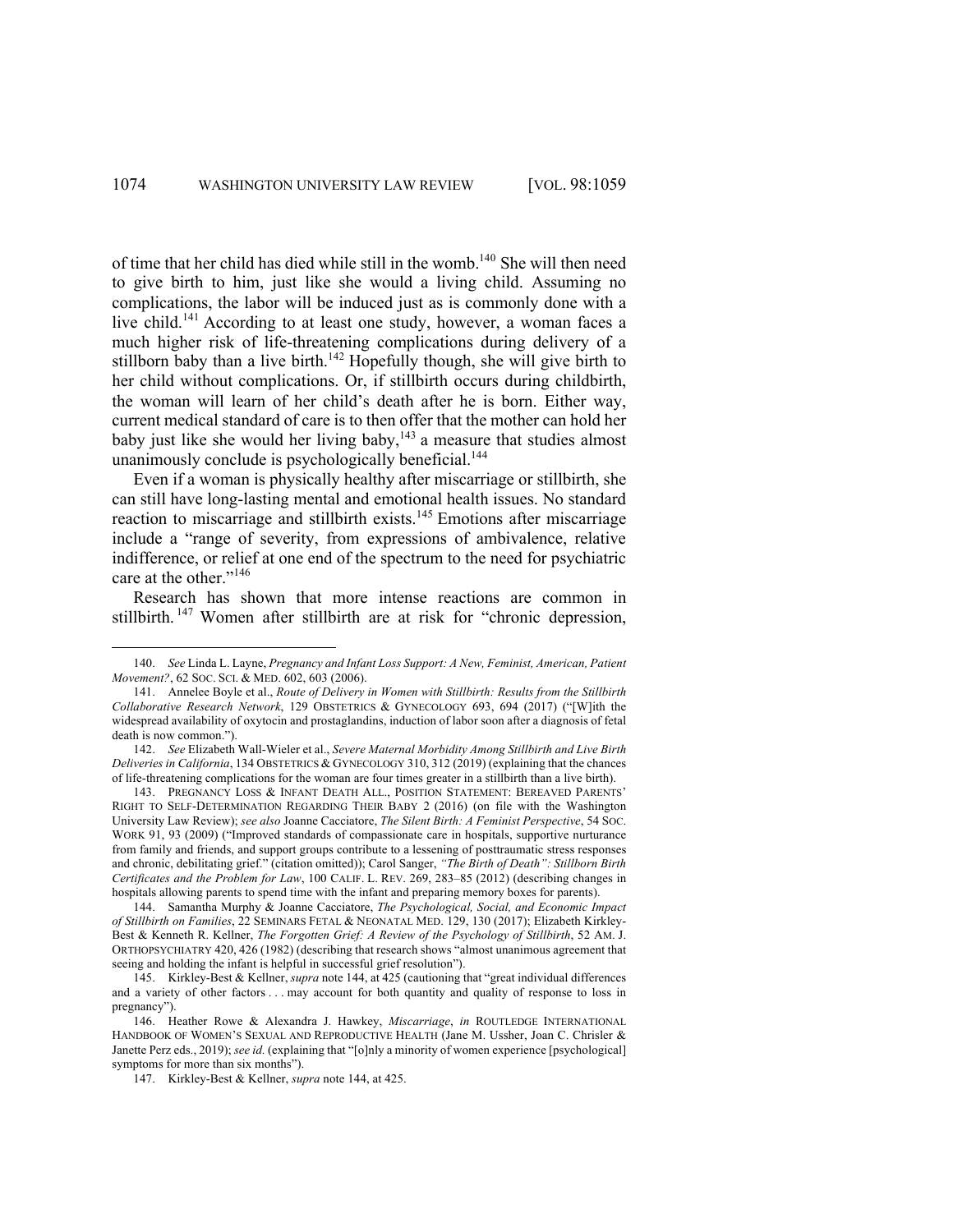of time that her child has died while still in the womb.[140] She will then need to give birth to him, just like she would a living child. Assuming no complications, the labor will be induced just as is commonly done with a live child.[141] According to at least one study, however, a woman faces a much higher risk of life-threatening complications during delivery of a stillborn baby than a live birth.[142] Hopefully though, she will give birth to her child without complications. Or, if stillbirth occurs during childbirth, the woman will learn of her child's death after he is born. Either way, current medical standard of care is to then offer that the mother can hold her baby just like she would her living baby,[143] a measure that studies almost unanimously conclude is psychologically beneficial.[144]

Even if a woman is physically healthy after miscarriage or stillbirth, she can still have long-lasting mental and emotional health issues. No standard reaction to miscarriage and stillbirth exists.[145] Emotions after miscarriage include a "range of severity, from expressions of ambivalence, relative indifference, or relief at one end of the spectrum to the need for psychiatric care at the other."[146]

Research has shown that more intense reactions are common in stillbirth.[147] Women after stillbirth are at risk for "chronic depression,

---

140. *See* Linda L. Layne, *Pregnancy and Infant Loss Support: A New, Feminist, American, Patient Movement?*, 62 SOC. SCI. & MED. 602, 603 (2006).

141. Annelee Boyle et al., *Route of Delivery in Women with Stillbirth: Results from the Stillbirth Collaborative Research Network*, 129 OBSTETRICS & GYNECOLOGY 693, 694 (2017) ("[W]ith the widespread availability of oxytocin and prostaglandins, induction of labor soon after a diagnosis of fetal death is now common.").

142. *See* Elizabeth Wall-Wieler et al., *Severe Maternal Morbidity Among Stillbirth and Live Birth Deliveries in California*, 134 OBSTETRICS & GYNECOLOGY 310, 312 (2019) (explaining that the chances of life-threatening complications for the woman are four times greater in a stillbirth than a live birth).

143. PREGNANCY LOSS & INFANT DEATH ALL., POSITION STATEMENT: BEREAVED PARENTS' RIGHT TO SELF-DETERMINATION REGARDING THEIR BABY 2 (2016) (on file with the Washington University Law Review); *see also* Joanne Cacciatore, *The Silent Birth: A Feminist Perspective*, 54 SOC. WORK 91, 93 (2009) ("Improved standards of compassionate care in hospitals, supportive nurturance from family and friends, and support groups contribute to a lessening of posttraumatic stress responses and chronic, debilitating grief." (citation omitted)); Carol Sanger, *"The Birth of Death": Stillborn Birth Certificates and the Problem for Law*, 100 CALIF. L. REV. 269, 283–85 (2012) (describing changes in hospitals allowing parents to spend time with the infant and preparing memory boxes for parents).

144. Samantha Murphy & Joanne Cacciatore, *The Psychological, Social, and Economic Impact of Stillbirth on Families*, 22 SEMINARS FETAL & NEONATAL MED. 129, 130 (2017); Elizabeth Kirkley-Best & Kenneth R. Kellner, *The Forgotten Grief: A Review of the Psychology of Stillbirth*, 52 AM. J. ORTHOPSYCHIATRY 420, 426 (1982) (describing that research shows "almost unanimous agreement that seeing and holding the infant is helpful in successful grief resolution").

145. Kirkley-Best & Kellner, *supra* note 144, at 425 (cautioning that "great individual differences and a variety of other factors . . . may account for both quantity and quality of response to loss in pregnancy").

146. Heather Rowe & Alexandra J. Hawkey, *Miscarriage*, *in* ROUTLEDGE INTERNATIONAL HANDBOOK OF WOMEN'S SEXUAL AND REPRODUCTIVE HEALTH (Jane M. Ussher, Joan C. Chrisler & Janette Perz eds., 2019); *see id.* (explaining that "[o]nly a minority of women experience [psychological] symptoms for more than six months").

147. Kirkley-Best & Kellner, *supra* note 144, at 425.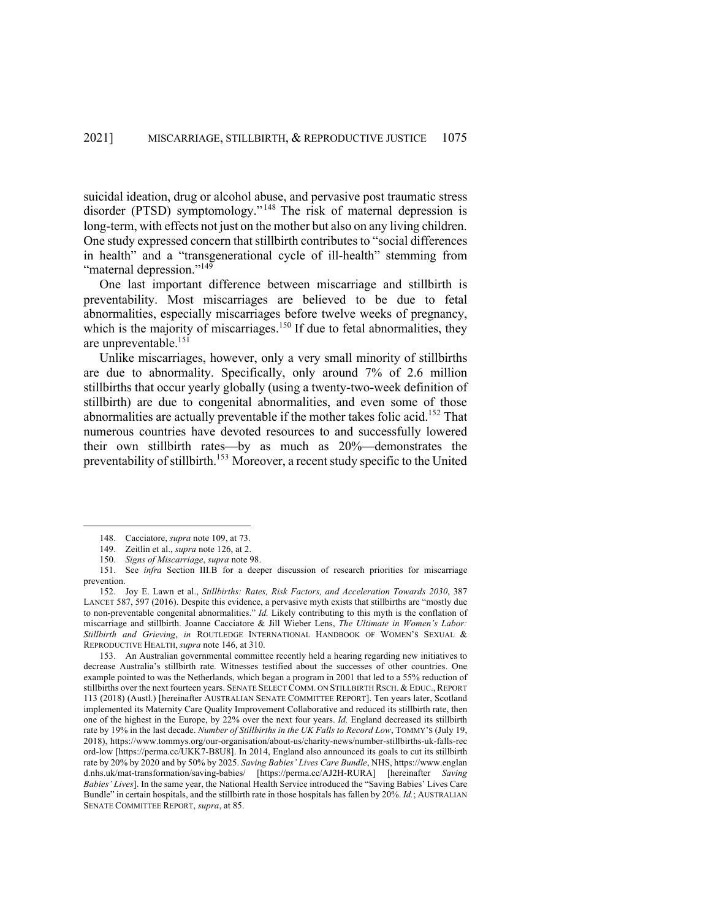suicidal ideation, drug or alcohol abuse, and pervasive post traumatic stress disorder (PTSD) symptomology."[148] The risk of maternal depression is long-term, with effects not just on the mother but also on any living children. One study expressed concern that stillbirth contributes to "social differences in health" and a "transgenerational cycle of ill-health" stemming from "maternal depression."[149]

One last important difference between miscarriage and stillbirth is preventability. Most miscarriages are believed to be due to fetal abnormalities, especially miscarriages before twelve weeks of pregnancy, which is the majority of miscarriages.[150] If due to fetal abnormalities, they are unpreventable.[151]

Unlike miscarriages, however, only a very small minority of stillbirths are due to abnormality. Specifically, only around 7% of 2.6 million stillbirths that occur yearly globally (using a twenty-two-week definition of stillbirth) are due to congenital abnormalities, and even some of those abnormalities are actually preventable if the mother takes folic acid.[152] That numerous countries have devoted resources to and successfully lowered their own stillbirth rates—by as much as 20%—demonstrates the preventability of stillbirth.[153] Moreover, a recent study specific to the United

---

148. Cacciatore, *supra* note 109, at 73.

149. Zeitlin et al., *supra* note 126, at 2.

150. *Signs of Miscarriage*, *supra* note 98.

151. See *infra* Section III.B for a deeper discussion of research priorities for miscarriage prevention.

152. Joy E. Lawn et al., *Stillbirths: Rates, Risk Factors, and Acceleration Towards 2030*, 387 LANCET 587, 597 (2016). Despite this evidence, a pervasive myth exists that stillbirths are "mostly due to non-preventable congenital abnormalities." *Id.* Likely contributing to this myth is the conflation of miscarriage and stillbirth. Joanne Cacciatore & Jill Wieber Lens, *The Ultimate in Women's Labor: Stillbirth and Grieving*, *in* ROUTLEDGE INTERNATIONAL HANDBOOK OF WOMEN'S SEXUAL & REPRODUCTIVE HEALTH, *supra* note 146, at 310.

153. An Australian governmental committee recently held a hearing regarding new initiatives to decrease Australia's stillbirth rate. Witnesses testified about the successes of other countries. One example pointed to was the Netherlands, which began a program in 2001 that led to a 55% reduction of stillbirths over the next fourteen years. SENATE SELECT COMM. ON STILLBIRTH RSCH. & EDUC., REPORT 113 (2018) (Austl.) [hereinafter AUSTRALIAN SENATE COMMITTEE REPORT]. Ten years later, Scotland implemented its Maternity Care Quality Improvement Collaborative and reduced its stillbirth rate, then one of the highest in the Europe, by 22% over the next four years. *Id.* England decreased its stillbirth rate by 19% in the last decade. *Number of Stillbirths in the UK Falls to Record Low*, TOMMY'S (July 19, 2018), https://www.tommys.org/our-organisation/about-us/charity-news/number-stillbirths-uk-falls-record-low [https://perma.cc/UKK7-B8U8]. In 2014, England also announced its goals to cut its stillbirth rate by 20% by 2020 and by 50% by 2025. *Saving Babies' Lives Care Bundle*, NHS, https://www.england.nhs.uk/mat-transformation/saving-babies/ [https://perma.cc/AJ2H-RURA] [hereinafter *Saving Babies' Lives*]. In the same year, the National Health Service introduced the "Saving Babies' Lives Care Bundle" in certain hospitals, and the stillbirth rate in those hospitals has fallen by 20%. *Id.*; AUSTRALIAN SENATE COMMITTEE REPORT, *supra*, at 85.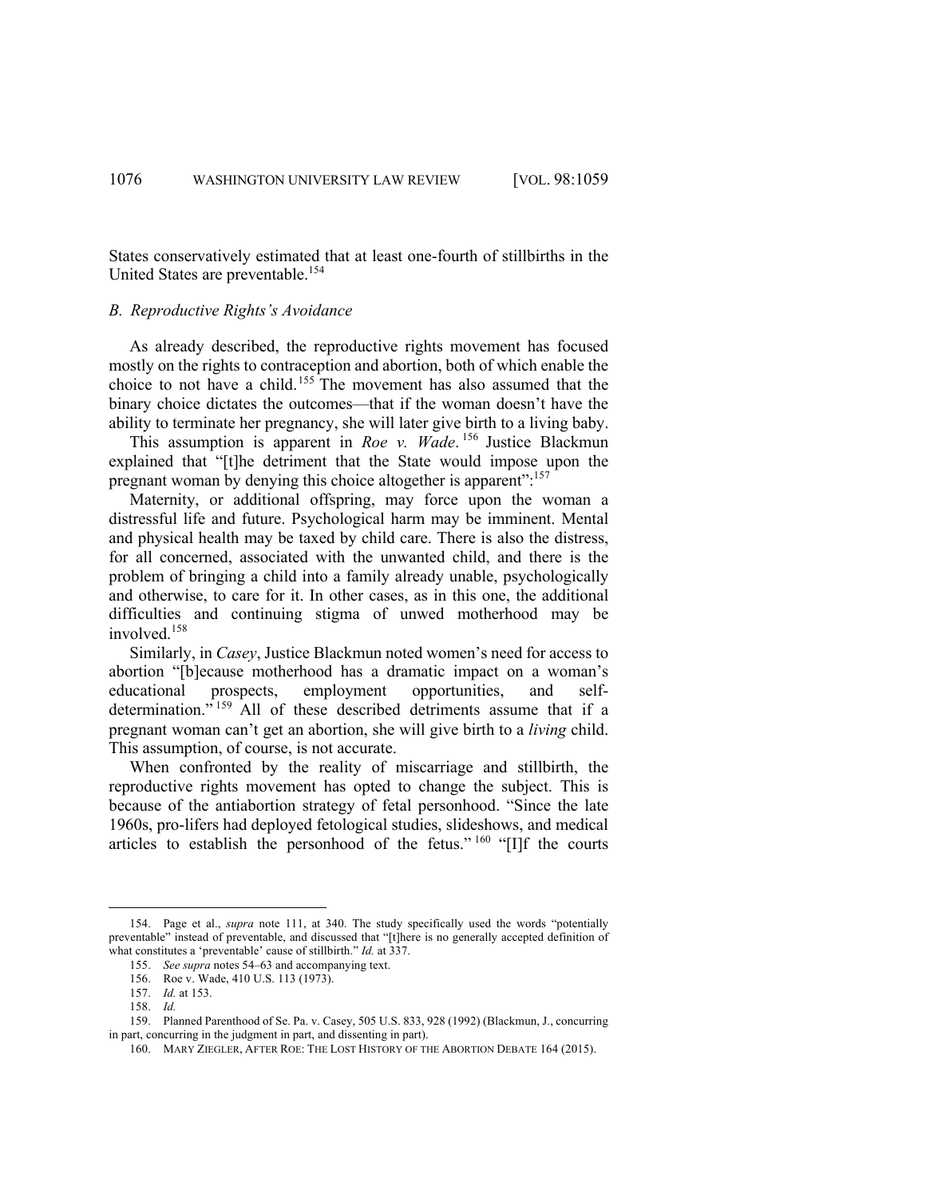States conservatively estimated that at least one-fourth of stillbirths in the United States are preventable.[154]

### *B. Reproductive Rights's Avoidance*

As already described, the reproductive rights movement has focused mostly on the rights to contraception and abortion, both of which enable the choice to not have a child.[155] The movement has also assumed that the binary choice dictates the outcomes—that if the woman doesn't have the ability to terminate her pregnancy, she will later give birth to a living baby.

This assumption is apparent in *Roe v. Wade*.[156] Justice Blackmun explained that "[t]he detriment that the State would impose upon the pregnant woman by denying this choice altogether is apparent":[157]

> Maternity, or additional offspring, may force upon the woman a distressful life and future. Psychological harm may be imminent. Mental and physical health may be taxed by child care. There is also the distress, for all concerned, associated with the unwanted child, and there is the problem of bringing a child into a family already unable, psychologically and otherwise, to care for it. In other cases, as in this one, the additional difficulties and continuing stigma of unwed motherhood may be involved.[158]

Similarly, in *Casey*, Justice Blackmun noted women's need for access to abortion "[b]ecause motherhood has a dramatic impact on a woman's educational prospects, employment opportunities, and self-determination."[159] All of these described detriments assume that if a pregnant woman can't get an abortion, she will give birth to a *living* child. This assumption, of course, is not accurate.

When confronted by the reality of miscarriage and stillbirth, the reproductive rights movement has opted to change the subject. This is because of the antiabortion strategy of fetal personhood. "Since the late 1960s, pro-lifers had deployed fetological studies, slideshows, and medical articles to establish the personhood of the fetus."[160] "[I]f the courts

---

154. Page et al., *supra* note 111, at 340. The study specifically used the words "potentially preventable" instead of preventable, and discussed that "[t]here is no generally accepted definition of what constitutes a 'preventable' cause of stillbirth." *Id.* at 337.

155. *See supra* notes 54–63 and accompanying text.

156. Roe v. Wade, 410 U.S. 113 (1973).

157. *Id.* at 153.

158. *Id.*

159. Planned Parenthood of Se. Pa. v. Casey, 505 U.S. 833, 928 (1992) (Blackmun, J., concurring in part, concurring in the judgment in part, and dissenting in part).

160. MARY ZIEGLER, AFTER ROE: THE LOST HISTORY OF THE ABORTION DEBATE 164 (2015).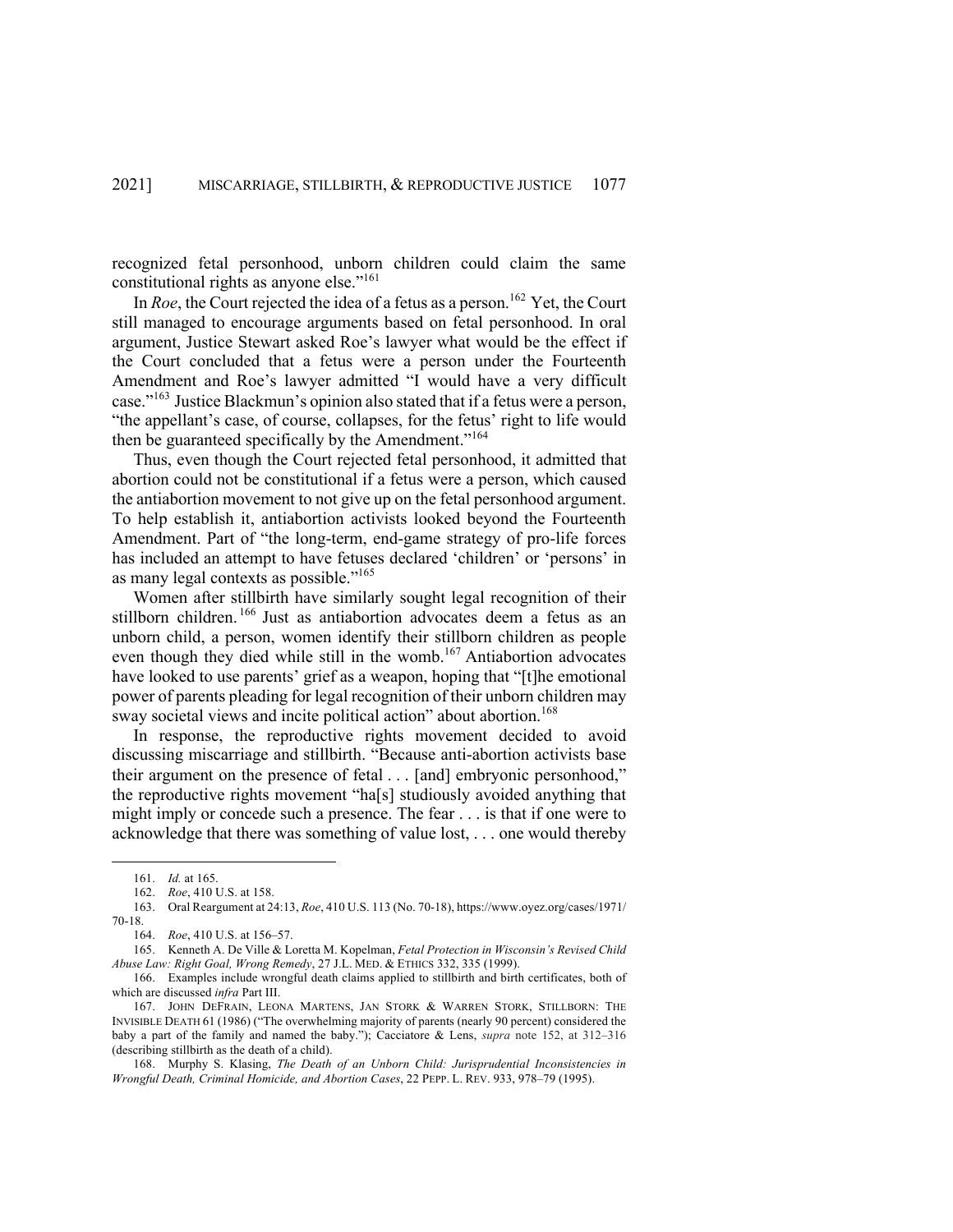recognized fetal personhood, unborn children could claim the same constitutional rights as anyone else."[161]

In *Roe*, the Court rejected the idea of a fetus as a person.[162] Yet, the Court still managed to encourage arguments based on fetal personhood. In oral argument, Justice Stewart asked Roe's lawyer what would be the effect if the Court concluded that a fetus were a person under the Fourteenth Amendment and Roe's lawyer admitted "I would have a very difficult case."[163] Justice Blackmun's opinion also stated that if a fetus were a person, "the appellant's case, of course, collapses, for the fetus' right to life would then be guaranteed specifically by the Amendment."[164]

Thus, even though the Court rejected fetal personhood, it admitted that abortion could not be constitutional if a fetus were a person, which caused the antiabortion movement to not give up on the fetal personhood argument. To help establish it, antiabortion activists looked beyond the Fourteenth Amendment. Part of "the long-term, end-game strategy of pro-life forces has included an attempt to have fetuses declared 'children' or 'persons' in as many legal contexts as possible."[165]

Women after stillbirth have similarly sought legal recognition of their stillborn children.[166] Just as antiabortion advocates deem a fetus as an unborn child, a person, women identify their stillborn children as people even though they died while still in the womb.[167] Antiabortion advocates have looked to use parents' grief as a weapon, hoping that "[t]he emotional power of parents pleading for legal recognition of their unborn children may sway societal views and incite political action" about abortion.[168]

In response, the reproductive rights movement decided to avoid discussing miscarriage and stillbirth. "Because anti-abortion activists base their argument on the presence of fetal . . . [and] embryonic personhood," the reproductive rights movement "ha[s] studiously avoided anything that might imply or concede such a presence. The fear . . . is that if one were to acknowledge that there was something of value lost, . . . one would thereby

---

161. *Id.* at 165.

162. *Roe*, 410 U.S. at 158.

163. Oral Reargument at 24:13, *Roe*, 410 U.S. 113 (No. 70-18), https://www.oyez.org/cases/1971/70-18.

164. *Roe*, 410 U.S. at 156–57.

165. Kenneth A. De Ville & Loretta M. Kopelman, *Fetal Protection in Wisconsin's Revised Child Abuse Law: Right Goal, Wrong Remedy*, 27 J.L. MED. & ETHICS 332, 335 (1999).

166. Examples include wrongful death claims applied to stillbirth and birth certificates, both of which are discussed *infra* Part III.

167. JOHN DEFRAIN, LEONA MARTENS, JAN STORK & WARREN STORK, STILLBORN: THE INVISIBLE DEATH 61 (1986) ("The overwhelming majority of parents (nearly 90 percent) considered the baby a part of the family and named the baby."); Cacciatore & Lens, *supra* note 152, at 312–316 (describing stillbirth as the death of a child).

168. Murphy S. Klasing, *The Death of an Unborn Child: Jurisprudential Inconsistencies in Wrongful Death, Criminal Homicide, and Abortion Cases*, 22 PEPP. L. REV. 933, 978–79 (1995).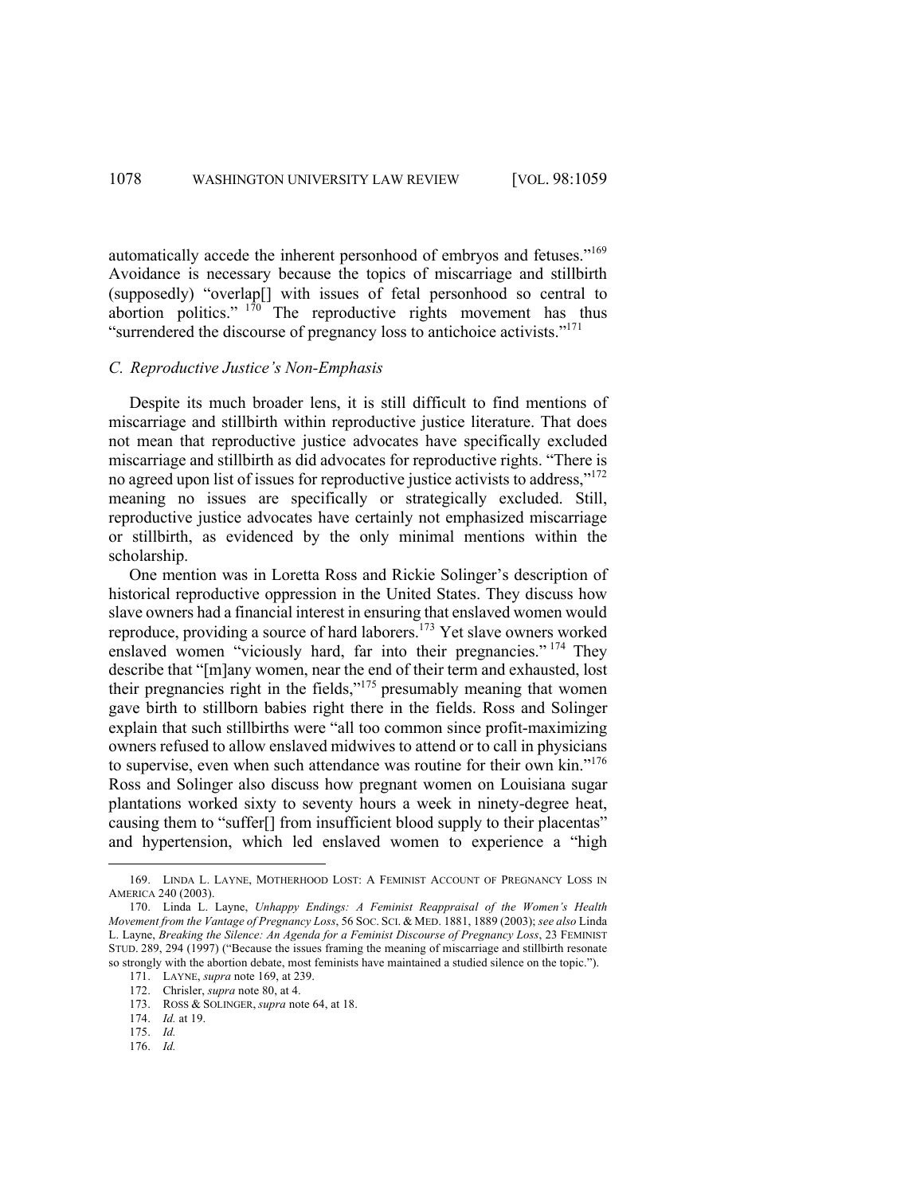automatically accede the inherent personhood of embryos and fetuses."[169] Avoidance is necessary because the topics of miscarriage and stillbirth (supposedly) "overlap[] with issues of fetal personhood so central to abortion politics." [170] The reproductive rights movement has thus "surrendered the discourse of pregnancy loss to antichoice activists."[171]

### *C. Reproductive Justice's Non-Emphasis*

Despite its much broader lens, it is still difficult to find mentions of miscarriage and stillbirth within reproductive justice literature. That does not mean that reproductive justice advocates have specifically excluded miscarriage and stillbirth as did advocates for reproductive rights. "There is no agreed upon list of issues for reproductive justice activists to address,"[172] meaning no issues are specifically or strategically excluded. Still, reproductive justice advocates have certainly not emphasized miscarriage or stillbirth, as evidenced by the only minimal mentions within the scholarship.

One mention was in Loretta Ross and Rickie Solinger's description of historical reproductive oppression in the United States. They discuss how slave owners had a financial interest in ensuring that enslaved women would reproduce, providing a source of hard laborers.[173] Yet slave owners worked enslaved women "viciously hard, far into their pregnancies." [174] They describe that "[m]any women, near the end of their term and exhausted, lost their pregnancies right in the fields,"[175] presumably meaning that women gave birth to stillborn babies right there in the fields. Ross and Solinger explain that such stillbirths were "all too common since profit-maximizing owners refused to allow enslaved midwives to attend or to call in physicians to supervise, even when such attendance was routine for their own kin."[176] Ross and Solinger also discuss how pregnant women on Louisiana sugar plantations worked sixty to seventy hours a week in ninety-degree heat, causing them to "suffer[] from insufficient blood supply to their placentas" and hypertension, which led enslaved women to experience a "high

---

169. LINDA L. LAYNE, MOTHERHOOD LOST: A FEMINIST ACCOUNT OF PREGNANCY LOSS IN AMERICA 240 (2003).

170. Linda L. Layne, *Unhappy Endings: A Feminist Reappraisal of the Women's Health Movement from the Vantage of Pregnancy Loss*, 56 SOC. SCI. & MED. 1881, 1889 (2003); *see also* Linda L. Layne, *Breaking the Silence: An Agenda for a Feminist Discourse of Pregnancy Loss*, 23 FEMINIST STUD. 289, 294 (1997) ("Because the issues framing the meaning of miscarriage and stillbirth resonate so strongly with the abortion debate, most feminists have maintained a studied silence on the topic.").

171. LAYNE, *supra* note 169, at 239.

172. Chrisler, *supra* note 80, at 4.

173. ROSS & SOLINGER, *supra* note 64, at 18.

174. *Id.* at 19.

175. *Id.*

176. *Id.*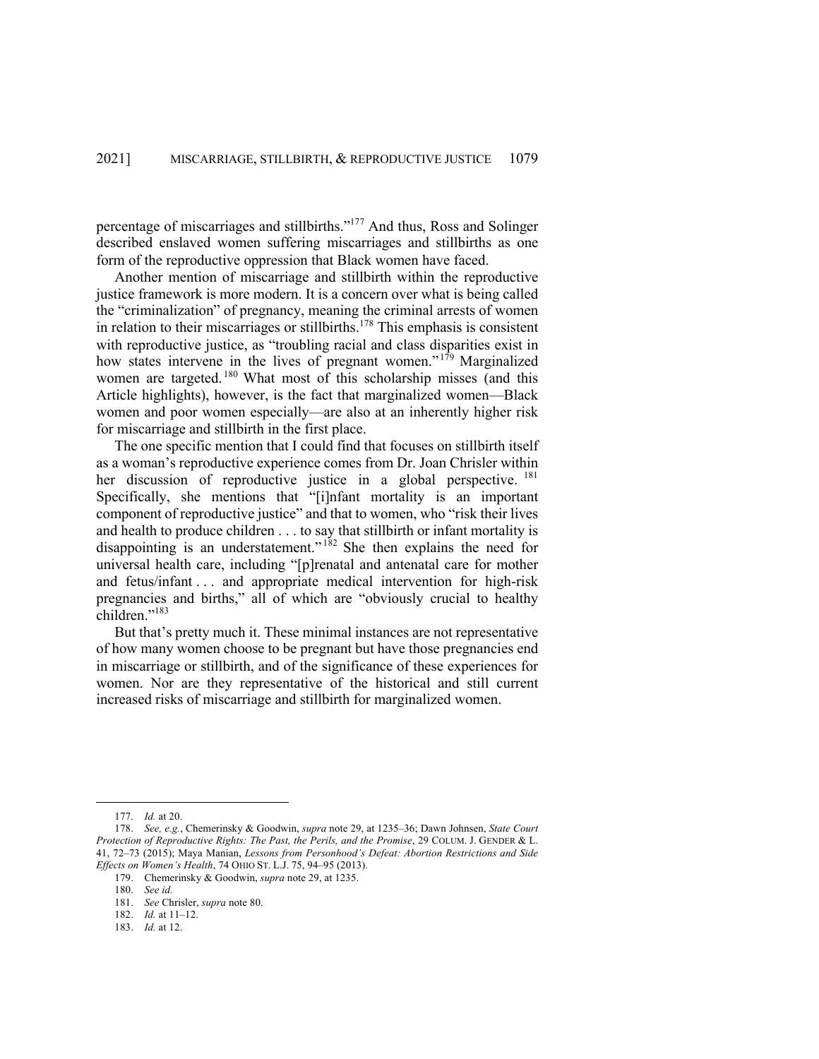percentage of miscarriages and stillbirths."[177] And thus, Ross and Solinger described enslaved women suffering miscarriages and stillbirths as one form of the reproductive oppression that Black women have faced.

Another mention of miscarriage and stillbirth within the reproductive justice framework is more modern. It is a concern over what is being called the "criminalization" of pregnancy, meaning the criminal arrests of women in relation to their miscarriages or stillbirths.[178] This emphasis is consistent with reproductive justice, as "troubling racial and class disparities exist in how states intervene in the lives of pregnant women."[179] Marginalized women are targeted.[180] What most of this scholarship misses (and this Article highlights), however, is the fact that marginalized women—Black women and poor women especially—are also at an inherently higher risk for miscarriage and stillbirth in the first place.

The one specific mention that I could find that focuses on stillbirth itself as a woman's reproductive experience comes from Dr. Joan Chrisler within her discussion of reproductive justice in a global perspective.[181] Specifically, she mentions that "[i]nfant mortality is an important component of reproductive justice" and that to women, who "risk their lives and health to produce children . . . to say that stillbirth or infant mortality is disappointing is an understatement."[182] She then explains the need for universal health care, including "[p]renatal and antenatal care for mother and fetus/infant . . . and appropriate medical intervention for high-risk pregnancies and births," all of which are "obviously crucial to healthy children."[183]

But that's pretty much it. These minimal instances are not representative of how many women choose to be pregnant but have those pregnancies end in miscarriage or stillbirth, and of the significance of these experiences for women. Nor are they representative of the historical and still current increased risks of miscarriage and stillbirth for marginalized women.

---

177. *Id.* at 20.

178. *See, e.g.*, Chemerinsky & Goodwin, *supra* note 29, at 1235–36; Dawn Johnsen, *State Court Protection of Reproductive Rights: The Past, the Perils, and the Promise*, 29 COLUM. J. GENDER & L. 41, 72–73 (2015); Maya Manian, *Lessons from Personhood's Defeat: Abortion Restrictions and Side Effects on Women's Health*, 74 OHIO ST. L.J. 75, 94–95 (2013).

179. Chemerinsky & Goodwin, *supra* note 29, at 1235.

180. *See id.*

181. *See* Chrisler, *supra* note 80.

182. *Id.* at 11–12.

183. *Id.* at 12.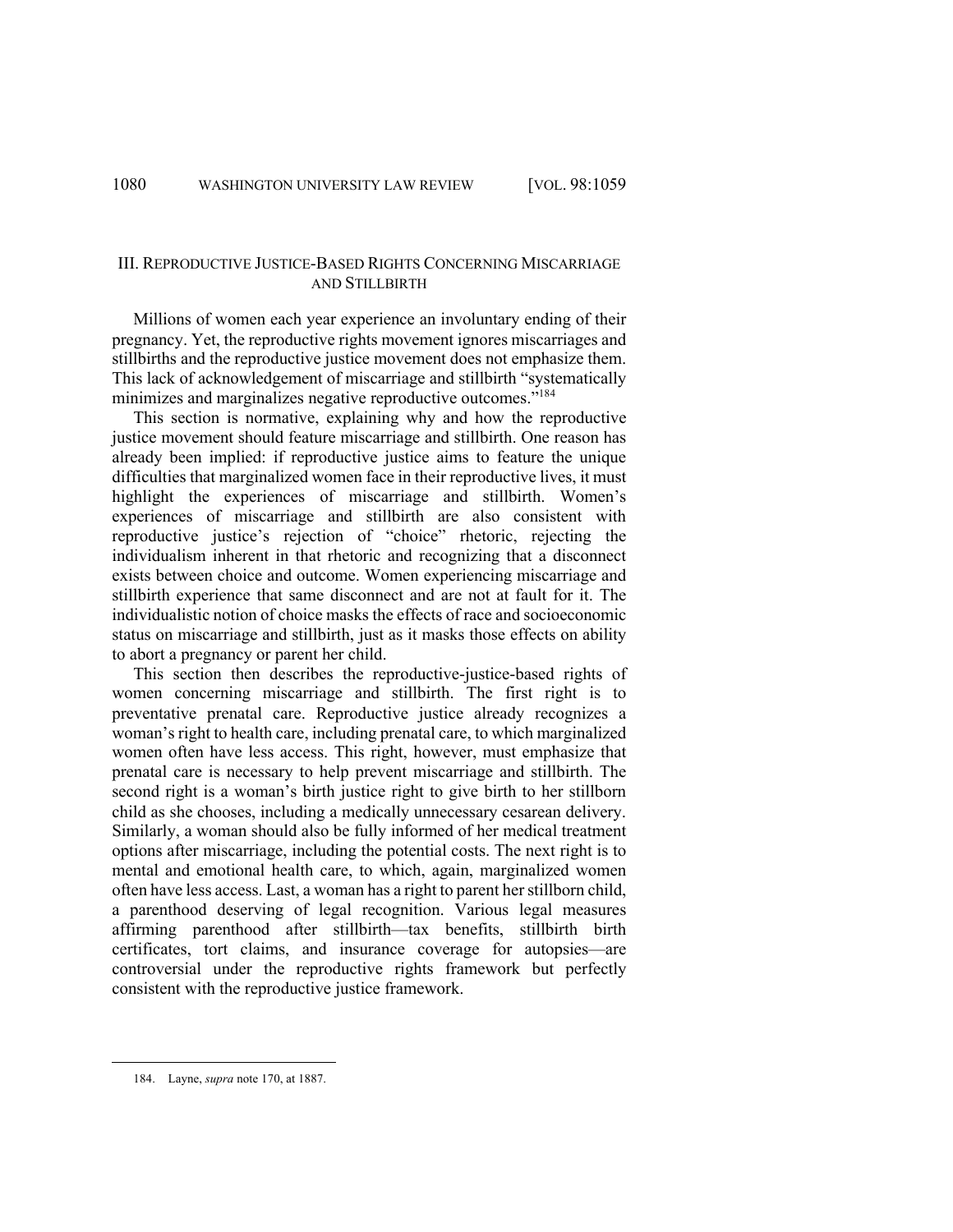## III. REPRODUCTIVE JUSTICE-BASED RIGHTS CONCERNING MISCARRIAGE AND STILLBIRTH

Millions of women each year experience an involuntary ending of their pregnancy. Yet, the reproductive rights movement ignores miscarriages and stillbirths and the reproductive justice movement does not emphasize them. This lack of acknowledgement of miscarriage and stillbirth "systematically minimizes and marginalizes negative reproductive outcomes."[184]

This section is normative, explaining why and how the reproductive justice movement should feature miscarriage and stillbirth. One reason has already been implied: if reproductive justice aims to feature the unique difficulties that marginalized women face in their reproductive lives, it must highlight the experiences of miscarriage and stillbirth. Women's experiences of miscarriage and stillbirth are also consistent with reproductive justice's rejection of "choice" rhetoric, rejecting the individualism inherent in that rhetoric and recognizing that a disconnect exists between choice and outcome. Women experiencing miscarriage and stillbirth experience that same disconnect and are not at fault for it. The individualistic notion of choice masks the effects of race and socioeconomic status on miscarriage and stillbirth, just as it masks those effects on ability to abort a pregnancy or parent her child.

This section then describes the reproductive-justice-based rights of women concerning miscarriage and stillbirth. The first right is to preventative prenatal care. Reproductive justice already recognizes a woman's right to health care, including prenatal care, to which marginalized women often have less access. This right, however, must emphasize that prenatal care is necessary to help prevent miscarriage and stillbirth. The second right is a woman's birth justice right to give birth to her stillborn child as she chooses, including a medically unnecessary cesarean delivery. Similarly, a woman should also be fully informed of her medical treatment options after miscarriage, including the potential costs. The next right is to mental and emotional health care, to which, again, marginalized women often have less access. Last, a woman has a right to parent her stillborn child, a parenthood deserving of legal recognition. Various legal measures affirming parenthood after stillbirth—tax benefits, stillbirth birth certificates, tort claims, and insurance coverage for autopsies—are controversial under the reproductive rights framework but perfectly consistent with the reproductive justice framework.

---

184. Layne, *supra* note 170, at 1887.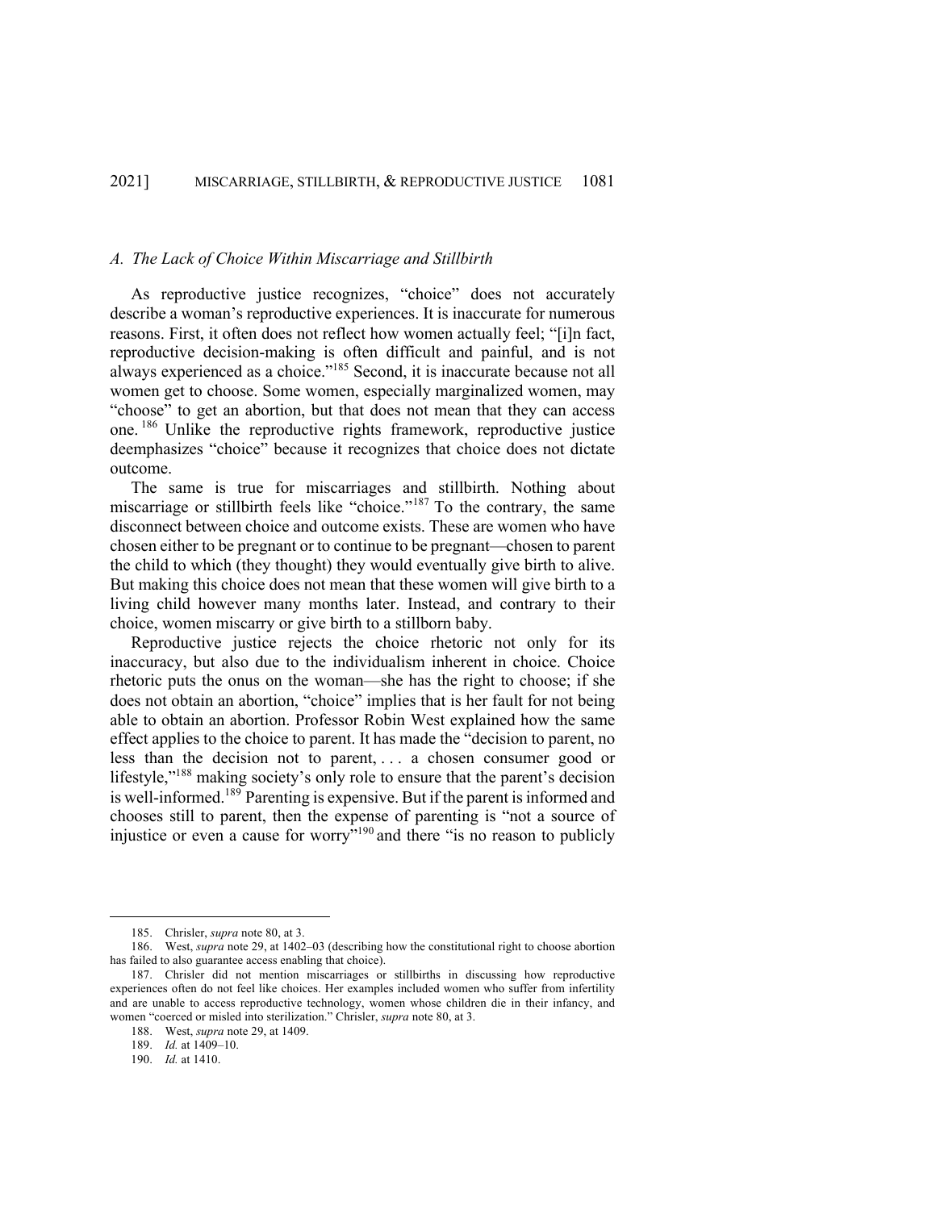### *A. The Lack of Choice Within Miscarriage and Stillbirth*

As reproductive justice recognizes, "choice" does not accurately describe a woman's reproductive experiences. It is inaccurate for numerous reasons. First, it often does not reflect how women actually feel; "[i]n fact, reproductive decision-making is often difficult and painful, and is not always experienced as a choice."[185] Second, it is inaccurate because not all women get to choose. Some women, especially marginalized women, may "choose" to get an abortion, but that does not mean that they can access one.[186] Unlike the reproductive rights framework, reproductive justice deemphasizes "choice" because it recognizes that choice does not dictate outcome.

The same is true for miscarriages and stillbirth. Nothing about miscarriage or stillbirth feels like "choice."[187] To the contrary, the same disconnect between choice and outcome exists. These are women who have chosen either to be pregnant or to continue to be pregnant—chosen to parent the child to which (they thought) they would eventually give birth to alive. But making this choice does not mean that these women will give birth to a living child however many months later. Instead, and contrary to their choice, women miscarry or give birth to a stillborn baby.

Reproductive justice rejects the choice rhetoric not only for its inaccuracy, but also due to the individualism inherent in choice. Choice rhetoric puts the onus on the woman—she has the right to choose; if she does not obtain an abortion, "choice" implies that is her fault for not being able to obtain an abortion. Professor Robin West explained how the same effect applies to the choice to parent. It has made the "decision to parent, no less than the decision not to parent, . . . a chosen consumer good or lifestyle,"[188] making society's only role to ensure that the parent's decision is well-informed.[189] Parenting is expensive. But if the parent is informed and chooses still to parent, then the expense of parenting is "not a source of injustice or even a cause for worry"[190] and there "is no reason to publicly

---

185. Chrisler, *supra* note 80, at 3.

186. West, *supra* note 29, at 1402–03 (describing how the constitutional right to choose abortion has failed to also guarantee access enabling that choice).

187. Chrisler did not mention miscarriages or stillbirths in discussing how reproductive experiences often do not feel like choices. Her examples included women who suffer from infertility and are unable to access reproductive technology, women whose children die in their infancy, and women "coerced or misled into sterilization." Chrisler, *supra* note 80, at 3.

188. West, *supra* note 29, at 1409.

189. *Id.* at 1409–10.

190. *Id.* at 1410.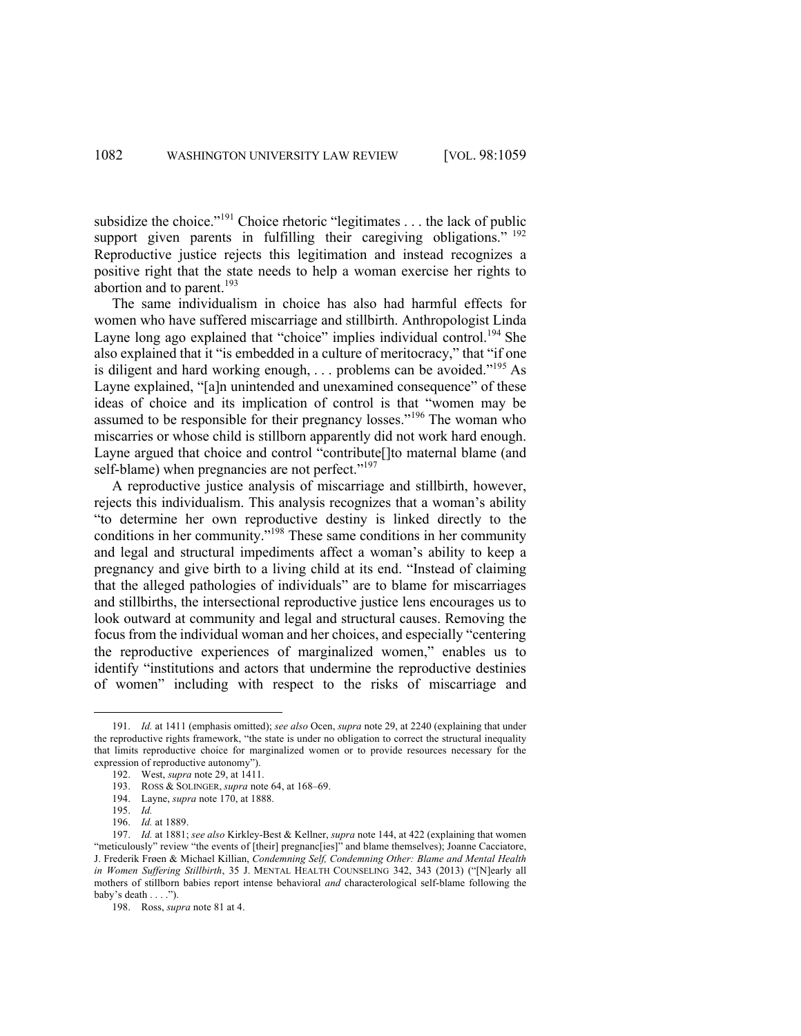subsidize the choice."[191] Choice rhetoric "legitimates . . . the lack of public support given parents in fulfilling their caregiving obligations."[192] Reproductive justice rejects this legitimation and instead recognizes a positive right that the state needs to help a woman exercise her rights to abortion and to parent.[193]

The same individualism in choice has also had harmful effects for women who have suffered miscarriage and stillbirth. Anthropologist Linda Layne long ago explained that "choice" implies individual control.[194] She also explained that it "is embedded in a culture of meritocracy," that "if one is diligent and hard working enough, . . . problems can be avoided."[195] As Layne explained, "[a]n unintended and unexamined consequence" of these ideas of choice and its implication of control is that "women may be assumed to be responsible for their pregnancy losses."[196] The woman who miscarries or whose child is stillborn apparently did not work hard enough. Layne argued that choice and control "contribute[]to maternal blame (and self-blame) when pregnancies are not perfect."[197]

A reproductive justice analysis of miscarriage and stillbirth, however, rejects this individualism. This analysis recognizes that a woman's ability "to determine her own reproductive destiny is linked directly to the conditions in her community."[198] These same conditions in her community and legal and structural impediments affect a woman's ability to keep a pregnancy and give birth to a living child at its end. "Instead of claiming that the alleged pathologies of individuals" are to blame for miscarriages and stillbirths, the intersectional reproductive justice lens encourages us to look outward at community and legal and structural causes. Removing the focus from the individual woman and her choices, and especially "centering the reproductive experiences of marginalized women," enables us to identify "institutions and actors that undermine the reproductive destinies of women" including with respect to the risks of miscarriage and

---

191. *Id.* at 1411 (emphasis omitted); *see also* Ocen, *supra* note 29, at 2240 (explaining that under the reproductive rights framework, "the state is under no obligation to correct the structural inequality that limits reproductive choice for marginalized women or to provide resources necessary for the expression of reproductive autonomy").

192. West, *supra* note 29, at 1411.

193. ROSS & SOLINGER, *supra* note 64, at 168–69.

194. Layne, *supra* note 170, at 1888.

195. *Id.*

196. *Id.* at 1889.

197. *Id.* at 1881; *see also* Kirkley-Best & Kellner, *supra* note 144, at 422 (explaining that women "meticulously" review "the events of [their] pregnanc[ies]" and blame themselves); Joanne Cacciatore, J. Frederik Frøen & Michael Killian, *Condemning Self, Condemning Other: Blame and Mental Health in Women Suffering Stillbirth*, 35 J. MENTAL HEALTH COUNSELING 342, 343 (2013) ("[N]early all mothers of stillborn babies report intense behavioral *and* characterological self-blame following the baby's death . . . .").

198. Ross, *supra* note 81 at 4.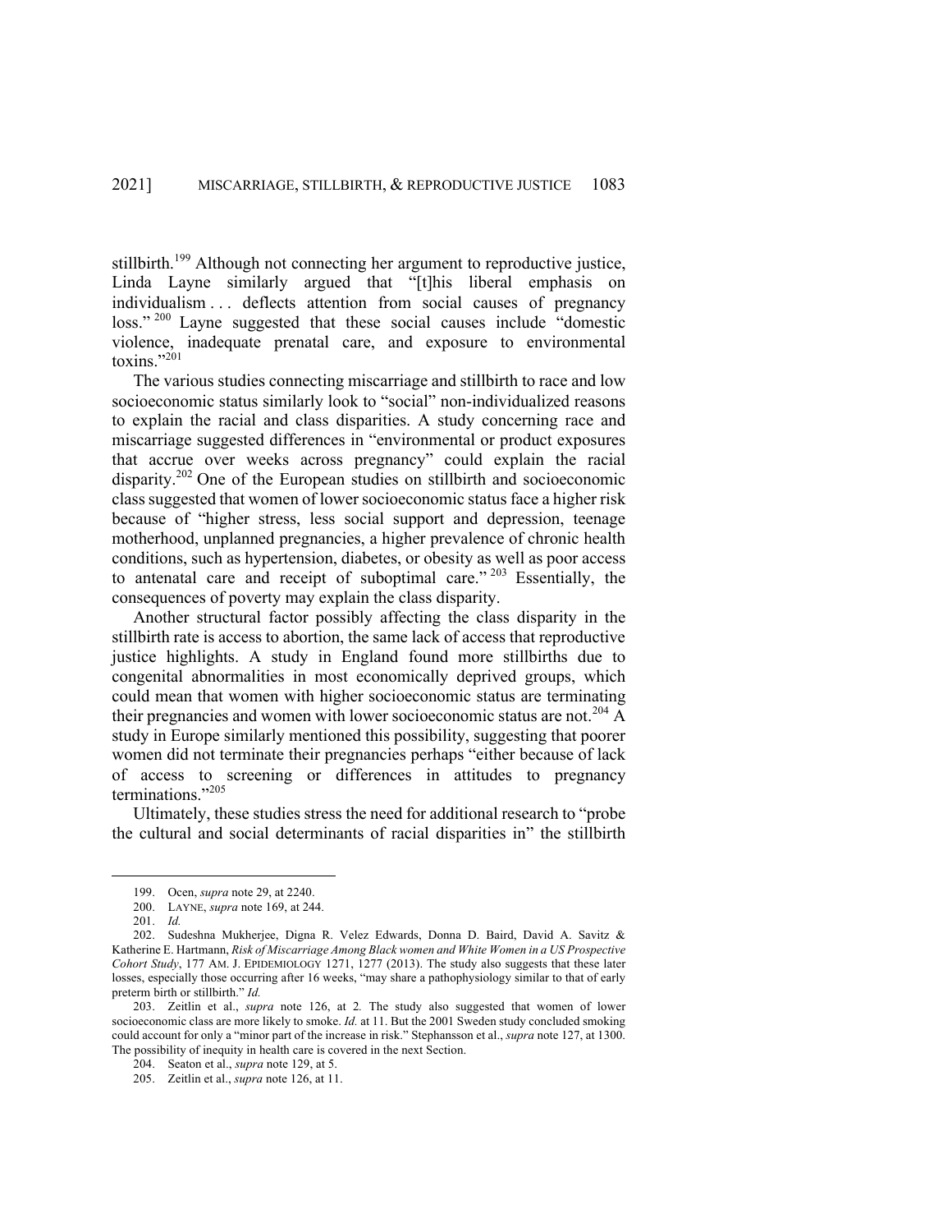stillbirth.[199] Although not connecting her argument to reproductive justice, Linda Layne similarly argued that "[t]his liberal emphasis on individualism . . . deflects attention from social causes of pregnancy loss."[200] Layne suggested that these social causes include "domestic violence, inadequate prenatal care, and exposure to environmental toxins."[201]

The various studies connecting miscarriage and stillbirth to race and low socioeconomic status similarly look to "social" non-individualized reasons to explain the racial and class disparities. A study concerning race and miscarriage suggested differences in "environmental or product exposures that accrue over weeks across pregnancy" could explain the racial disparity.[202] One of the European studies on stillbirth and socioeconomic class suggested that women of lower socioeconomic status face a higher risk because of "higher stress, less social support and depression, teenage motherhood, unplanned pregnancies, a higher prevalence of chronic health conditions, such as hypertension, diabetes, or obesity as well as poor access to antenatal care and receipt of suboptimal care."[203] Essentially, the consequences of poverty may explain the class disparity.

Another structural factor possibly affecting the class disparity in the stillbirth rate is access to abortion, the same lack of access that reproductive justice highlights. A study in England found more stillbirths due to congenital abnormalities in most economically deprived groups, which could mean that women with higher socioeconomic status are terminating their pregnancies and women with lower socioeconomic status are not.[204] A study in Europe similarly mentioned this possibility, suggesting that poorer women did not terminate their pregnancies perhaps "either because of lack of access to screening or differences in attitudes to pregnancy terminations."[205]

Ultimately, these studies stress the need for additional research to "probe the cultural and social determinants of racial disparities in" the stillbirth

---

199. Ocen, *supra* note 29, at 2240.

200. LAYNE, *supra* note 169, at 244.

201. *Id.*

202. Sudeshna Mukherjee, Digna R. Velez Edwards, Donna D. Baird, David A. Savitz & Katherine E. Hartmann, *Risk of Miscarriage Among Black women and White Women in a US Prospective Cohort Study*, 177 AM. J. EPIDEMIOLOGY 1271, 1277 (2013). The study also suggests that these later losses, especially those occurring after 16 weeks, "may share a pathophysiology similar to that of early preterm birth or stillbirth." *Id.*

203. Zeitlin et al., *supra* note 126, at 2*.* The study also suggested that women of lower socioeconomic class are more likely to smoke. *Id.* at 11. But the 2001 Sweden study concluded smoking could account for only a "minor part of the increase in risk." Stephansson et al., *supra* note 127, at 1300. The possibility of inequity in health care is covered in the next Section.

204. Seaton et al., *supra* note 129, at 5.

205. Zeitlin et al., *supra* note 126, at 11.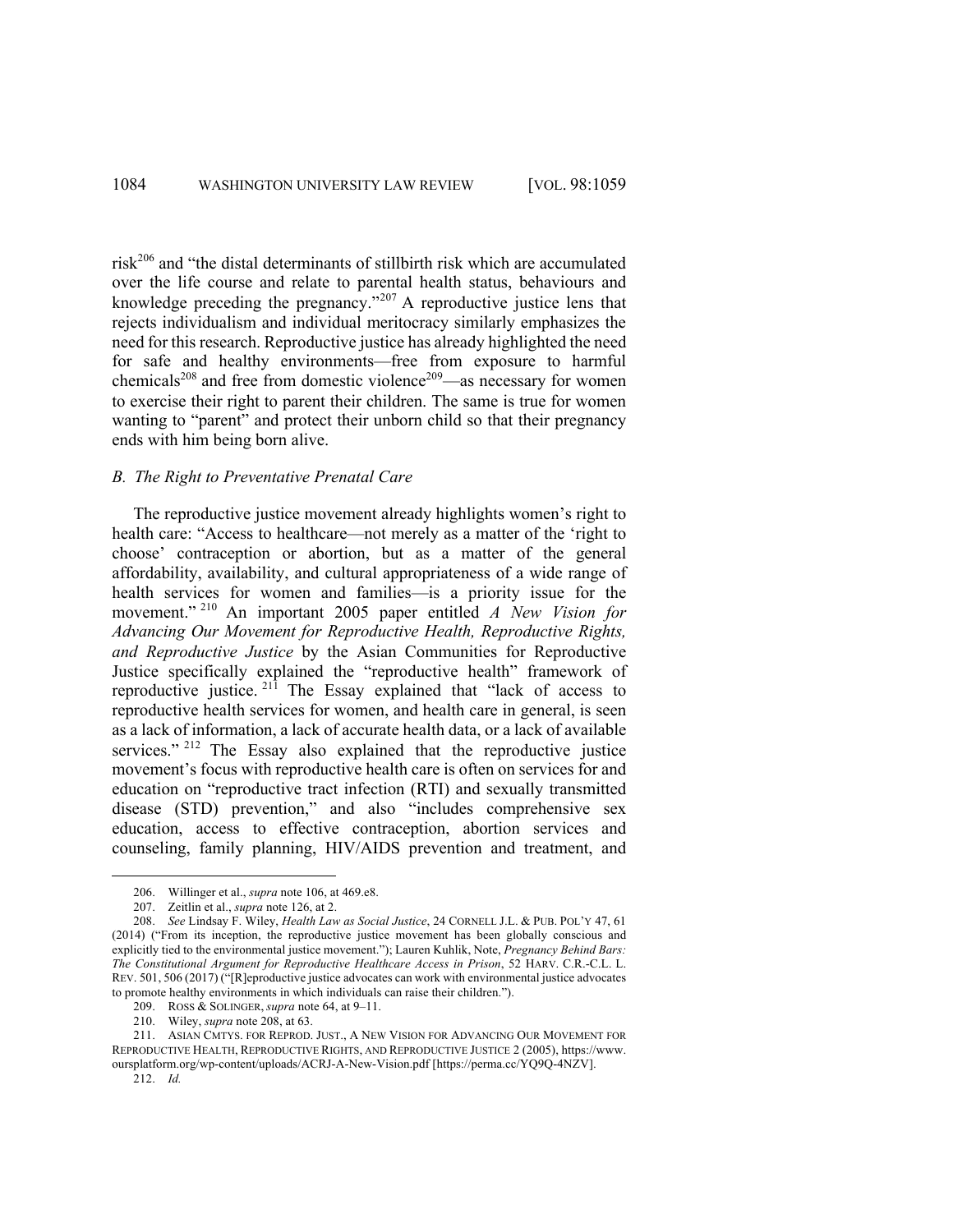risk[206] and "the distal determinants of stillbirth risk which are accumulated over the life course and relate to parental health status, behaviours and knowledge preceding the pregnancy."[207] A reproductive justice lens that rejects individualism and individual meritocracy similarly emphasizes the need for this research. Reproductive justice has already highlighted the need for safe and healthy environments—free from exposure to harmful chemicals[208] and free from domestic violence[209]—as necessary for women to exercise their right to parent their children. The same is true for women wanting to "parent" and protect their unborn child so that their pregnancy ends with him being born alive.

### *B. The Right to Preventative Prenatal Care*

The reproductive justice movement already highlights women's right to health care: "Access to healthcare—not merely as a matter of the 'right to choose' contraception or abortion, but as a matter of the general affordability, availability, and cultural appropriateness of a wide range of health services for women and families—is a priority issue for the movement."[210] An important 2005 paper entitled *A New Vision for Advancing Our Movement for Reproductive Health, Reproductive Rights, and Reproductive Justice* by the Asian Communities for Reproductive Justice specifically explained the "reproductive health" framework of reproductive justice.[211] The Essay explained that "lack of access to reproductive health services for women, and health care in general, is seen as a lack of information, a lack of accurate health data, or a lack of available services."[212] The Essay also explained that the reproductive justice movement's focus with reproductive health care is often on services for and education on "reproductive tract infection (RTI) and sexually transmitted disease (STD) prevention," and also "includes comprehensive sex education, access to effective contraception, abortion services and counseling, family planning, HIV/AIDS prevention and treatment, and

---

206. Willinger et al., *supra* note 106, at 469.e8.

207. Zeitlin et al., *supra* note 126, at 2.

208. *See* Lindsay F. Wiley, *Health Law as Social Justice*, 24 CORNELL J.L. & PUB. POL'Y 47, 61 (2014) ("From its inception, the reproductive justice movement has been globally conscious and explicitly tied to the environmental justice movement."); Lauren Kuhlik, Note, *Pregnancy Behind Bars: The Constitutional Argument for Reproductive Healthcare Access in Prison*, 52 HARV. C.R.-C.L. L. REV. 501, 506 (2017) ("[R]eproductive justice advocates can work with environmental justice advocates to promote healthy environments in which individuals can raise their children.").

209. ROSS & SOLINGER, *supra* note 64, at 9–11.

210. Wiley, *supra* note 208, at 63.

211. ASIAN CMTYS. FOR REPROD. JUST., A NEW VISION FOR ADVANCING OUR MOVEMENT FOR REPRODUCTIVE HEALTH, REPRODUCTIVE RIGHTS, AND REPRODUCTIVE JUSTICE 2 (2005), https://www.oursplatform.org/wp-content/uploads/ACRJ-A-New-Vision.pdf [https://perma.cc/YQ9Q-4NZV].

212. *Id.*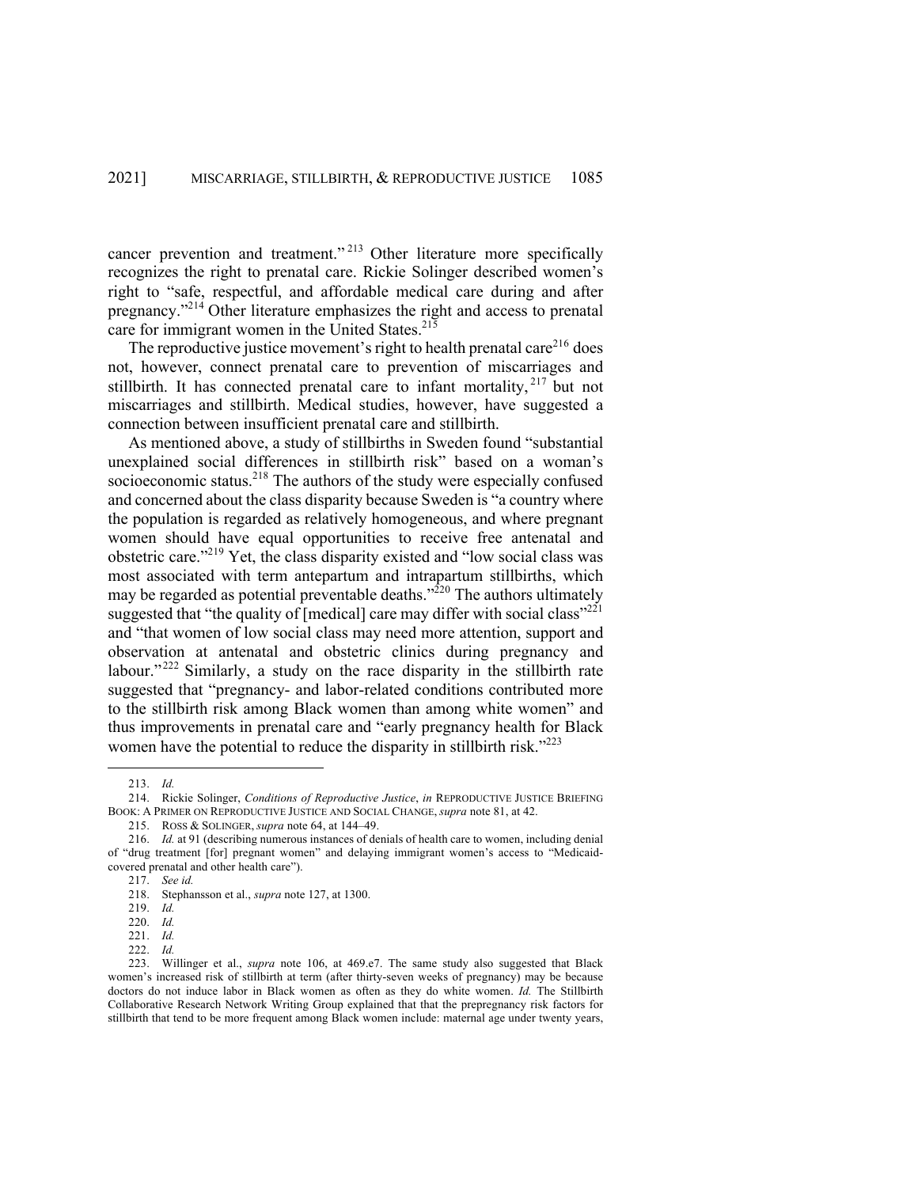cancer prevention and treatment."[213] Other literature more specifically recognizes the right to prenatal care. Rickie Solinger described women's right to "safe, respectful, and affordable medical care during and after pregnancy."[214] Other literature emphasizes the right and access to prenatal care for immigrant women in the United States.[215]

The reproductive justice movement's right to health prenatal care[216] does not, however, connect prenatal care to prevention of miscarriages and stillbirth. It has connected prenatal care to infant mortality,[217] but not miscarriages and stillbirth. Medical studies, however, have suggested a connection between insufficient prenatal care and stillbirth.

As mentioned above, a study of stillbirths in Sweden found "substantial unexplained social differences in stillbirth risk" based on a woman's socioeconomic status.[218] The authors of the study were especially confused and concerned about the class disparity because Sweden is "a country where the population is regarded as relatively homogeneous, and where pregnant women should have equal opportunities to receive free antenatal and obstetric care."[219] Yet, the class disparity existed and "low social class was most associated with term antepartum and intrapartum stillbirths, which may be regarded as potential preventable deaths."[220] The authors ultimately suggested that "the quality of [medical] care may differ with social class"[221] and "that women of low social class may need more attention, support and observation at antenatal and obstetric clinics during pregnancy and labour."[222] Similarly, a study on the race disparity in the stillbirth rate suggested that "pregnancy- and labor-related conditions contributed more to the stillbirth risk among Black women than among white women" and thus improvements in prenatal care and "early pregnancy health for Black women have the potential to reduce the disparity in stillbirth risk."[223]

---

213. *Id.*

214. Rickie Solinger, *Conditions of Reproductive Justice*, *in* REPRODUCTIVE JUSTICE BRIEFING BOOK: A PRIMER ON REPRODUCTIVE JUSTICE AND SOCIAL CHANGE, *supra* note 81, at 42.

215. ROSS & SOLINGER, *supra* note 64, at 144–49.

216. *Id.* at 91 (describing numerous instances of denials of health care to women, including denial of "drug treatment [for] pregnant women" and delaying immigrant women's access to "Medicaid-covered prenatal and other health care").

217. *See id.*

218. Stephansson et al., *supra* note 127, at 1300.

219. *Id.*

220. *Id.*

221. *Id.*

222. *Id.*

223. Willinger et al., *supra* note 106, at 469.e7. The same study also suggested that Black women's increased risk of stillbirth at term (after thirty-seven weeks of pregnancy) may be because doctors do not induce labor in Black women as often as they do white women. *Id.* The Stillbirth Collaborative Research Network Writing Group explained that that the prepregnancy risk factors for stillbirth that tend to be more frequent among Black women include: maternal age under twenty years,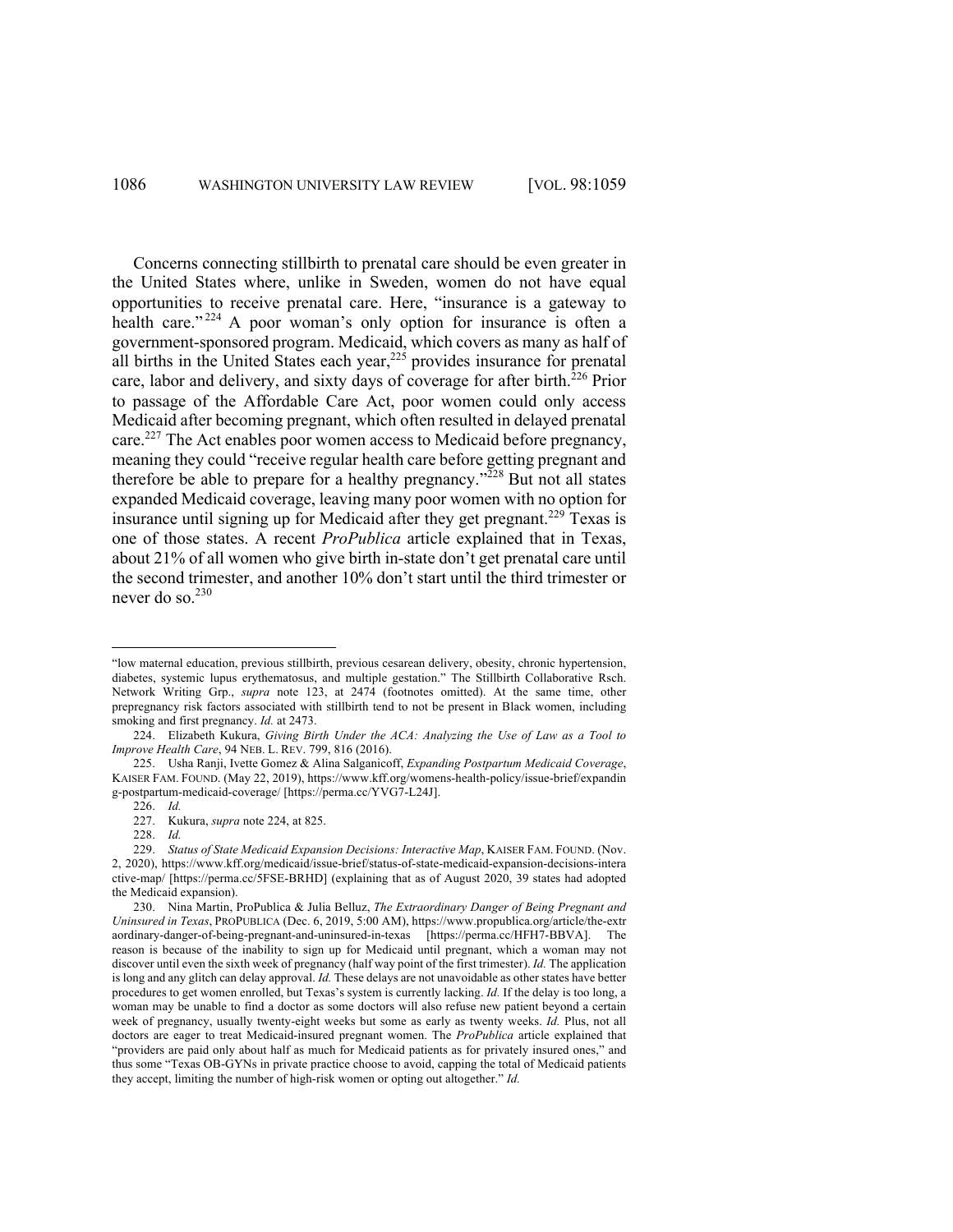Concerns connecting stillbirth to prenatal care should be even greater in the United States where, unlike in Sweden, women do not have equal opportunities to receive prenatal care. Here, "insurance is a gateway to health care."[224] A poor woman's only option for insurance is often a government-sponsored program. Medicaid, which covers as many as half of all births in the United States each year,[225] provides insurance for prenatal care, labor and delivery, and sixty days of coverage for after birth.[226] Prior to passage of the Affordable Care Act, poor women could only access Medicaid after becoming pregnant, which often resulted in delayed prenatal care.[227] The Act enables poor women access to Medicaid before pregnancy, meaning they could "receive regular health care before getting pregnant and therefore be able to prepare for a healthy pregnancy."[228] But not all states expanded Medicaid coverage, leaving many poor women with no option for insurance until signing up for Medicaid after they get pregnant.[229] Texas is one of those states. A recent *ProPublica* article explained that in Texas, about 21% of all women who give birth in-state don't get prenatal care until the second trimester, and another 10% don't start until the third trimester or never do so.[230]

---

"low maternal education, previous stillbirth, previous cesarean delivery, obesity, chronic hypertension, diabetes, systemic lupus erythematosus, and multiple gestation." The Stillbirth Collaborative Rsch. Network Writing Grp., *supra* note 123, at 2474 (footnotes omitted). At the same time, other prepregnancy risk factors associated with stillbirth tend to not be present in Black women, including smoking and first pregnancy. *Id.* at 2473.

224. Elizabeth Kukura, *Giving Birth Under the ACA: Analyzing the Use of Law as a Tool to Improve Health Care*, 94 NEB. L. REV. 799, 816 (2016).

225. Usha Ranji, Ivette Gomez & Alina Salganicoff, *Expanding Postpartum Medicaid Coverage*, KAISER FAM. FOUND. (May 22, 2019), https://www.kff.org/womens-health-policy/issue-brief/expanding-postpartum-medicaid-coverage/ [https://perma.cc/YVG7-L24J].

226. *Id.*

227. Kukura, *supra* note 224, at 825.

228. *Id.*

229. *Status of State Medicaid Expansion Decisions: Interactive Map*, KAISER FAM. FOUND. (Nov. 2, 2020), https://www.kff.org/medicaid/issue-brief/status-of-state-medicaid-expansion-decisions-interactive-map/ [https://perma.cc/5FSE-BRHD] (explaining that as of August 2020, 39 states had adopted the Medicaid expansion).

230. Nina Martin, ProPublica & Julia Belluz, *The Extraordinary Danger of Being Pregnant and Uninsured in Texas*, PROPUBLICA (Dec. 6, 2019, 5:00 AM), https://www.propublica.org/article/the-extraordinary-danger-of-being-pregnant-and-uninsured-in-texas [https://perma.cc/HFH7-BBVA]. The reason is because of the inability to sign up for Medicaid until pregnant, which a woman may not discover until even the sixth week of pregnancy (half way point of the first trimester). *Id.* The application is long and any glitch can delay approval. *Id.* These delays are not unavoidable as other states have better procedures to get women enrolled, but Texas's system is currently lacking. *Id.* If the delay is too long, a woman may be unable to find a doctor as some doctors will also refuse new patient beyond a certain week of pregnancy, usually twenty-eight weeks but some as early as twenty weeks. *Id.* Plus, not all doctors are eager to treat Medicaid-insured pregnant women. The *ProPublica* article explained that "providers are paid only about half as much for Medicaid patients as for privately insured ones," and thus some "Texas OB-GYNs in private practice choose to avoid, capping the total of Medicaid patients they accept, limiting the number of high-risk women or opting out altogether." *Id.*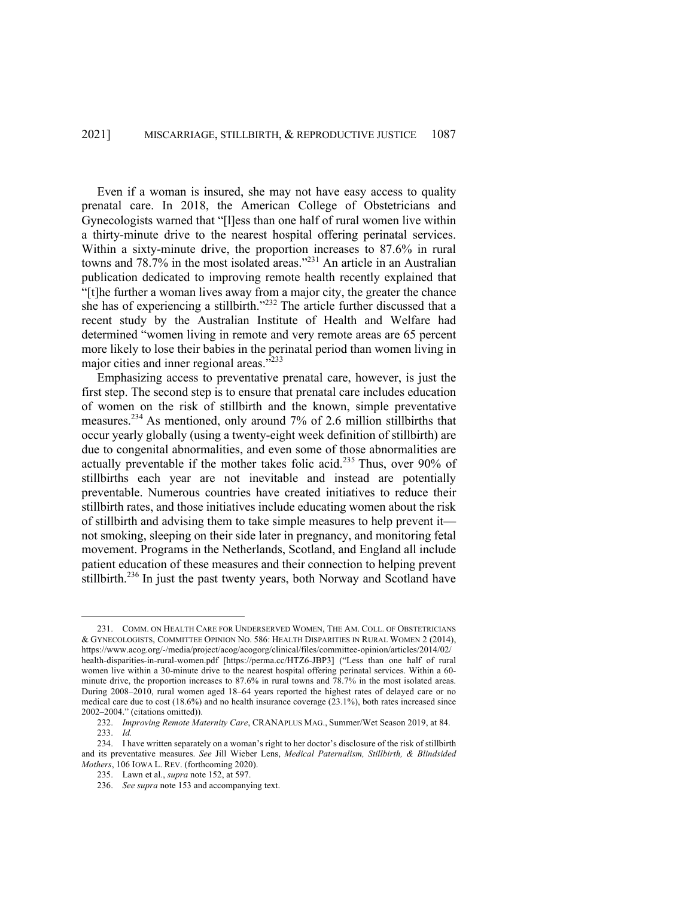Even if a woman is insured, she may not have easy access to quality prenatal care. In 2018, the American College of Obstetricians and Gynecologists warned that "[l]ess than one half of rural women live within a thirty-minute drive to the nearest hospital offering perinatal services. Within a sixty-minute drive, the proportion increases to 87.6% in rural towns and 78.7% in the most isolated areas."[231] An article in an Australian publication dedicated to improving remote health recently explained that "[t]he further a woman lives away from a major city, the greater the chance she has of experiencing a stillbirth."[232] The article further discussed that a recent study by the Australian Institute of Health and Welfare had determined "women living in remote and very remote areas are 65 percent more likely to lose their babies in the perinatal period than women living in major cities and inner regional areas."[233]

Emphasizing access to preventative prenatal care, however, is just the first step. The second step is to ensure that prenatal care includes education of women on the risk of stillbirth and the known, simple preventative measures.[234] As mentioned, only around 7% of 2.6 million stillbirths that occur yearly globally (using a twenty-eight week definition of stillbirth) are due to congenital abnormalities, and even some of those abnormalities are actually preventable if the mother takes folic acid.[235] Thus, over 90% of stillbirths each year are not inevitable and instead are potentially preventable. Numerous countries have created initiatives to reduce their stillbirth rates, and those initiatives include educating women about the risk of stillbirth and advising them to take simple measures to help prevent it—not smoking, sleeping on their side later in pregnancy, and monitoring fetal movement. Programs in the Netherlands, Scotland, and England all include patient education of these measures and their connection to helping prevent stillbirth.[236] In just the past twenty years, both Norway and Scotland have

---

231. COMM. ON HEALTH CARE FOR UNDERSERVED WOMEN, THE AM. COLL. OF OBSTETRICIANS & GYNECOLOGISTS, COMMITTEE OPINION NO. 586: HEALTH DISPARITIES IN RURAL WOMEN 2 (2014), https://www.acog.org/-/media/project/acog/acogorg/clinical/files/committee-opinion/articles/2014/02/health-disparities-in-rural-women.pdf [https://perma.cc/HTZ6-JBP3] ("Less than one half of rural women live within a 30-minute drive to the nearest hospital offering perinatal services. Within a 60-minute drive, the proportion increases to 87.6% in rural towns and 78.7% in the most isolated areas. During 2008–2010, rural women aged 18–64 years reported the highest rates of delayed care or no medical care due to cost (18.6%) and no health insurance coverage (23.1%), both rates increased since 2002–2004." (citations omitted)).

232. *Improving Remote Maternity Care*, CRANAPLUS MAG., Summer/Wet Season 2019, at 84.

233. *Id.*

234. I have written separately on a woman's right to her doctor's disclosure of the risk of stillbirth and its preventative measures. *See* Jill Wieber Lens, *Medical Paternalism, Stillbirth, & Blindsided Mothers*, 106 IOWA L. REV. (forthcoming 2020).

235. Lawn et al., *supra* note 152, at 597.

236. *See supra* note 153 and accompanying text.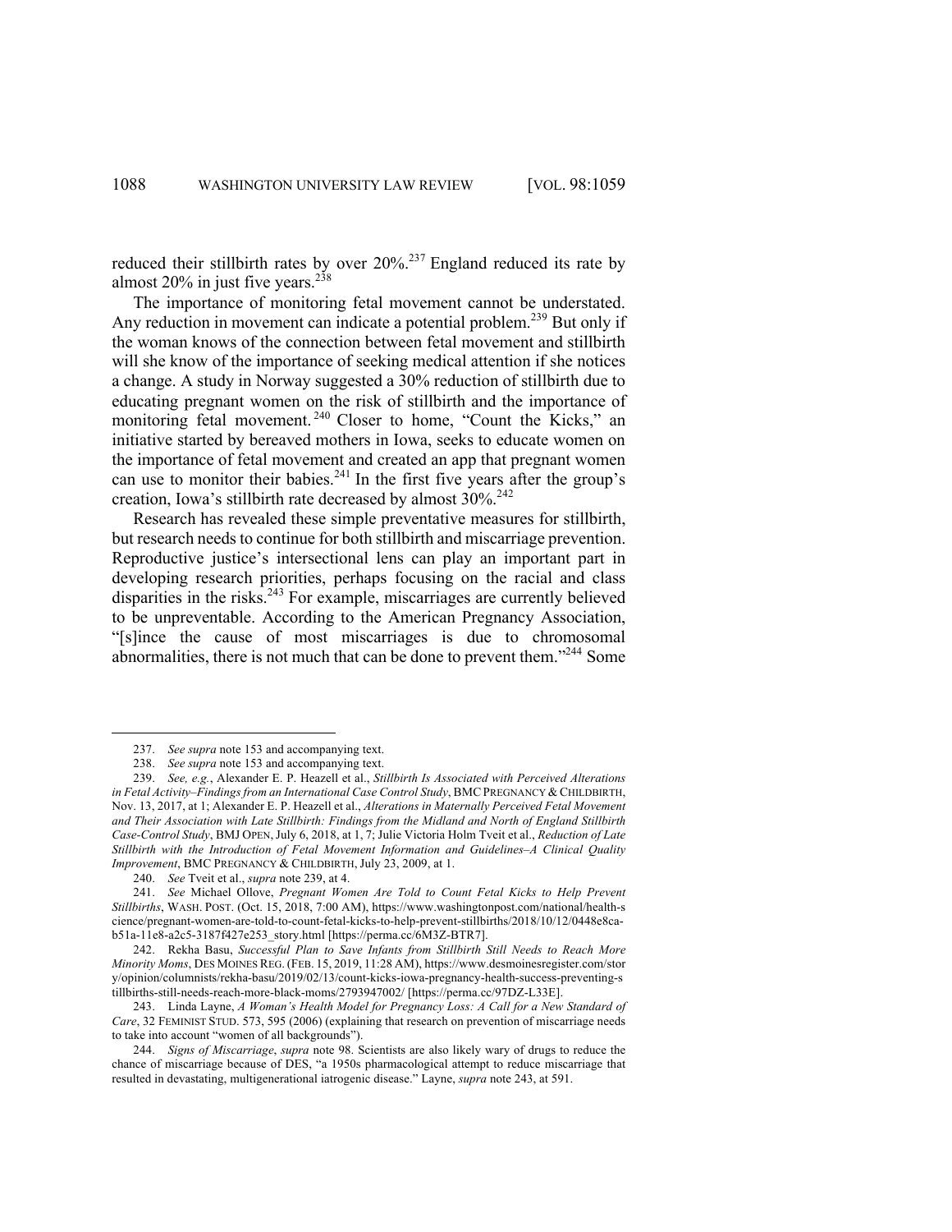reduced their stillbirth rates by over 20%.[237] England reduced its rate by almost 20% in just five years.[238]

The importance of monitoring fetal movement cannot be understated. Any reduction in movement can indicate a potential problem.[239] But only if the woman knows of the connection between fetal movement and stillbirth will she know of the importance of seeking medical attention if she notices a change. A study in Norway suggested a 30% reduction of stillbirth due to educating pregnant women on the risk of stillbirth and the importance of monitoring fetal movement.[240] Closer to home, "Count the Kicks," an initiative started by bereaved mothers in Iowa, seeks to educate women on the importance of fetal movement and created an app that pregnant women can use to monitor their babies.[241] In the first five years after the group's creation, Iowa's stillbirth rate decreased by almost 30%.[242]

Research has revealed these simple preventative measures for stillbirth, but research needs to continue for both stillbirth and miscarriage prevention. Reproductive justice's intersectional lens can play an important part in developing research priorities, perhaps focusing on the racial and class disparities in the risks.[243] For example, miscarriages are currently believed to be unpreventable. According to the American Pregnancy Association, "[s]ince the cause of most miscarriages is due to chromosomal abnormalities, there is not much that can be done to prevent them."[244] Some

---

237. *See supra* note 153 and accompanying text.

238. *See supra* note 153 and accompanying text.

239. *See, e.g.*, Alexander E. P. Heazell et al., *Stillbirth Is Associated with Perceived Alterations in Fetal Activity–Findings from an International Case Control Study*, BMC PREGNANCY & CHILDBIRTH, Nov. 13, 2017, at 1; Alexander E. P. Heazell et al., *Alterations in Maternally Perceived Fetal Movement and Their Association with Late Stillbirth: Findings from the Midland and North of England Stillbirth Case-Control Study*, BMJ OPEN, July 6, 2018, at 1, 7; Julie Victoria Holm Tveit et al., *Reduction of Late Stillbirth with the Introduction of Fetal Movement Information and Guidelines–A Clinical Quality Improvement*, BMC PREGNANCY & CHILDBIRTH, July 23, 2009, at 1.

240. *See* Tveit et al., *supra* note 239, at 4.

241. *See* Michael Ollove, *Pregnant Women Are Told to Count Fetal Kicks to Help Prevent Stillbirths*, WASH. POST. (Oct. 15, 2018, 7:00 AM), https://www.washingtonpost.com/national/health-science/pregnant-women-are-told-to-count-fetal-kicks-to-help-prevent-stillbirths/2018/10/12/0448e8ca-b51a-11e8-a2c5-3187f427e253_story.html [https://perma.cc/6M3Z-BTR7].

242. Rekha Basu, *Successful Plan to Save Infants from Stillbirth Still Needs to Reach More Minority Moms*, DES MOINES REG. (FEB. 15, 2019, 11:28 AM), https://www.desmoinesregister.com/story/opinion/columnists/rekha-basu/2019/02/13/count-kicks-iowa-pregnancy-health-success-preventing-stillbirths-still-needs-reach-more-black-moms/2793947002/ [https://perma.cc/97DZ-L33E].

243. Linda Layne, *A Woman's Health Model for Pregnancy Loss: A Call for a New Standard of Care*, 32 FEMINIST STUD. 573, 595 (2006) (explaining that research on prevention of miscarriage needs to take into account "women of all backgrounds").

244. *Signs of Miscarriage*, *supra* note 98. Scientists are also likely wary of drugs to reduce the chance of miscarriage because of DES, "a 1950s pharmacological attempt to reduce miscarriage that resulted in devastating, multigenerational iatrogenic disease." Layne, *supra* note 243, at 591.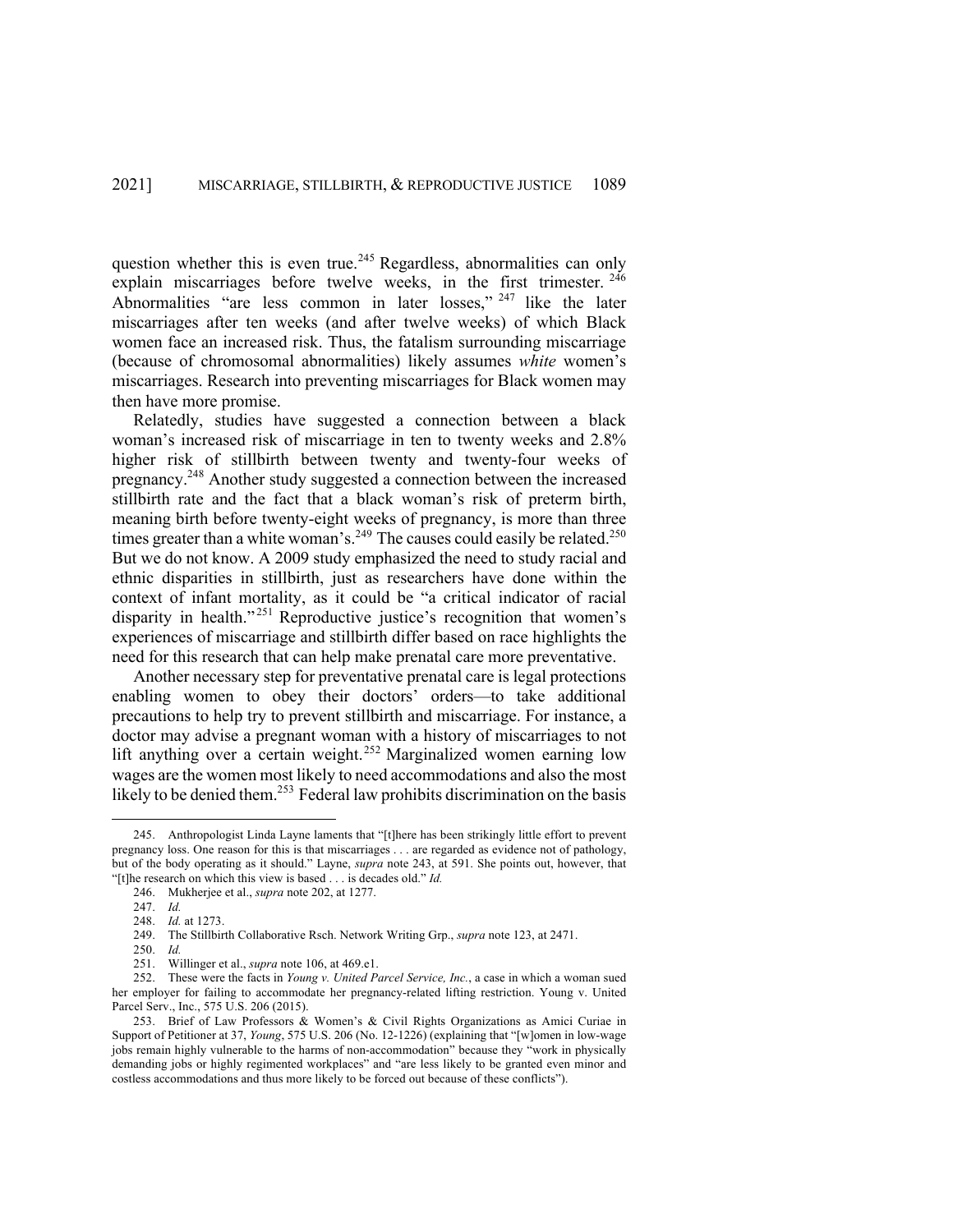question whether this is even true.[245] Regardless, abnormalities can only explain miscarriages before twelve weeks, in the first trimester.[246] Abnormalities "are less common in later losses,"[247] like the later miscarriages after ten weeks (and after twelve weeks) of which Black women face an increased risk. Thus, the fatalism surrounding miscarriage (because of chromosomal abnormalities) likely assumes *white* women's miscarriages. Research into preventing miscarriages for Black women may then have more promise.

Relatedly, studies have suggested a connection between a black woman's increased risk of miscarriage in ten to twenty weeks and 2.8% higher risk of stillbirth between twenty and twenty-four weeks of pregnancy.[248] Another study suggested a connection between the increased stillbirth rate and the fact that a black woman's risk of preterm birth, meaning birth before twenty-eight weeks of pregnancy, is more than three times greater than a white woman's.[249] The causes could easily be related.[250] But we do not know. A 2009 study emphasized the need to study racial and ethnic disparities in stillbirth, just as researchers have done within the context of infant mortality, as it could be "a critical indicator of racial disparity in health."[251] Reproductive justice's recognition that women's experiences of miscarriage and stillbirth differ based on race highlights the need for this research that can help make prenatal care more preventative.

Another necessary step for preventative prenatal care is legal protections enabling women to obey their doctors' orders—to take additional precautions to help try to prevent stillbirth and miscarriage. For instance, a doctor may advise a pregnant woman with a history of miscarriages to not lift anything over a certain weight.[252] Marginalized women earning low wages are the women most likely to need accommodations and also the most likely to be denied them.[253] Federal law prohibits discrimination on the basis

---

245. Anthropologist Linda Layne laments that "[t]here has been strikingly little effort to prevent pregnancy loss. One reason for this is that miscarriages . . . are regarded as evidence not of pathology, but of the body operating as it should." Layne, *supra* note 243, at 591. She points out, however, that "[t]he research on which this view is based . . . is decades old." *Id.*

246. Mukherjee et al., *supra* note 202, at 1277.

247. *Id.*

248. *Id.* at 1273.

249. The Stillbirth Collaborative Rsch. Network Writing Grp., *supra* note 123, at 2471.

250. *Id.*

251. Willinger et al., *supra* note 106, at 469.e1.

252. These were the facts in *Young v. United Parcel Service, Inc.*, a case in which a woman sued her employer for failing to accommodate her pregnancy-related lifting restriction. Young v. United Parcel Serv., Inc., 575 U.S. 206 (2015).

253. Brief of Law Professors & Women's & Civil Rights Organizations as Amici Curiae in Support of Petitioner at 37, *Young*, 575 U.S. 206 (No. 12-1226) (explaining that "[w]omen in low-wage jobs remain highly vulnerable to the harms of non-accommodation" because they "work in physically demanding jobs or highly regimented workplaces" and "are less likely to be granted even minor and costless accommodations and thus more likely to be forced out because of these conflicts").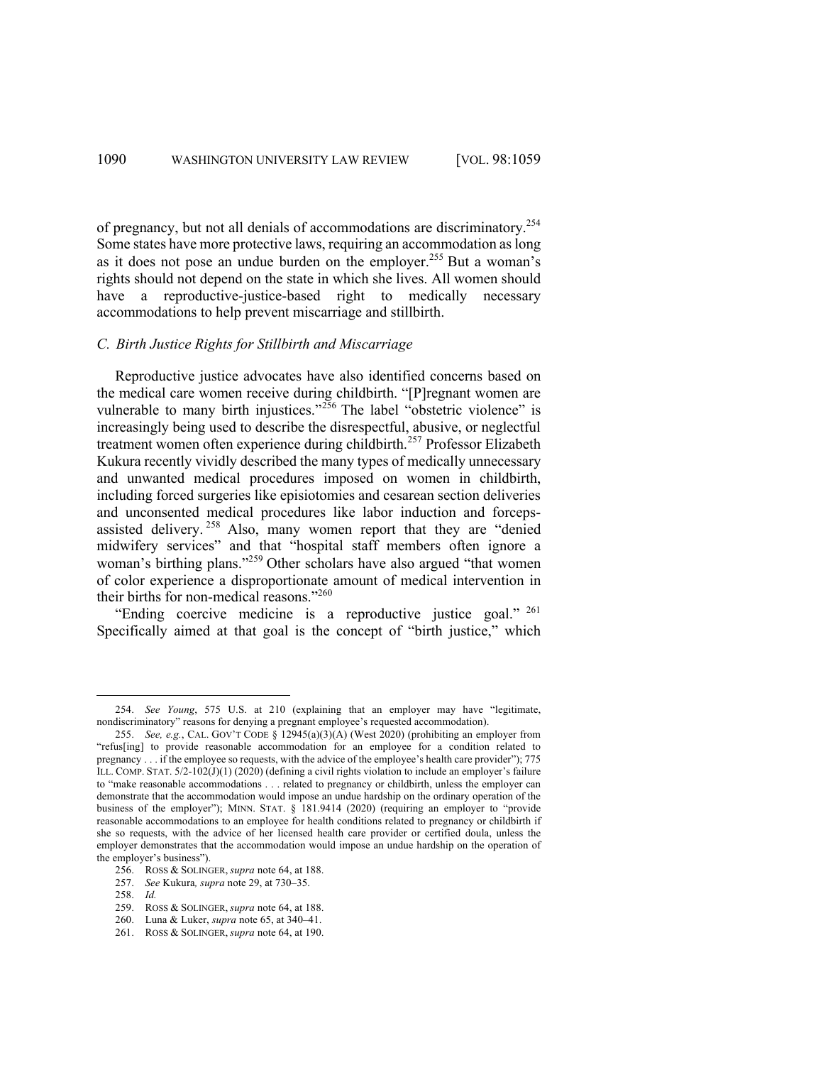of pregnancy, but not all denials of accommodations are discriminatory.[254] Some states have more protective laws, requiring an accommodation as long as it does not pose an undue burden on the employer.[255] But a woman's rights should not depend on the state in which she lives. All women should have a reproductive-justice-based right to medically necessary accommodations to help prevent miscarriage and stillbirth.

### *C. Birth Justice Rights for Stillbirth and Miscarriage*

Reproductive justice advocates have also identified concerns based on the medical care women receive during childbirth. "[P]regnant women are vulnerable to many birth injustices."[256] The label "obstetric violence" is increasingly being used to describe the disrespectful, abusive, or neglectful treatment women often experience during childbirth.[257] Professor Elizabeth Kukura recently vividly described the many types of medically unnecessary and unwanted medical procedures imposed on women in childbirth, including forced surgeries like episiotomies and cesarean section deliveries and unconsented medical procedures like labor induction and forceps-assisted delivery.[258] Also, many women report that they are "denied midwifery services" and that "hospital staff members often ignore a woman's birthing plans."[259] Other scholars have also argued "that women of color experience a disproportionate amount of medical intervention in their births for non-medical reasons."[260]

"Ending coercive medicine is a reproductive justice goal."[261] Specifically aimed at that goal is the concept of "birth justice," which

---

254. *See Young*, 575 U.S. at 210 (explaining that an employer may have "legitimate, nondiscriminatory" reasons for denying a pregnant employee's requested accommodation).

255. *See, e.g.*, CAL. GOV'T CODE § 12945(a)(3)(A) (West 2020) (prohibiting an employer from "refus[ing] to provide reasonable accommodation for an employee for a condition related to pregnancy . . . if the employee so requests, with the advice of the employee's health care provider"); 775 ILL. COMP. STAT. 5/2-102(J)(1) (2020) (defining a civil rights violation to include an employer's failure to "make reasonable accommodations . . . related to pregnancy or childbirth, unless the employer can demonstrate that the accommodation would impose an undue hardship on the ordinary operation of the business of the employer"); MINN. STAT. § 181.9414 (2020) (requiring an employer to "provide reasonable accommodations to an employee for health conditions related to pregnancy or childbirth if she so requests, with the advice of her licensed health care provider or certified doula, unless the employer demonstrates that the accommodation would impose an undue hardship on the operation of the employer's business").

256. ROSS & SOLINGER, *supra* note 64, at 188.

257. *See* Kukura*, supra* note 29, at 730–35.

258. *Id.*

259. ROSS & SOLINGER, *supra* note 64, at 188.

260. Luna & Luker, *supra* note 65, at 340–41.

261. ROSS & SOLINGER, *supra* note 64, at 190.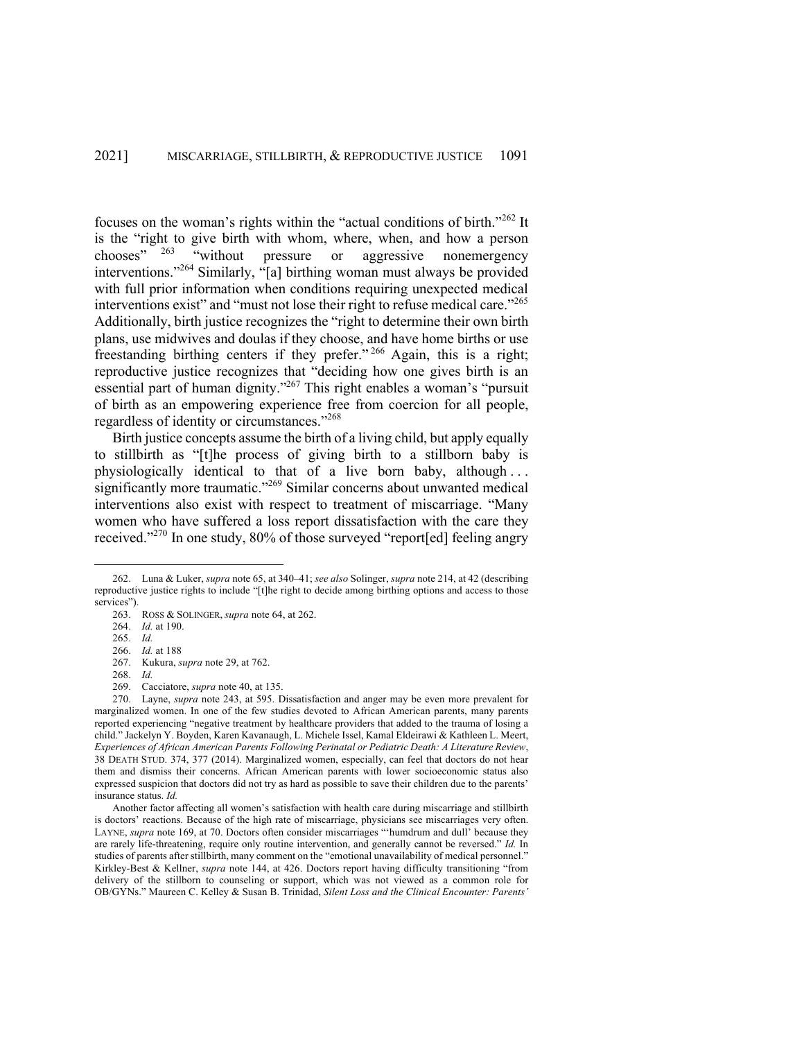focuses on the woman's rights within the "actual conditions of birth."[262] It is the "right to give birth with whom, where, when, and how a person chooses" [263] "without pressure or aggressive nonemergency interventions."[264] Similarly, "[a] birthing woman must always be provided with full prior information when conditions requiring unexpected medical interventions exist" and "must not lose their right to refuse medical care."[265] Additionally, birth justice recognizes the "right to determine their own birth plans, use midwives and doulas if they choose, and have home births or use freestanding birthing centers if they prefer." [266] Again, this is a right; reproductive justice recognizes that "deciding how one gives birth is an essential part of human dignity."[267] This right enables a woman's "pursuit of birth as an empowering experience free from coercion for all people, regardless of identity or circumstances."[268]

Birth justice concepts assume the birth of a living child, but apply equally to stillbirth as "[t]he process of giving birth to a stillborn baby is physiologically identical to that of a live born baby, although . . . significantly more traumatic."[269] Similar concerns about unwanted medical interventions also exist with respect to treatment of miscarriage. "Many women who have suffered a loss report dissatisfaction with the care they received."[270] In one study, 80% of those surveyed "report[ed] feeling angry

---

262. Luna & Luker, *supra* note 65, at 340–41; *see also* Solinger, *supra* note 214, at 42 (describing reproductive justice rights to include "[t]he right to decide among birthing options and access to those services").

263. ROSS & SOLINGER, *supra* note 64, at 262.

264. *Id.* at 190.

265. *Id.*

266. *Id.* at 188

267. Kukura, *supra* note 29, at 762.

268. *Id.*

269. Cacciatore, *supra* note 40, at 135.

270. Layne, *supra* note 243, at 595. Dissatisfaction and anger may be even more prevalent for marginalized women. In one of the few studies devoted to African American parents, many parents reported experiencing "negative treatment by healthcare providers that added to the trauma of losing a child." Jackelyn Y. Boyden, Karen Kavanaugh, L. Michele Issel, Kamal Eldeirawi & Kathleen L. Meert, *Experiences of African American Parents Following Perinatal or Pediatric Death: A Literature Review*, 38 DEATH STUD. 374, 377 (2014). Marginalized women, especially, can feel that doctors do not hear them and dismiss their concerns. African American parents with lower socioeconomic status also expressed suspicion that doctors did not try as hard as possible to save their children due to the parents' insurance status. *Id.*

Another factor affecting all women's satisfaction with health care during miscarriage and stillbirth is doctors' reactions. Because of the high rate of miscarriage, physicians see miscarriages very often. LAYNE, *supra* note 169, at 70. Doctors often consider miscarriages "'humdrum and dull' because they are rarely life-threatening, require only routine intervention, and generally cannot be reversed." *Id.* In studies of parents after stillbirth, many comment on the "emotional unavailability of medical personnel." Kirkley-Best & Kellner, *supra* note 144, at 426. Doctors report having difficulty transitioning "from delivery of the stillborn to counseling or support, which was not viewed as a common role for OB/GYNs." Maureen C. Kelley & Susan B. Trinidad, *Silent Loss and the Clinical Encounter: Parents'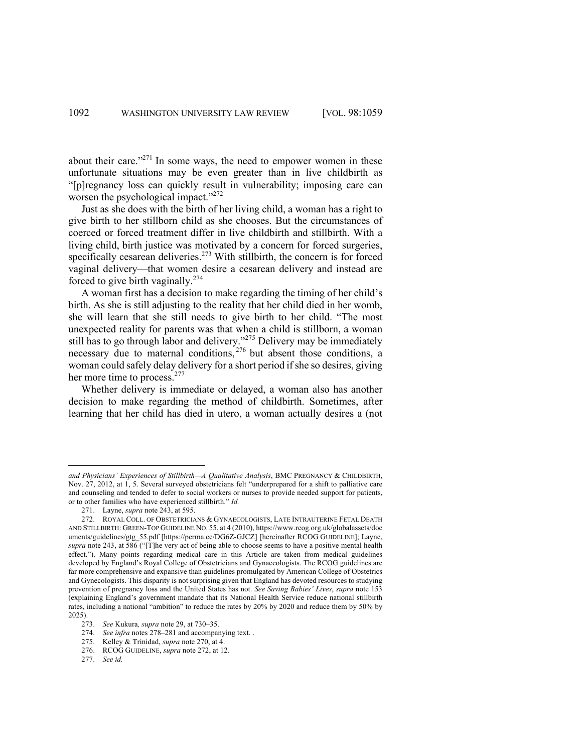about their care."[271] In some ways, the need to empower women in these unfortunate situations may be even greater than in live childbirth as "[p]regnancy loss can quickly result in vulnerability; imposing care can worsen the psychological impact."[272]

Just as she does with the birth of her living child, a woman has a right to give birth to her stillborn child as she chooses. But the circumstances of coerced or forced treatment differ in live childbirth and stillbirth. With a living child, birth justice was motivated by a concern for forced surgeries, specifically cesarean deliveries.[273] With stillbirth, the concern is for forced vaginal delivery—that women desire a cesarean delivery and instead are forced to give birth vaginally.[274]

A woman first has a decision to make regarding the timing of her child's birth. As she is still adjusting to the reality that her child died in her womb, she will learn that she still needs to give birth to her child. "The most unexpected reality for parents was that when a child is stillborn, a woman still has to go through labor and delivery."[275] Delivery may be immediately necessary due to maternal conditions,[276] but absent those conditions, a woman could safely delay delivery for a short period if she so desires, giving her more time to process.[277]

Whether delivery is immediate or delayed, a woman also has another decision to make regarding the method of childbirth. Sometimes, after learning that her child has died in utero, a woman actually desires a (not

---

*and Physicians' Experiences of Stillbirth—A Qualitative Analysis*, BMC PREGNANCY & CHILDBIRTH, Nov. 27, 2012, at 1, 5. Several surveyed obstetricians felt "underprepared for a shift to palliative care and counseling and tended to defer to social workers or nurses to provide needed support for patients, or to other families who have experienced stillbirth." *Id.*

271. Layne, *supra* note 243, at 595.

272. ROYAL COLL. OF OBSTETRICIANS & GYNAECOLOGISTS, LATE INTRAUTERINE FETAL DEATH AND STILLBIRTH: GREEN-TOP GUIDELINE NO. 55, at 4 (2010), https://www.rcog.org.uk/globalassets/documents/guidelines/gtg_55.pdf [https://perma.cc/DG6Z-GJCZ] [hereinafter RCOG GUIDELINE]; Layne, *supra* note 243, at 586 ("[T]he very act of being able to choose seems to have a positive mental health effect."). Many points regarding medical care in this Article are taken from medical guidelines developed by England's Royal College of Obstetricians and Gynaecologists. The RCOG guidelines are far more comprehensive and expansive than guidelines promulgated by American College of Obstetrics and Gynecologists. This disparity is not surprising given that England has devoted resources to studying prevention of pregnancy loss and the United States has not. *See Saving Babies' Lives*, *supra* note 153 (explaining England's government mandate that its National Health Service reduce national stillbirth rates, including a national "ambition" to reduce the rates by 20% by 2020 and reduce them by 50% by 2025).

273. *See* Kukura*, supra* note 29, at 730–35.

274. *See infra* notes 278–281 and accompanying text. .

275. Kelley & Trinidad, *supra* note 270, at 4.

276. RCOG GUIDELINE, *supra* note 272, at 12.

277. *See id.*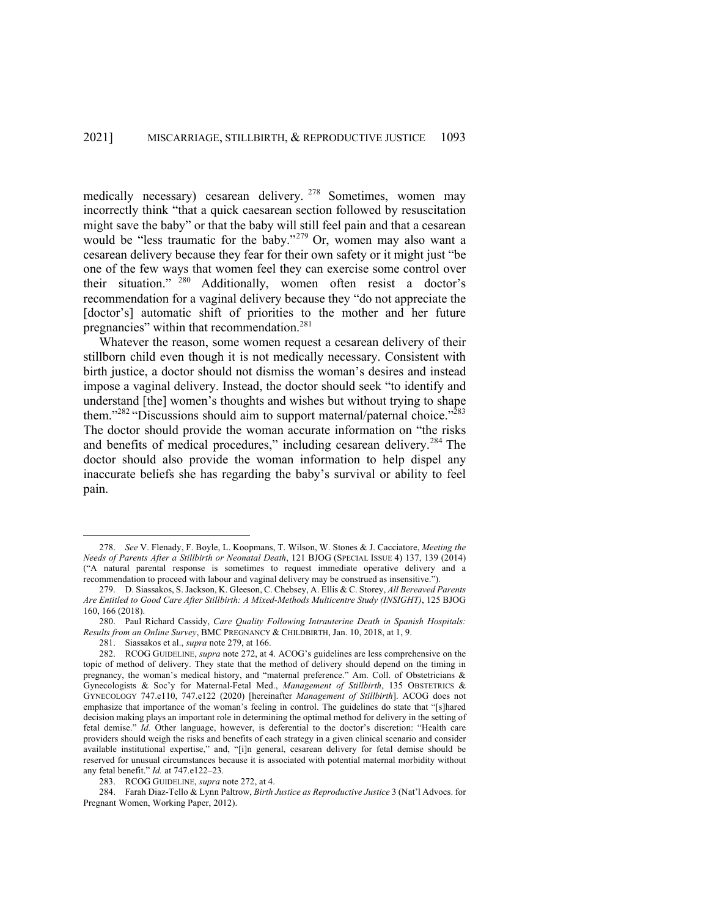medically necessary) cesarean delivery.[278] Sometimes, women may incorrectly think "that a quick caesarean section followed by resuscitation might save the baby" or that the baby will still feel pain and that a cesarean would be "less traumatic for the baby."[279] Or, women may also want a cesarean delivery because they fear for their own safety or it might just "be one of the few ways that women feel they can exercise some control over their situation."[280] Additionally, women often resist a doctor's recommendation for a vaginal delivery because they "do not appreciate the [doctor's] automatic shift of priorities to the mother and her future pregnancies" within that recommendation.[281]

Whatever the reason, some women request a cesarean delivery of their stillborn child even though it is not medically necessary. Consistent with birth justice, a doctor should not dismiss the woman's desires and instead impose a vaginal delivery. Instead, the doctor should seek "to identify and understand [the] women's thoughts and wishes but without trying to shape them."[282] "Discussions should aim to support maternal/paternal choice."[283] The doctor should provide the woman accurate information on "the risks and benefits of medical procedures," including cesarean delivery.[284] The doctor should also provide the woman information to help dispel any inaccurate beliefs she has regarding the baby's survival or ability to feel pain.

---

278. *See* V. Flenady, F. Boyle, L. Koopmans, T. Wilson, W. Stones & J. Cacciatore, *Meeting the Needs of Parents After a Stillbirth or Neonatal Death*, 121 BJOG (SPECIAL ISSUE 4) 137, 139 (2014) ("A natural parental response is sometimes to request immediate operative delivery and a recommendation to proceed with labour and vaginal delivery may be construed as insensitive.").

279. D. Siassakos, S. Jackson, K. Gleeson, C. Chebsey, A. Ellis & C. Storey, *All Bereaved Parents Are Entitled to Good Care After Stillbirth: A Mixed-Methods Multicentre Study (INSIGHT)*, 125 BJOG 160, 166 (2018).

280. Paul Richard Cassidy, *Care Quality Following Intrauterine Death in Spanish Hospitals: Results from an Online Survey*, BMC PREGNANCY & CHILDBIRTH, Jan. 10, 2018, at 1, 9.

281. Siassakos et al., *supra* note 279, at 166.

282. RCOG GUIDELINE, *supra* note 272, at 4. ACOG's guidelines are less comprehensive on the topic of method of delivery. They state that the method of delivery should depend on the timing in pregnancy, the woman's medical history, and "maternal preference." Am. Coll. of Obstetricians & Gynecologists & Soc'y for Maternal-Fetal Med., *Management of Stillbirth*, 135 OBSTETRICS & GYNECOLOGY 747.e110, 747.e122 (2020) [hereinafter *Management of Stillbirth*]. ACOG does not emphasize that importance of the woman's feeling in control. The guidelines do state that "[s]hared decision making plays an important role in determining the optimal method for delivery in the setting of fetal demise." *Id.* Other language, however, is deferential to the doctor's discretion: "Health care providers should weigh the risks and benefits of each strategy in a given clinical scenario and consider available institutional expertise," and, "[i]n general, cesarean delivery for fetal demise should be reserved for unusual circumstances because it is associated with potential maternal morbidity without any fetal benefit." *Id.* at 747.e122–23.

283. RCOG GUIDELINE, *supra* note 272, at 4.

284. Farah Diaz-Tello & Lynn Paltrow, *Birth Justice as Reproductive Justice* 3 (Nat'l Advocs. for Pregnant Women, Working Paper, 2012).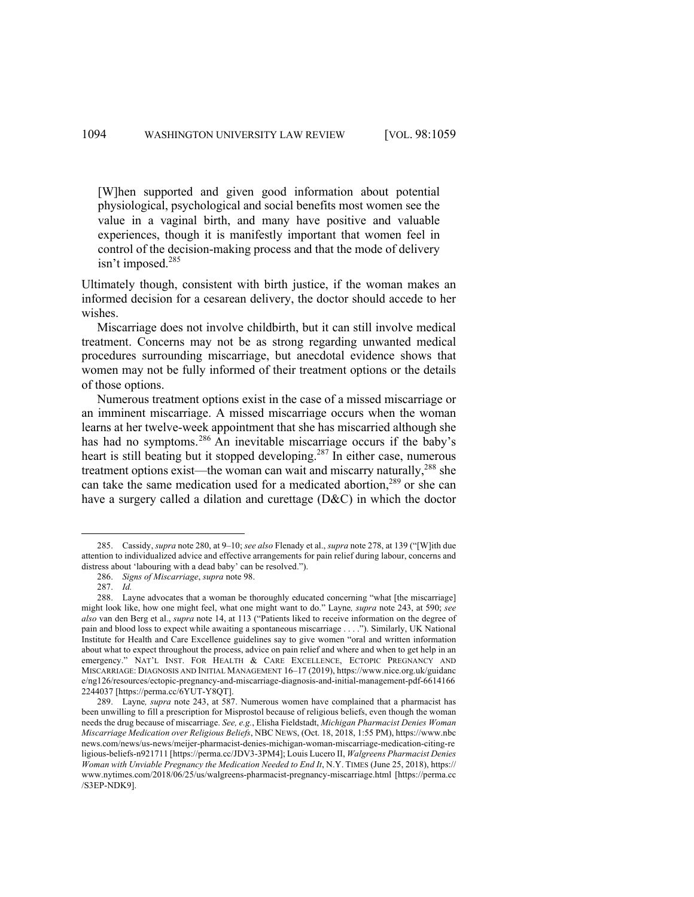> [W]hen supported and given good information about potential physiological, psychological and social benefits most women see the value in a vaginal birth, and many have positive and valuable experiences, though it is manifestly important that women feel in control of the decision-making process and that the mode of delivery isn't imposed.[285]

Ultimately though, consistent with birth justice, if the woman makes an informed decision for a cesarean delivery, the doctor should accede to her wishes.

Miscarriage does not involve childbirth, but it can still involve medical treatment. Concerns may not be as strong regarding unwanted medical procedures surrounding miscarriage, but anecdotal evidence shows that women may not be fully informed of their treatment options or the details of those options.

Numerous treatment options exist in the case of a missed miscarriage or an imminent miscarriage. A missed miscarriage occurs when the woman learns at her twelve-week appointment that she has miscarried although she has had no symptoms.[286] An inevitable miscarriage occurs if the baby's heart is still beating but it stopped developing.[287] In either case, numerous treatment options exist—the woman can wait and miscarry naturally,[288] she can take the same medication used for a medicated abortion,[289] or she can have a surgery called a dilation and curettage (D&C) in which the doctor

---

285. Cassidy, *supra* note 280, at 9–10; *see also* Flenady et al., *supra* note 278, at 139 ("[W]ith due attention to individualized advice and effective arrangements for pain relief during labour, concerns and distress about 'labouring with a dead baby' can be resolved.").

286. *Signs of Miscarriage*, *supra* note 98.

287. *Id.*

288. Layne advocates that a woman be thoroughly educated concerning "what [the miscarriage] might look like, how one might feel, what one might want to do." Layne*, supra* note 243, at 590; *see also* van den Berg et al., *supra* note 14, at 113 ("Patients liked to receive information on the degree of pain and blood loss to expect while awaiting a spontaneous miscarriage . . . ."). Similarly, UK National Institute for Health and Care Excellence guidelines say to give women "oral and written information about what to expect throughout the process, advice on pain relief and where and when to get help in an emergency." NAT'L INST. FOR HEALTH & CARE EXCELLENCE, ECTOPIC PREGNANCY AND MISCARRIAGE: DIAGNOSIS AND INITIAL MANAGEMENT 16–17 (2019), https://www.nice.org.uk/guidance/ng126/resources/ectopic-pregnancy-and-miscarriage-diagnosis-and-initial-management-pdf-66141662244037 [https://perma.cc/6YUT-Y8QT].

289. Layne*, supra* note 243, at 587. Numerous women have complained that a pharmacist has been unwilling to fill a prescription for Misprostol because of religious beliefs, even though the woman needs the drug because of miscarriage. *See, e.g.*, Elisha Fieldstadt, *Michigan Pharmacist Denies Woman Miscarriage Medication over Religious Beliefs*, NBC NEWS, (Oct. 18, 2018, 1:55 PM), https://www.nbcnews.com/news/us-news/meijer-pharmacist-denies-michigan-woman-miscarriage-medication-citing-religious-beliefs-n921711 [https://perma.cc/JDV3-3PM4]; Louis Lucero II, *Walgreens Pharmacist Denies Woman with Unviable Pregnancy the Medication Needed to End It*, N.Y. TIMES (June 25, 2018), https://www.nytimes.com/2018/06/25/us/walgreens-pharmacist-pregnancy-miscarriage.html [https://perma.cc/S3EP-NDK9].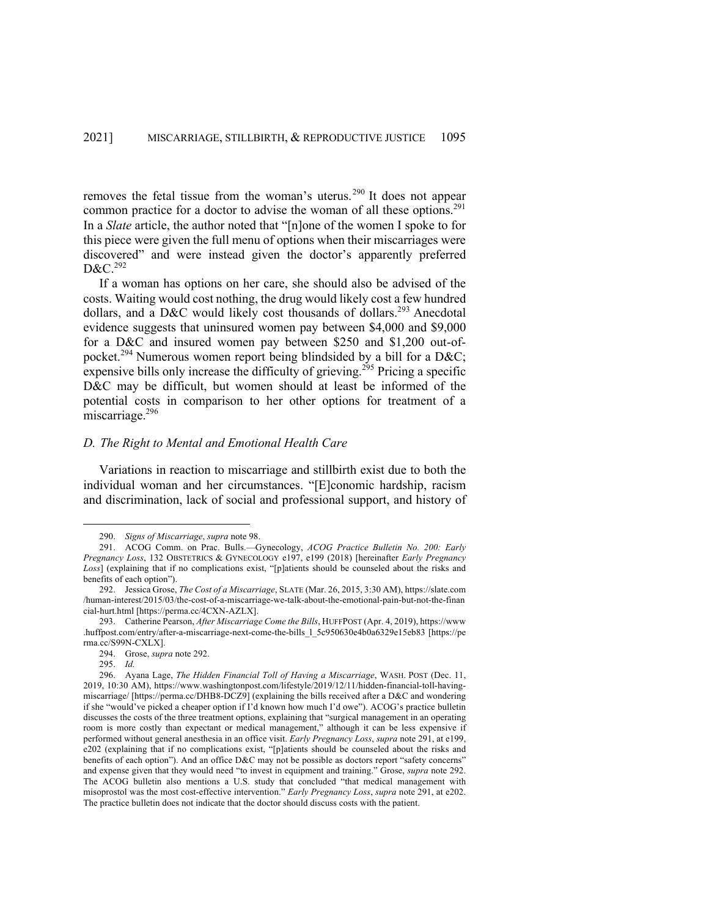removes the fetal tissue from the woman's uterus.[290] It does not appear common practice for a doctor to advise the woman of all these options.[291] In a *Slate* article, the author noted that "[n]one of the women I spoke to for this piece were given the full menu of options when their miscarriages were discovered" and were instead given the doctor's apparently preferred D&C.[292]

If a woman has options on her care, she should also be advised of the costs. Waiting would cost nothing, the drug would likely cost a few hundred dollars, and a D&C would likely cost thousands of dollars.[293] Anecdotal evidence suggests that uninsured women pay between $4,000 and $9,000 for a D&C and insured women pay between $250 and $1,200 out-of-pocket.[294] Numerous women report being blindsided by a bill for a D&C; expensive bills only increase the difficulty of grieving.[295] Pricing a specific D&C may be difficult, but women should at least be informed of the potential costs in comparison to her other options for treatment of a miscarriage.[296]

### *D. The Right to Mental and Emotional Health Care*

Variations in reaction to miscarriage and stillbirth exist due to both the individual woman and her circumstances. "[E]conomic hardship, racism and discrimination, lack of social and professional support, and history of

---

290. *Signs of Miscarriage*, *supra* note 98.

291. ACOG Comm. on Prac. Bulls.—Gynecology, *ACOG Practice Bulletin No. 200: Early Pregnancy Loss*, 132 OBSTETRICS & GYNECOLOGY e197, e199 (2018) [hereinafter *Early Pregnancy Loss*] (explaining that if no complications exist, "[p]atients should be counseled about the risks and benefits of each option").

292. Jessica Grose, *The Cost of a Miscarriage*, SLATE (Mar. 26, 2015, 3:30 AM), https://slate.com/human-interest/2015/03/the-cost-of-a-miscarriage-we-talk-about-the-emotional-pain-but-not-the-financial-hurt.html [https://perma.cc/4CXN-AZLX].

293. Catherine Pearson, *After Miscarriage Come the Bills*, HUFFPOST (Apr. 4, 2019), https://www.huffpost.com/entry/after-a-miscarriage-next-come-the-bills_l_5c950630e4b0a6329e15eb83 [https://perma.cc/S99N-CXLX].

294. Grose, *supra* note 292.

295. *Id.*

296. Ayana Lage, *The Hidden Financial Toll of Having a Miscarriage*, WASH. POST (Dec. 11, 2019, 10:30 AM), https://www.washingtonpost.com/lifestyle/2019/12/11/hidden-financial-toll-having-miscarriage/ [https://perma.cc/DHB8-DCZ9] (explaining the bills received after a D&C and wondering if she "would've picked a cheaper option if I'd known how much I'd owe"). ACOG's practice bulletin discusses the costs of the three treatment options, explaining that "surgical management in an operating room is more costly than expectant or medical management," although it can be less expensive if performed without general anesthesia in an office visit. *Early Pregnancy Loss*, *supra* note 291, at e199, e202 (explaining that if no complications exist, "[p]atients should be counseled about the risks and benefits of each option"). And an office D&C may not be possible as doctors report "safety concerns" and expense given that they would need "to invest in equipment and training." Grose, *supra* note 292. The ACOG bulletin also mentions a U.S. study that concluded "that medical management with misoprostol was the most cost-effective intervention." *Early Pregnancy Loss*, *supra* note 291, at e202. The practice bulletin does not indicate that the doctor should discuss costs with the patient.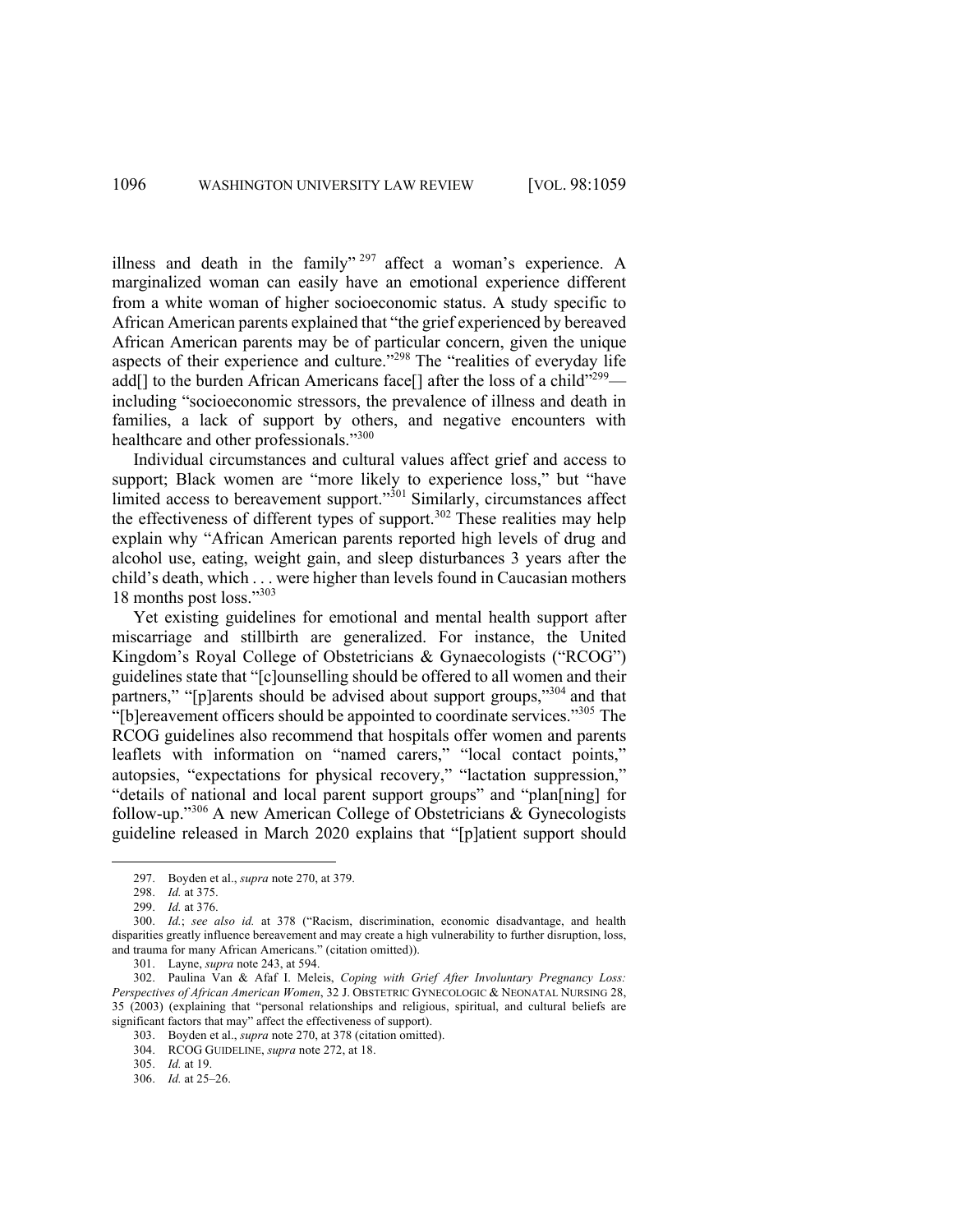illness and death in the family"[297] affect a woman's experience. A marginalized woman can easily have an emotional experience different from a white woman of higher socioeconomic status. A study specific to African American parents explained that "the grief experienced by bereaved African American parents may be of particular concern, given the unique aspects of their experience and culture."[298] The "realities of everyday life add[] to the burden African Americans face[] after the loss of a child"[299]—including "socioeconomic stressors, the prevalence of illness and death in families, a lack of support by others, and negative encounters with healthcare and other professionals."[300]

Individual circumstances and cultural values affect grief and access to support; Black women are "more likely to experience loss," but "have limited access to bereavement support."[301] Similarly, circumstances affect the effectiveness of different types of support.[302] These realities may help explain why "African American parents reported high levels of drug and alcohol use, eating, weight gain, and sleep disturbances 3 years after the child's death, which . . . were higher than levels found in Caucasian mothers 18 months post loss."[303]

Yet existing guidelines for emotional and mental health support after miscarriage and stillbirth are generalized. For instance, the United Kingdom's Royal College of Obstetricians & Gynaecologists ("RCOG") guidelines state that "[c]ounselling should be offered to all women and their partners," "[p]arents should be advised about support groups,"[304] and that "[b]ereavement officers should be appointed to coordinate services."[305] The RCOG guidelines also recommend that hospitals offer women and parents leaflets with information on "named carers," "local contact points," autopsies, "expectations for physical recovery," "lactation suppression," "details of national and local parent support groups" and "plan[ning] for follow-up."[306] A new American College of Obstetricians & Gynecologists guideline released in March 2020 explains that "[p]atient support should

---

297. Boyden et al., *supra* note 270, at 379.

298. *Id.* at 375.

299. *Id.* at 376.

300. *Id.*; *see also id.* at 378 ("Racism, discrimination, economic disadvantage, and health disparities greatly influence bereavement and may create a high vulnerability to further disruption, loss, and trauma for many African Americans." (citation omitted)).

301. Layne, *supra* note 243, at 594.

302. Paulina Van & Afaf I. Meleis, *Coping with Grief After Involuntary Pregnancy Loss: Perspectives of African American Women*, 32 J. OBSTETRIC GYNECOLOGIC & NEONATAL NURSING 28, 35 (2003) (explaining that "personal relationships and religious, spiritual, and cultural beliefs are significant factors that may" affect the effectiveness of support).

303. Boyden et al., *supra* note 270, at 378 (citation omitted).

304. RCOG GUIDELINE, *supra* note 272, at 18.

305. *Id.* at 19.

306. *Id.* at 25–26.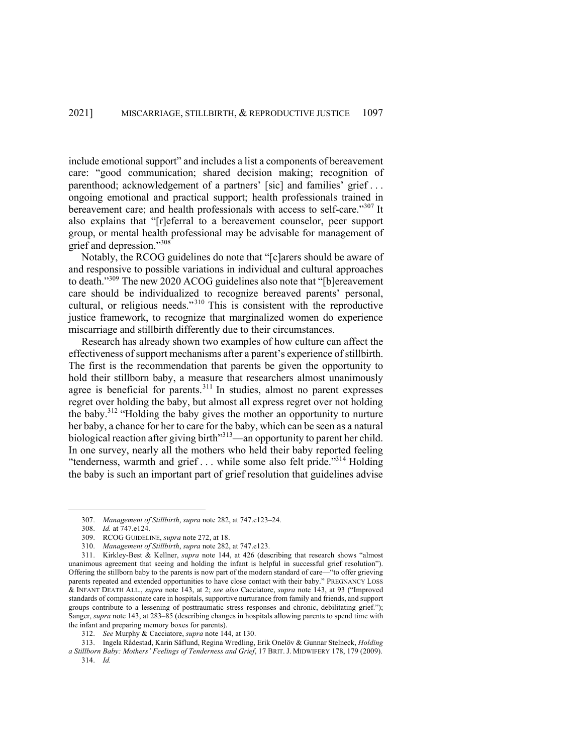include emotional support" and includes a list a components of bereavement care: "good communication; shared decision making; recognition of parenthood; acknowledgement of a partners' [sic] and families' grief . . . ongoing emotional and practical support; health professionals trained in bereavement care; and health professionals with access to self-care."[307] It also explains that "[r]eferral to a bereavement counselor, peer support group, or mental health professional may be advisable for management of grief and depression."[308]

Notably, the RCOG guidelines do note that "[c]arers should be aware of and responsive to possible variations in individual and cultural approaches to death."[309] The new 2020 ACOG guidelines also note that "[b]ereavement care should be individualized to recognize bereaved parents' personal, cultural, or religious needs."[310] This is consistent with the reproductive justice framework, to recognize that marginalized women do experience miscarriage and stillbirth differently due to their circumstances.

Research has already shown two examples of how culture can affect the effectiveness of support mechanisms after a parent's experience of stillbirth. The first is the recommendation that parents be given the opportunity to hold their stillborn baby, a measure that researchers almost unanimously agree is beneficial for parents.[311] In studies, almost no parent expresses regret over holding the baby, but almost all express regret over not holding the baby.[312] "Holding the baby gives the mother an opportunity to nurture her baby, a chance for her to care for the baby, which can be seen as a natural biological reaction after giving birth"[313]—an opportunity to parent her child. In one survey, nearly all the mothers who held their baby reported feeling "tenderness, warmth and grief . . . while some also felt pride."[314] Holding the baby is such an important part of grief resolution that guidelines advise

---

307. *Management of Stillbirth*, *supra* note 282, at 747.e123–24.

308. *Id.* at 747.e124.

309. RCOG GUIDELINE, *supra* note 272, at 18.

310. *Management of Stillbirth*, *supra* note 282, at 747.e123.

311. Kirkley-Best & Kellner, *supra* note 144, at 426 (describing that research shows "almost unanimous agreement that seeing and holding the infant is helpful in successful grief resolution"). Offering the stillborn baby to the parents is now part of the modern standard of care—"to offer grieving parents repeated and extended opportunities to have close contact with their baby." PREGNANCY LOSS & INFANT DEATH ALL., *supra* note 143, at 2; *see also* Cacciatore, *supra* note 143, at 93 ("Improved standards of compassionate care in hospitals, supportive nurturance from family and friends, and support groups contribute to a lessening of posttraumatic stress responses and chronic, debilitating grief."); Sanger, *supra* note 143, at 283–85 (describing changes in hospitals allowing parents to spend time with the infant and preparing memory boxes for parents).

312. *See* Murphy & Cacciatore, *supra* note 144, at 130.

313. Ingela Rådestad, Karin Säflund, Regina Wredling, Erik Onelöv & Gunnar Stelneck, *Holding a Stillborn Baby: Mothers' Feelings of Tenderness and Grief*, 17 BRIT. J. MIDWIFERY 178, 179 (2009).

314. *Id.*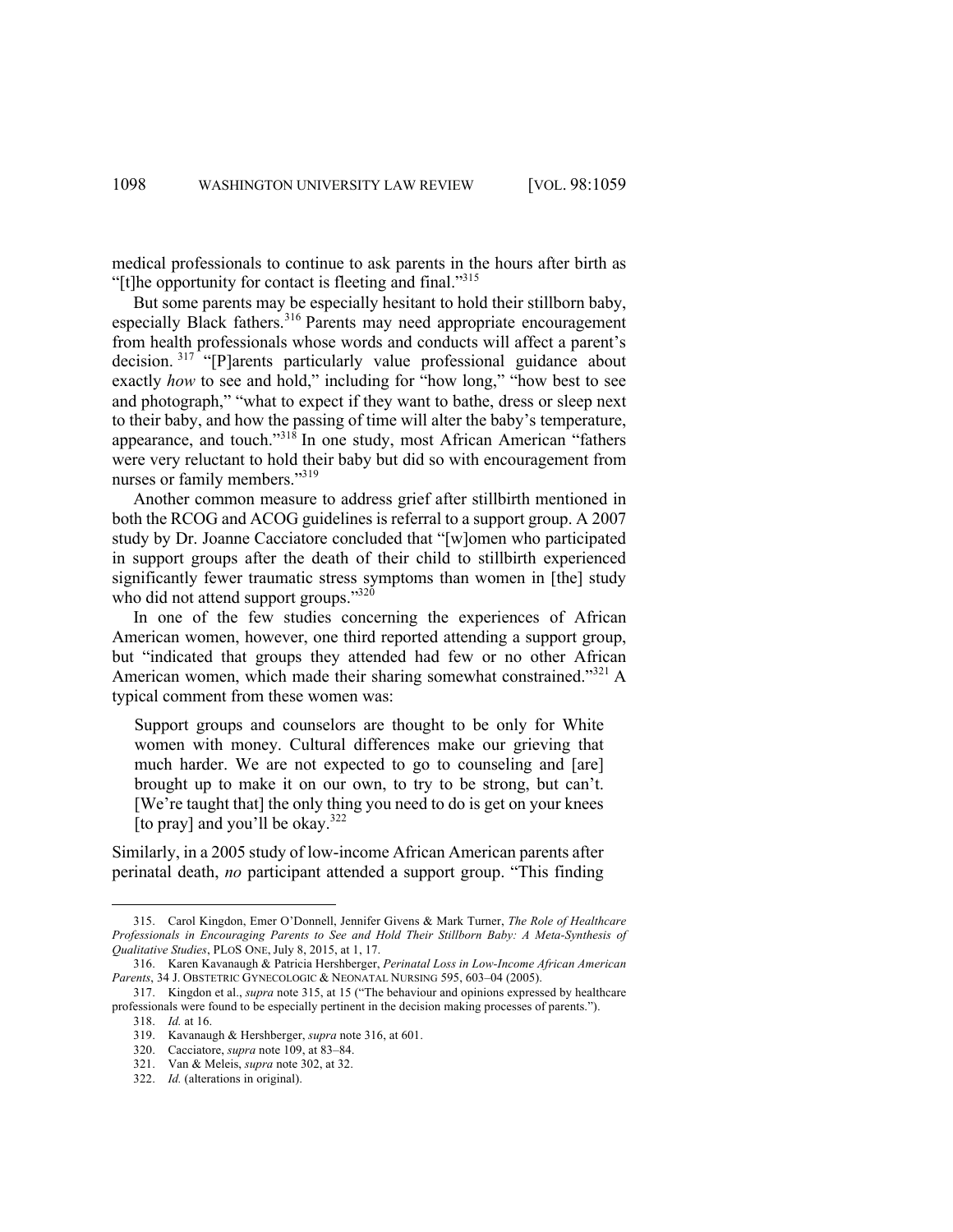medical professionals to continue to ask parents in the hours after birth as "[t]he opportunity for contact is fleeting and final."[315]

But some parents may be especially hesitant to hold their stillborn baby, especially Black fathers.[316] Parents may need appropriate encouragement from health professionals whose words and conducts will affect a parent's decision.[317] "[P]arents particularly value professional guidance about exactly *how* to see and hold," including for "how long," "how best to see and photograph," "what to expect if they want to bathe, dress or sleep next to their baby, and how the passing of time will alter the baby's temperature, appearance, and touch."[318] In one study, most African American "fathers were very reluctant to hold their baby but did so with encouragement from nurses or family members."[319]

Another common measure to address grief after stillbirth mentioned in both the RCOG and ACOG guidelines is referral to a support group. A 2007 study by Dr. Joanne Cacciatore concluded that "[w]omen who participated in support groups after the death of their child to stillbirth experienced significantly fewer traumatic stress symptoms than women in [the] study who did not attend support groups."[320]

In one of the few studies concerning the experiences of African American women, however, one third reported attending a support group, but "indicated that groups they attended had few or no other African American women, which made their sharing somewhat constrained."[321] A typical comment from these women was:

> Support groups and counselors are thought to be only for White women with money. Cultural differences make our grieving that much harder. We are not expected to go to counseling and [are] brought up to make it on our own, to try to be strong, but can't. [We're taught that] the only thing you need to do is get on your knees [to pray] and you'll be okay.[322]

Similarly, in a 2005 study of low-income African American parents after perinatal death, *no* participant attended a support group. "This finding

---

315. Carol Kingdon, Emer O'Donnell, Jennifer Givens & Mark Turner, *The Role of Healthcare Professionals in Encouraging Parents to See and Hold Their Stillborn Baby: A Meta-Synthesis of Qualitative Studies*, PLOS ONE, July 8, 2015, at 1, 17.

316. Karen Kavanaugh & Patricia Hershberger, *Perinatal Loss in Low-Income African American Parents*, 34 J. OBSTETRIC GYNECOLOGIC & NEONATAL NURSING 595, 603–04 (2005).

317. Kingdon et al., *supra* note 315, at 15 ("The behaviour and opinions expressed by healthcare professionals were found to be especially pertinent in the decision making processes of parents.").

318. *Id.* at 16.

319. Kavanaugh & Hershberger, *supra* note 316, at 601.

320. Cacciatore, *supra* note 109, at 83–84.

321. Van & Meleis, *supra* note 302, at 32.

322. *Id.* (alterations in original).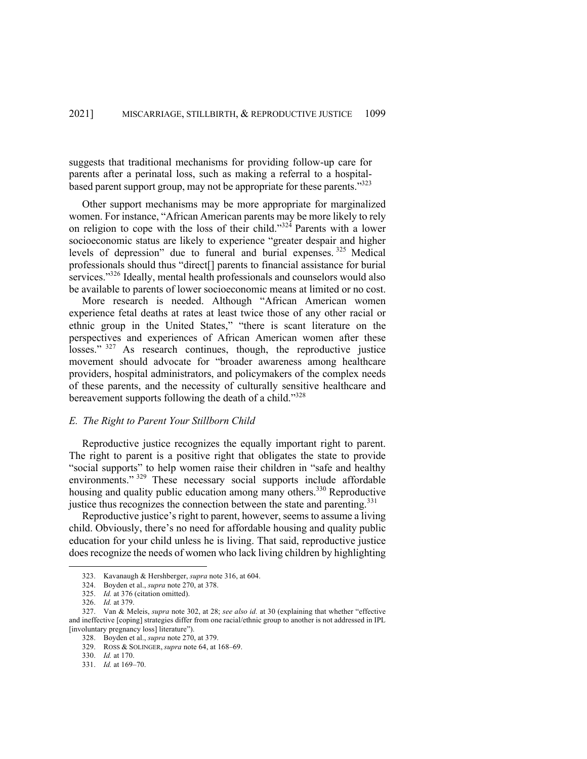suggests that traditional mechanisms for providing follow-up care for parents after a perinatal loss, such as making a referral to a hospital-based parent support group, may not be appropriate for these parents."[323]

Other support mechanisms may be more appropriate for marginalized women. For instance, "African American parents may be more likely to rely on religion to cope with the loss of their child."[324] Parents with a lower socioeconomic status are likely to experience "greater despair and higher levels of depression" due to funeral and burial expenses.[325] Medical professionals should thus "direct[] parents to financial assistance for burial services."[326] Ideally, mental health professionals and counselors would also be available to parents of lower socioeconomic means at limited or no cost.

More research is needed. Although "African American women experience fetal deaths at rates at least twice those of any other racial or ethnic group in the United States," "there is scant literature on the perspectives and experiences of African American women after these losses."[327] As research continues, though, the reproductive justice movement should advocate for "broader awareness among healthcare providers, hospital administrators, and policymakers of the complex needs of these parents, and the necessity of culturally sensitive healthcare and bereavement supports following the death of a child."[328]

### *E. The Right to Parent Your Stillborn Child*

Reproductive justice recognizes the equally important right to parent. The right to parent is a positive right that obligates the state to provide "social supports" to help women raise their children in "safe and healthy environments."[329] These necessary social supports include affordable housing and quality public education among many others.[330] Reproductive justice thus recognizes the connection between the state and parenting.[331]

Reproductive justice's right to parent, however, seems to assume a living child. Obviously, there's no need for affordable housing and quality public education for your child unless he is living. That said, reproductive justice does recognize the needs of women who lack living children by highlighting

---

323. Kavanaugh & Hershberger, *supra* note 316, at 604.

324. Boyden et al., *supra* note 270, at 378.

325. *Id.* at 376 (citation omitted).

326. *Id.* at 379.

327. Van & Meleis, *supra* note 302, at 28; *see also id.* at 30 (explaining that whether "effective and ineffective [coping] strategies differ from one racial/ethnic group to another is not addressed in IPL [involuntary pregnancy loss] literature").

328. Boyden et al., *supra* note 270, at 379.

329. ROSS & SOLINGER, *supra* note 64, at 168–69.

330. *Id.* at 170.

331. *Id.* at 169–70.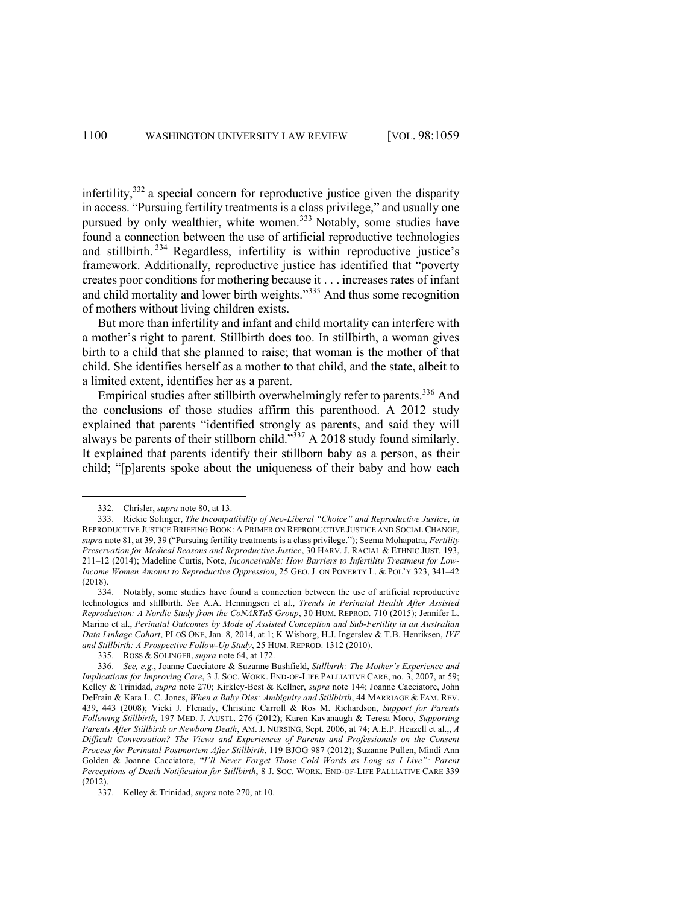infertility,[332] a special concern for reproductive justice given the disparity in access. "Pursuing fertility treatments is a class privilege," and usually one pursued by only wealthier, white women.[333] Notably, some studies have found a connection between the use of artificial reproductive technologies and stillbirth.[334] Regardless, infertility is within reproductive justice's framework. Additionally, reproductive justice has identified that "poverty creates poor conditions for mothering because it . . . increases rates of infant and child mortality and lower birth weights."[335] And thus some recognition of mothers without living children exists.

But more than infertility and infant and child mortality can interfere with a mother's right to parent. Stillbirth does too. In stillbirth, a woman gives birth to a child that she planned to raise; that woman is the mother of that child. She identifies herself as a mother to that child, and the state, albeit to a limited extent, identifies her as a parent.

Empirical studies after stillbirth overwhelmingly refer to parents.[336] And the conclusions of those studies affirm this parenthood. A 2012 study explained that parents "identified strongly as parents, and said they will always be parents of their stillborn child."[337] A 2018 study found similarly. It explained that parents identify their stillborn baby as a person, as their child; "[p]arents spoke about the uniqueness of their baby and how each

---

332. Chrisler, *supra* note 80, at 13.

333. Rickie Solinger, *The Incompatibility of Neo-Liberal "Choice" and Reproductive Justice*, *in* REPRODUCTIVE JUSTICE BRIEFING BOOK: A PRIMER ON REPRODUCTIVE JUSTICE AND SOCIAL CHANGE, *supra* note 81, at 39, 39 ("Pursuing fertility treatments is a class privilege."); Seema Mohapatra, *Fertility Preservation for Medical Reasons and Reproductive Justice*, 30 HARV. J. RACIAL & ETHNIC JUST. 193, 211–12 (2014); Madeline Curtis, Note, *Inconceivable: How Barriers to Infertility Treatment for Low-Income Women Amount to Reproductive Oppression*, 25 GEO. J. ON POVERTY L. & POL'Y 323, 341–42 (2018).

334. Notably, some studies have found a connection between the use of artificial reproductive technologies and stillbirth. *See* A.A. Henningsen et al., *Trends in Perinatal Health After Assisted Reproduction: A Nordic Study from the CoNARTaS Group*, 30 HUM. REPROD. 710 (2015); Jennifer L. Marino et al., *Perinatal Outcomes by Mode of Assisted Conception and Sub-Fertility in an Australian Data Linkage Cohort*, PLOS ONE, Jan. 8, 2014, at 1; K Wisborg, H.J. Ingerslev & T.B. Henriksen, *IVF and Stillbirth: A Prospective Follow-Up Study*, 25 HUM. REPROD. 1312 (2010).

335. ROSS & SOLINGER, *supra* note 64, at 172.

336. *See, e.g.*, Joanne Cacciatore & Suzanne Bushfield, *Stillbirth: The Mother's Experience and Implications for Improving Care*, 3 J. SOC. WORK. END-OF-LIFE PALLIATIVE CARE, no. 3, 2007, at 59; Kelley & Trinidad, *supra* note 270; Kirkley-Best & Kellner, *supra* note 144; Joanne Cacciatore, John DeFrain & Kara L. C. Jones, *When a Baby Dies: Ambiguity and Stillbirth*, 44 MARRIAGE & FAM. REV. 439, 443 (2008); Vicki J. Flenady, Christine Carroll & Ros M. Richardson, *Support for Parents Following Stillbirth*, 197 MED. J. AUSTL. 276 (2012); Karen Kavanaugh & Teresa Moro, *Supporting Parents After Stillbirth or Newborn Death*, AM. J. NURSING, Sept. 2006, at 74; A.E.P. Heazell et al.,, *A Difficult Conversation? The Views and Experiences of Parents and Professionals on the Consent Process for Perinatal Postmortem After Stillbirth*, 119 BJOG 987 (2012); Suzanne Pullen, Mindi Ann Golden & Joanne Cacciatore, "*I'll Never Forget Those Cold Words as Long as I Live": Parent Perceptions of Death Notification for Stillbirth*, 8 J. SOC. WORK. END-OF-LIFE PALLIATIVE CARE 339 (2012).

337. Kelley & Trinidad, *supra* note 270, at 10.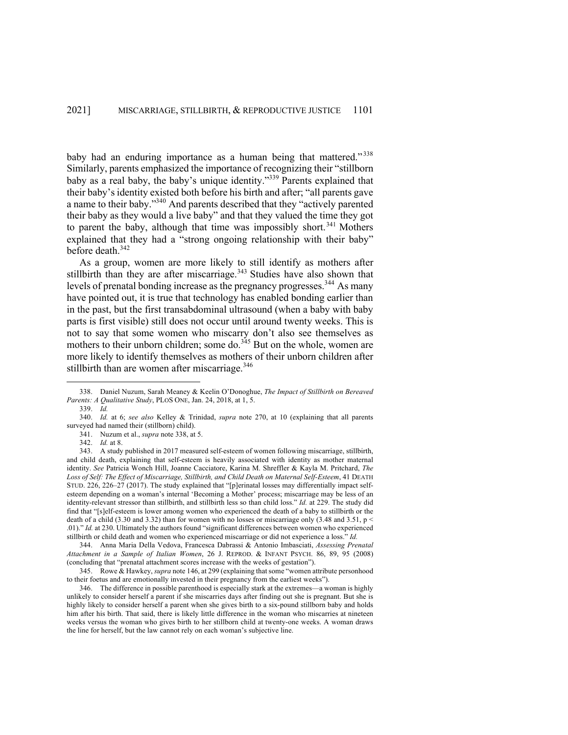baby had an enduring importance as a human being that mattered."[338] Similarly, parents emphasized the importance of recognizing their "stillborn baby as a real baby, the baby's unique identity."[339] Parents explained that their baby's identity existed both before his birth and after; "all parents gave a name to their baby."[340] And parents described that they "actively parented their baby as they would a live baby" and that they valued the time they got to parent the baby, although that time was impossibly short.[341] Mothers explained that they had a "strong ongoing relationship with their baby" before death.[342]

As a group, women are more likely to still identify as mothers after stillbirth than they are after miscarriage.[343] Studies have also shown that levels of prenatal bonding increase as the pregnancy progresses.[344] As many have pointed out, it is true that technology has enabled bonding earlier than in the past, but the first transabdominal ultrasound (when a baby with baby parts is first visible) still does not occur until around twenty weeks. This is not to say that some women who miscarry don't also see themselves as mothers to their unborn children; some do.[345] But on the whole, women are more likely to identify themselves as mothers of their unborn children after stillbirth than are women after miscarriage.[346]

---

338. Daniel Nuzum, Sarah Meaney & Keelin O'Donoghue, *The Impact of Stillbirth on Bereaved Parents: A Qualitative Study*, PLOS ONE, Jan. 24, 2018, at 1, 5.

339. *Id.*

340. *Id.* at 6; *see also* Kelley & Trinidad, *supra* note 270, at 10 (explaining that all parents surveyed had named their (stillborn) child).

341. Nuzum et al., *supra* note 338, at 5.

342. *Id.* at 8.

343. A study published in 2017 measured self-esteem of women following miscarriage, stillbirth, and child death, explaining that self-esteem is heavily associated with identity as mother maternal identity. *See* Patricia Wonch Hill, Joanne Cacciatore, Karina M. Shreffler & Kayla M. Pritchard, *The Loss of Self: The Effect of Miscarriage, Stillbirth, and Child Death on Maternal Self-Esteem*, 41 DEATH STUD. 226, 226–27 (2017). The study explained that "[p]erinatal losses may differentially impact self-esteem depending on a woman's internal 'Becoming a Mother' process; miscarriage may be less of an identity-relevant stressor than stillbirth, and stillbirth less so than child loss." *Id.* at 229. The study did find that "[s]elf-esteem is lower among women who experienced the death of a baby to stillbirth or the death of a child (3.30 and 3.32) than for women with no losses or miscarriage only (3.48 and 3.51, $p < .01$)." *Id.* at 230. Ultimately the authors found "significant differences between women who experienced stillbirth or child death and women who experienced miscarriage or did not experience a loss." *Id.*

344. Anna Maria Della Vedova, Francesca Dabrassi & Antonio Imbasciati, *Assessing Prenatal Attachment in a Sample of Italian Women*, 26 J. REPROD. & INFANT PSYCH. 86, 89, 95 (2008) (concluding that "prenatal attachment scores increase with the weeks of gestation").

345. Rowe & Hawkey, *supra* note 146, at 299 (explaining that some "women attribute personhood to their foetus and are emotionally invested in their pregnancy from the earliest weeks").

346. The difference in possible parenthood is especially stark at the extremes—a woman is highly unlikely to consider herself a parent if she miscarries days after finding out she is pregnant. But she is highly likely to consider herself a parent when she gives birth to a six-pound stillborn baby and holds him after his birth. That said, there is likely little difference in the woman who miscarries at nineteen weeks versus the woman who gives birth to her stillborn child at twenty-one weeks. A woman draws the line for herself, but the law cannot rely on each woman's subjective line.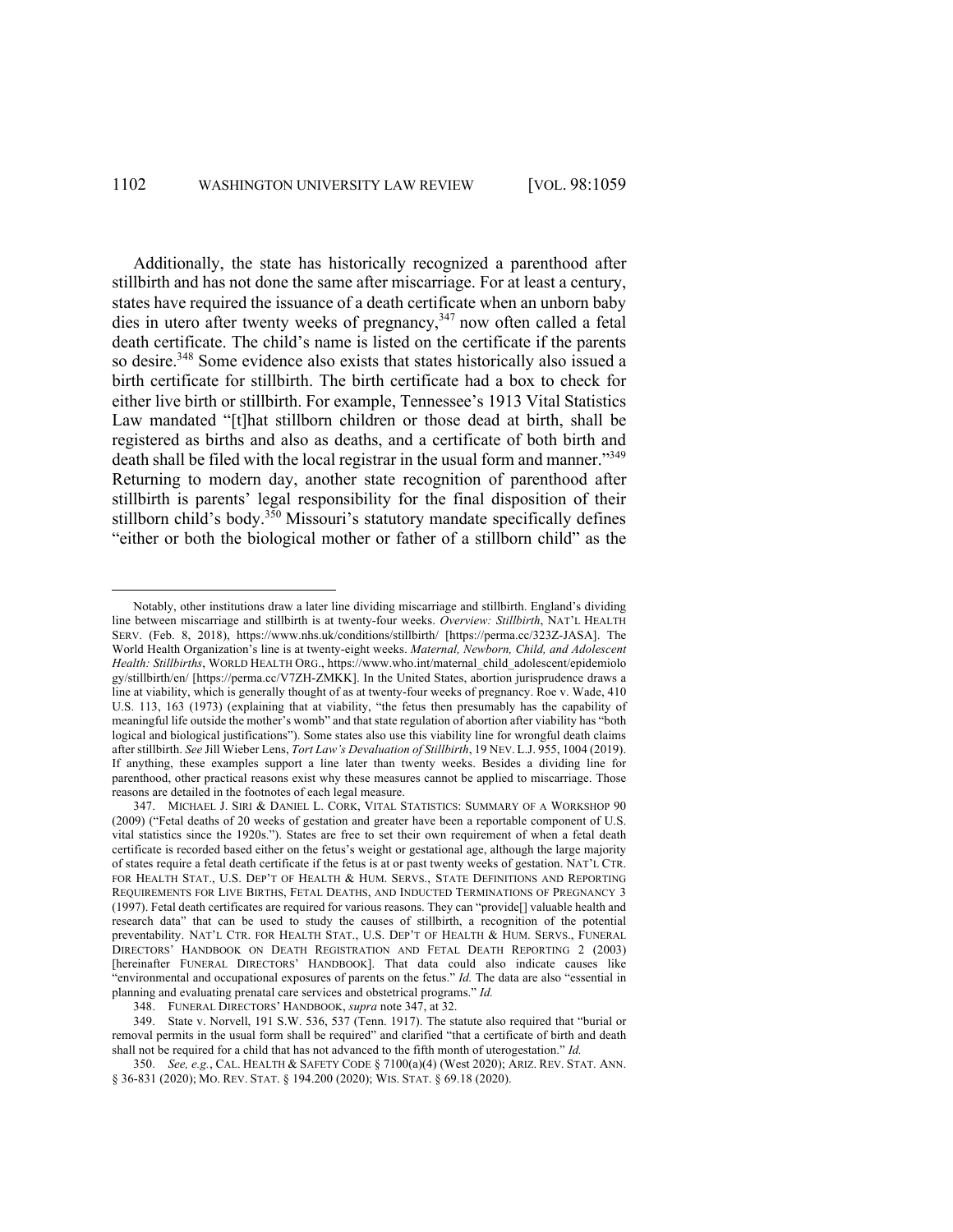Additionally, the state has historically recognized a parenthood after stillbirth and has not done the same after miscarriage. For at least a century, states have required the issuance of a death certificate when an unborn baby dies in utero after twenty weeks of pregnancy,[347] now often called a fetal death certificate. The child's name is listed on the certificate if the parents so desire.[348] Some evidence also exists that states historically also issued a birth certificate for stillbirth. The birth certificate had a box to check for either live birth or stillbirth. For example, Tennessee's 1913 Vital Statistics Law mandated "[t]hat stillborn children or those dead at birth, shall be registered as births and also as deaths, and a certificate of both birth and death shall be filed with the local registrar in the usual form and manner."[349] Returning to modern day, another state recognition of parenthood after stillbirth is parents' legal responsibility for the final disposition of their stillborn child's body.[350] Missouri's statutory mandate specifically defines "either or both the biological mother or father of a stillborn child" as the

---

Notably, other institutions draw a later line dividing miscarriage and stillbirth. England's dividing line between miscarriage and stillbirth is at twenty-four weeks. *Overview: Stillbirth*, NAT'L HEALTH SERV. (Feb. 8, 2018), https://www.nhs.uk/conditions/stillbirth/ [https://perma.cc/323Z-JASA]. The World Health Organization's line is at twenty-eight weeks. *Maternal, Newborn, Child, and Adolescent Health: Stillbirths*, WORLD HEALTH ORG., https://www.who.int/maternal_child_adolescent/epidemiology/stillbirth/en/ [https://perma.cc/V7ZH-ZMKK]. In the United States, abortion jurisprudence draws a line at viability, which is generally thought of as at twenty-four weeks of pregnancy. Roe v. Wade, 410 U.S. 113, 163 (1973) (explaining that at viability, "the fetus then presumably has the capability of meaningful life outside the mother's womb" and that state regulation of abortion after viability has "both logical and biological justifications"). Some states also use this viability line for wrongful death claims after stillbirth. *See* Jill Wieber Lens, *Tort Law's Devaluation of Stillbirth*, 19 NEV. L.J. 955, 1004 (2019). If anything, these examples support a line later than twenty weeks. Besides a dividing line for parenthood, other practical reasons exist why these measures cannot be applied to miscarriage. Those reasons are detailed in the footnotes of each legal measure.

347. MICHAEL J. SIRI & DANIEL L. CORK, VITAL STATISTICS: SUMMARY OF A WORKSHOP 90 (2009) ("Fetal deaths of 20 weeks of gestation and greater have been a reportable component of U.S. vital statistics since the 1920s."). States are free to set their own requirement of when a fetal death certificate is recorded based either on the fetus's weight or gestational age, although the large majority of states require a fetal death certificate if the fetus is at or past twenty weeks of gestation. NAT'L CTR. FOR HEALTH STAT., U.S. DEP'T OF HEALTH & HUM. SERVS., STATE DEFINITIONS AND REPORTING REQUIREMENTS FOR LIVE BIRTHS, FETAL DEATHS, AND INDUCTED TERMINATIONS OF PREGNANCY 3 (1997). Fetal death certificates are required for various reasons. They can "provide[] valuable health and research data" that can be used to study the causes of stillbirth, a recognition of the potential preventability. NAT'L CTR. FOR HEALTH STAT., U.S. DEP'T OF HEALTH & HUM. SERVS., FUNERAL DIRECTORS' HANDBOOK ON DEATH REGISTRATION AND FETAL DEATH REPORTING 2 (2003) [hereinafter FUNERAL DIRECTORS' HANDBOOK]. That data could also indicate causes like "environmental and occupational exposures of parents on the fetus." *Id.* The data are also "essential in planning and evaluating prenatal care services and obstetrical programs." *Id.*

348. FUNERAL DIRECTORS' HANDBOOK, *supra* note 347, at 32.

349. State v. Norvell, 191 S.W. 536, 537 (Tenn. 1917). The statute also required that "burial or removal permits in the usual form shall be required" and clarified "that a certificate of birth and death shall not be required for a child that has not advanced to the fifth month of uterogestation." *Id.*

350. *See, e.g.*, CAL. HEALTH & SAFETY CODE § 7100(a)(4) (West 2020); ARIZ. REV. STAT. ANN. § 36-831 (2020); MO. REV. STAT. § 194.200 (2020); WIS. STAT. § 69.18 (2020).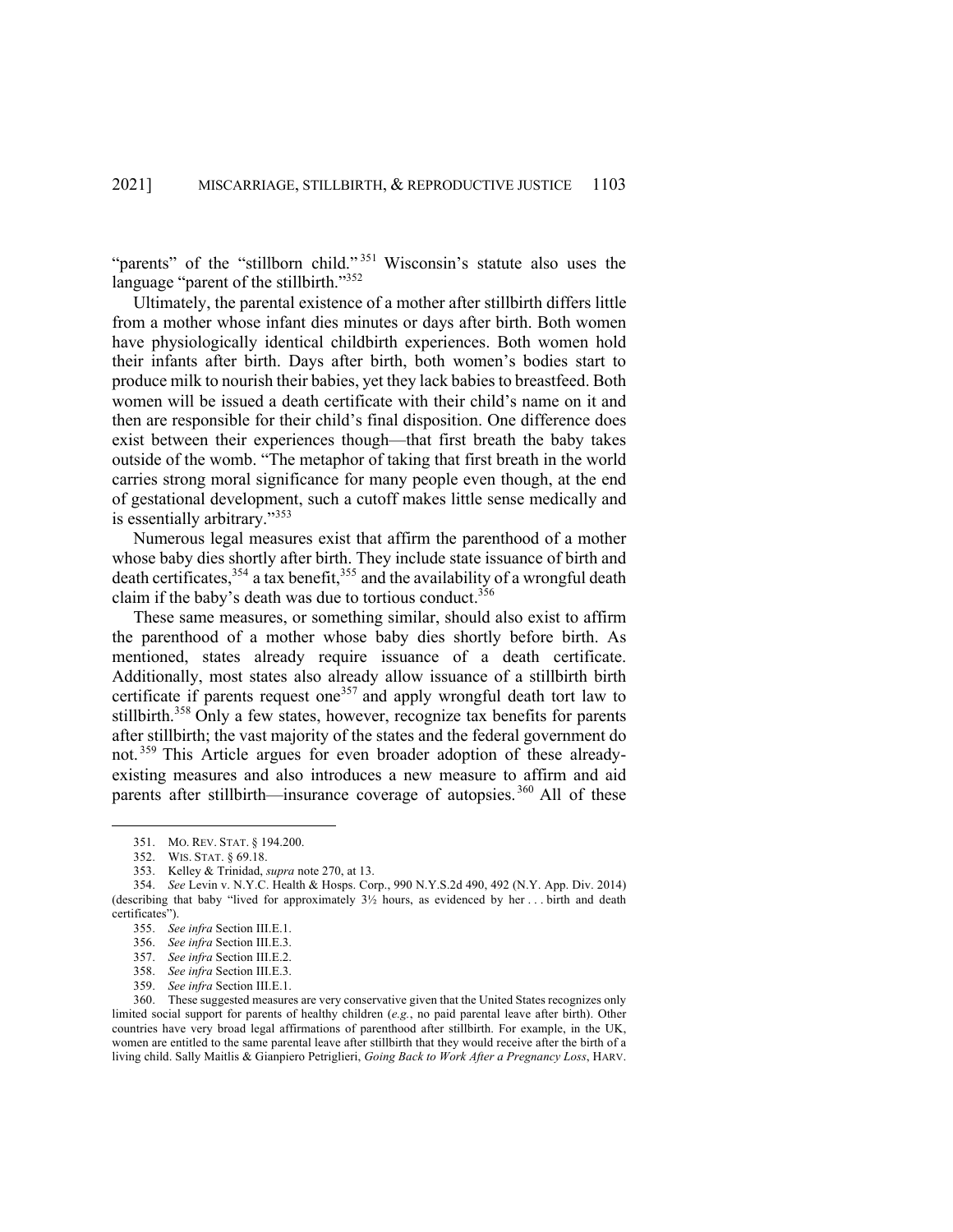"parents" of the "stillborn child."[351] Wisconsin's statute also uses the language "parent of the stillbirth."[352]

Ultimately, the parental existence of a mother after stillbirth differs little from a mother whose infant dies minutes or days after birth. Both women have physiologically identical childbirth experiences. Both women hold their infants after birth. Days after birth, both women's bodies start to produce milk to nourish their babies, yet they lack babies to breastfeed. Both women will be issued a death certificate with their child's name on it and then are responsible for their child's final disposition. One difference does exist between their experiences though—that first breath the baby takes outside of the womb. "The metaphor of taking that first breath in the world carries strong moral significance for many people even though, at the end of gestational development, such a cutoff makes little sense medically and is essentially arbitrary."[353]

Numerous legal measures exist that affirm the parenthood of a mother whose baby dies shortly after birth. They include state issuance of birth and death certificates,[354] a tax benefit,[355] and the availability of a wrongful death claim if the baby's death was due to tortious conduct.[356]

These same measures, or something similar, should also exist to affirm the parenthood of a mother whose baby dies shortly before birth. As mentioned, states already require issuance of a death certificate. Additionally, most states also already allow issuance of a stillbirth birth certificate if parents request one[357] and apply wrongful death tort law to stillbirth.[358] Only a few states, however, recognize tax benefits for parents after stillbirth; the vast majority of the states and the federal government do not.[359] This Article argues for even broader adoption of these already-existing measures and also introduces a new measure to affirm and aid parents after stillbirth—insurance coverage of autopsies.[360] All of these

---

351. MO. REV. STAT. § 194.200.

352. WIS. STAT. § 69.18.

353. Kelley & Trinidad, *supra* note 270, at 13.

354. *See* Levin v. N.Y.C. Health & Hosps. Corp., 990 N.Y.S.2d 490, 492 (N.Y. App. Div. 2014) (describing that baby "lived for approximately 3½ hours, as evidenced by her . . . birth and death certificates").

355. *See infra* Section III.E.1.

356. *See infra* Section III.E.3.

357. *See infra* Section III.E.2.

358. *See infra* Section III.E.3.

359. *See infra* Section III.E.1.

360. These suggested measures are very conservative given that the United States recognizes only limited social support for parents of healthy children (*e.g.*, no paid parental leave after birth). Other countries have very broad legal affirmations of parenthood after stillbirth. For example, in the UK, women are entitled to the same parental leave after stillbirth that they would receive after the birth of a living child. Sally Maitlis & Gianpiero Petriglieri, *Going Back to Work After a Pregnancy Loss*, HARV.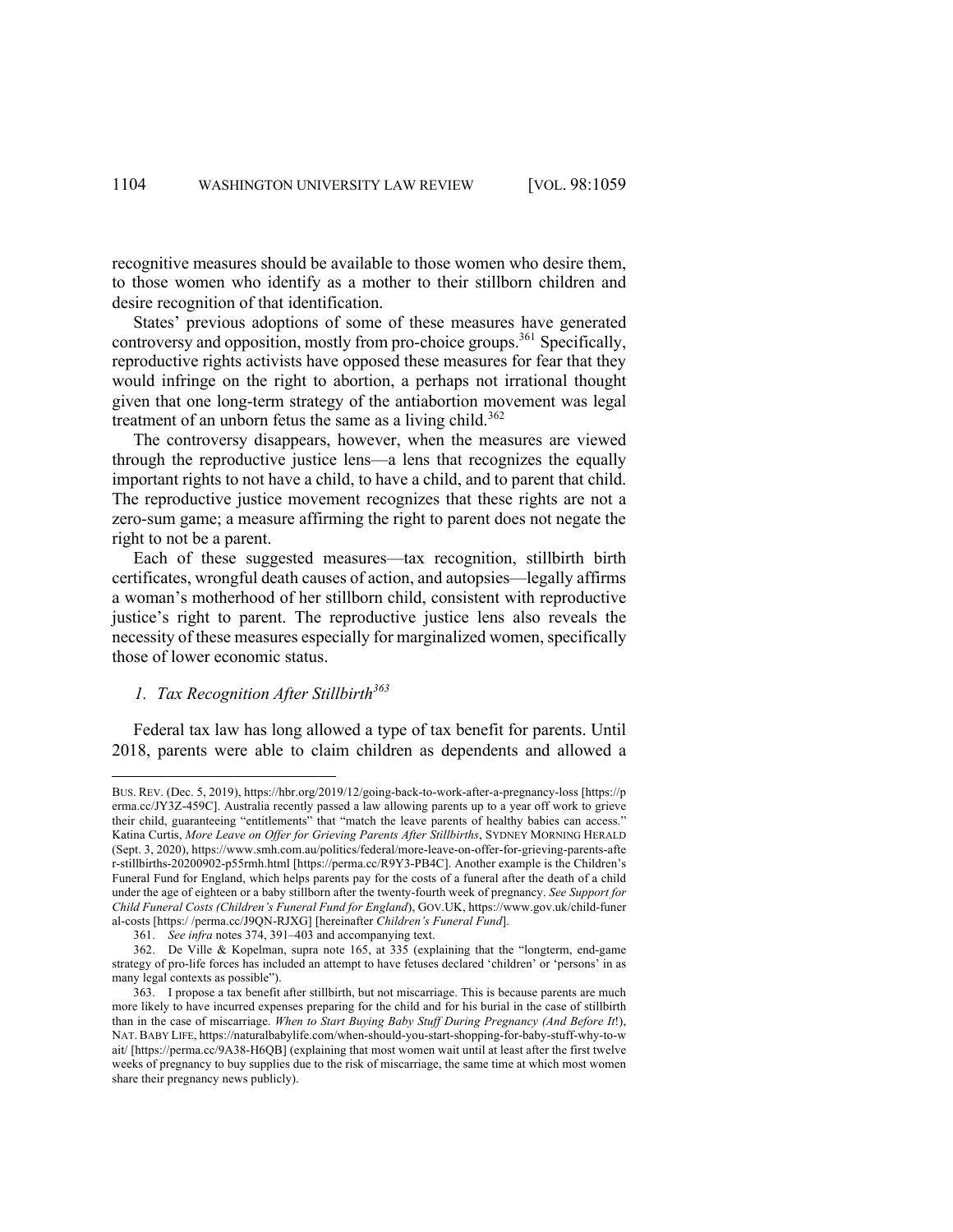recognitive measures should be available to those women who desire them, to those women who identify as a mother to their stillborn children and desire recognition of that identification.

States' previous adoptions of some of these measures have generated controversy and opposition, mostly from pro-choice groups.[361] Specifically, reproductive rights activists have opposed these measures for fear that they would infringe on the right to abortion, a perhaps not irrational thought given that one long-term strategy of the antiabortion movement was legal treatment of an unborn fetus the same as a living child.[362]

The controversy disappears, however, when the measures are viewed through the reproductive justice lens—a lens that recognizes the equally important rights to not have a child, to have a child, and to parent that child. The reproductive justice movement recognizes that these rights are not a zero-sum game; a measure affirming the right to parent does not negate the right to not be a parent.

Each of these suggested measures—tax recognition, stillbirth birth certificates, wrongful death causes of action, and autopsies—legally affirms a woman's motherhood of her stillborn child, consistent with reproductive justice's right to parent. The reproductive justice lens also reveals the necessity of these measures especially for marginalized women, specifically those of lower economic status.

### *1. Tax Recognition After Stillbirth*[363]

Federal tax law has long allowed a type of tax benefit for parents. Until 2018, parents were able to claim children as dependents and allowed a

---

BUS. REV. (Dec. 5, 2019), https://hbr.org/2019/12/going-back-to-work-after-a-pregnancy-loss [https://perma.cc/JY3Z-459C]. Australia recently passed a law allowing parents up to a year off work to grieve their child, guaranteeing "entitlements" that "match the leave parents of healthy babies can access." Katina Curtis, *More Leave on Offer for Grieving Parents After Stillbirths*, SYDNEY MORNING HERALD (Sept. 3, 2020), https://www.smh.com.au/politics/federal/more-leave-on-offer-for-grieving-parents-after-stillbirths-20200902-p55rmh.html [https://perma.cc/R9Y3-PB4C]. Another example is the Children's Funeral Fund for England, which helps parents pay for the costs of a funeral after the death of a child under the age of eighteen or a baby stillborn after the twenty-fourth week of pregnancy. *See Support for Child Funeral Costs (Children's Funeral Fund for England)*, GOV.UK, https://www.gov.uk/child-funeral-costs [https:/ /perma.cc/J9QN-RJXG] [hereinafter *Children's Funeral Fund*].

361. *See infra* notes 374, 391–403 and accompanying text.

362. De Ville & Kopelman, supra note 165, at 335 (explaining that the "longterm, end-game strategy of pro-life forces has included an attempt to have fetuses declared 'children' or 'persons' in as many legal contexts as possible").

363. I propose a tax benefit after stillbirth, but not miscarriage. This is because parents are much more likely to have incurred expenses preparing for the child and for his burial in the case of stillbirth than in the case of miscarriage. *When to Start Buying Baby Stuff During Pregnancy (And Before It!)*, NAT. BABY LIFE, https://naturalbabylife.com/when-should-you-start-shopping-for-baby-stuff-why-to-wait/ [https://perma.cc/9A38-H6QB] (explaining that most women wait until at least after the first twelve weeks of pregnancy to buy supplies due to the risk of miscarriage, the same time at which most women share their pregnancy news publicly).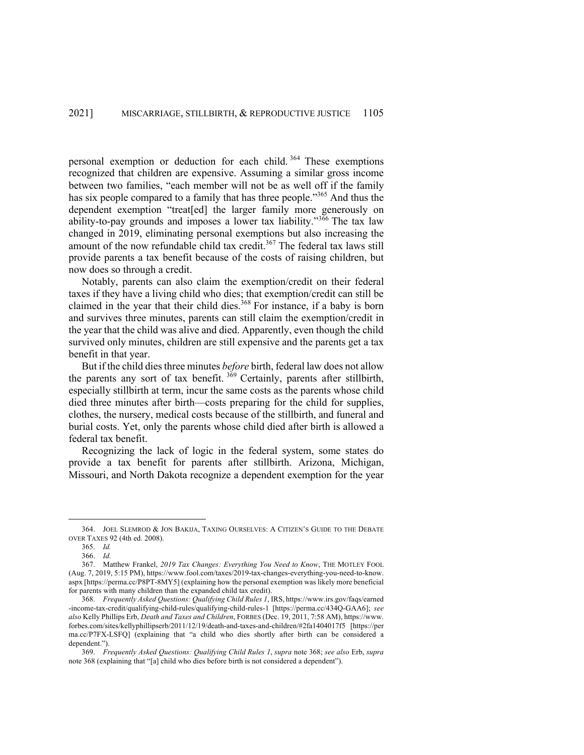personal exemption or deduction for each child.[364] These exemptions recognized that children are expensive. Assuming a similar gross income between two families, "each member will not be as well off if the family has six people compared to a family that has three people."[365] And thus the dependent exemption "treat[ed] the larger family more generously on ability-to-pay grounds and imposes a lower tax liability."[366] The tax law changed in 2019, eliminating personal exemptions but also increasing the amount of the now refundable child tax credit.[367] The federal tax laws still provide parents a tax benefit because of the costs of raising children, but now does so through a credit.

Notably, parents can also claim the exemption/credit on their federal taxes if they have a living child who dies; that exemption/credit can still be claimed in the year that their child dies.[368] For instance, if a baby is born and survives three minutes, parents can still claim the exemption/credit in the year that the child was alive and died. Apparently, even though the child survived only minutes, children are still expensive and the parents get a tax benefit in that year.

But if the child dies three minutes *before* birth, federal law does not allow the parents any sort of tax benefit.[369] Certainly, parents after stillbirth, especially stillbirth at term, incur the same costs as the parents whose child died three minutes after birth—costs preparing for the child for supplies, clothes, the nursery, medical costs because of the stillbirth, and funeral and burial costs. Yet, only the parents whose child died after birth is allowed a federal tax benefit.

Recognizing the lack of logic in the federal system, some states do provide a tax benefit for parents after stillbirth. Arizona, Michigan, Missouri, and North Dakota recognize a dependent exemption for the year

---

364. JOEL SLEMROD & JON BAKIJA, TAXING OURSELVES: A CITIZEN'S GUIDE TO THE DEBATE OVER TAXES 92 (4th ed. 2008).

365. *Id.*

366. *Id.*

367. Matthew Frankel, *2019 Tax Changes: Everything You Need to Know*, THE MOTLEY FOOL (Aug. 7, 2019, 5:15 PM), https://www.fool.com/taxes/2019-tax-changes-everything-you-need-to-know.aspx [https://perma.cc/P8PT-8MY5] (explaining how the personal exemption was likely more beneficial for parents with many children than the expanded child tax credit).

368. *Frequently Asked Questions: Qualifying Child Rules 1*, IRS, https://www.irs.gov/faqs/earned-income-tax-credit/qualifying-child-rules/qualifying-child-rules-1 [https://perma.cc/434Q-GAA6]; *see also* Kelly Phillips Erb, *Death and Taxes and Children*, FORBES (Dec. 19, 2011, 7:58 AM), https://www.forbes.com/sites/kellyphillipserb/2011/12/19/death-and-taxes-and-children/#2fa1404017f5 [https://perma.cc/P7FX-LSFQ] (explaining that "a child who dies shortly after birth can be considered a dependent.").

369. *Frequently Asked Questions: Qualifying Child Rules 1*, *supra* note 368; *see also* Erb, *supra* note 368 (explaining that "[a] child who dies before birth is not considered a dependent").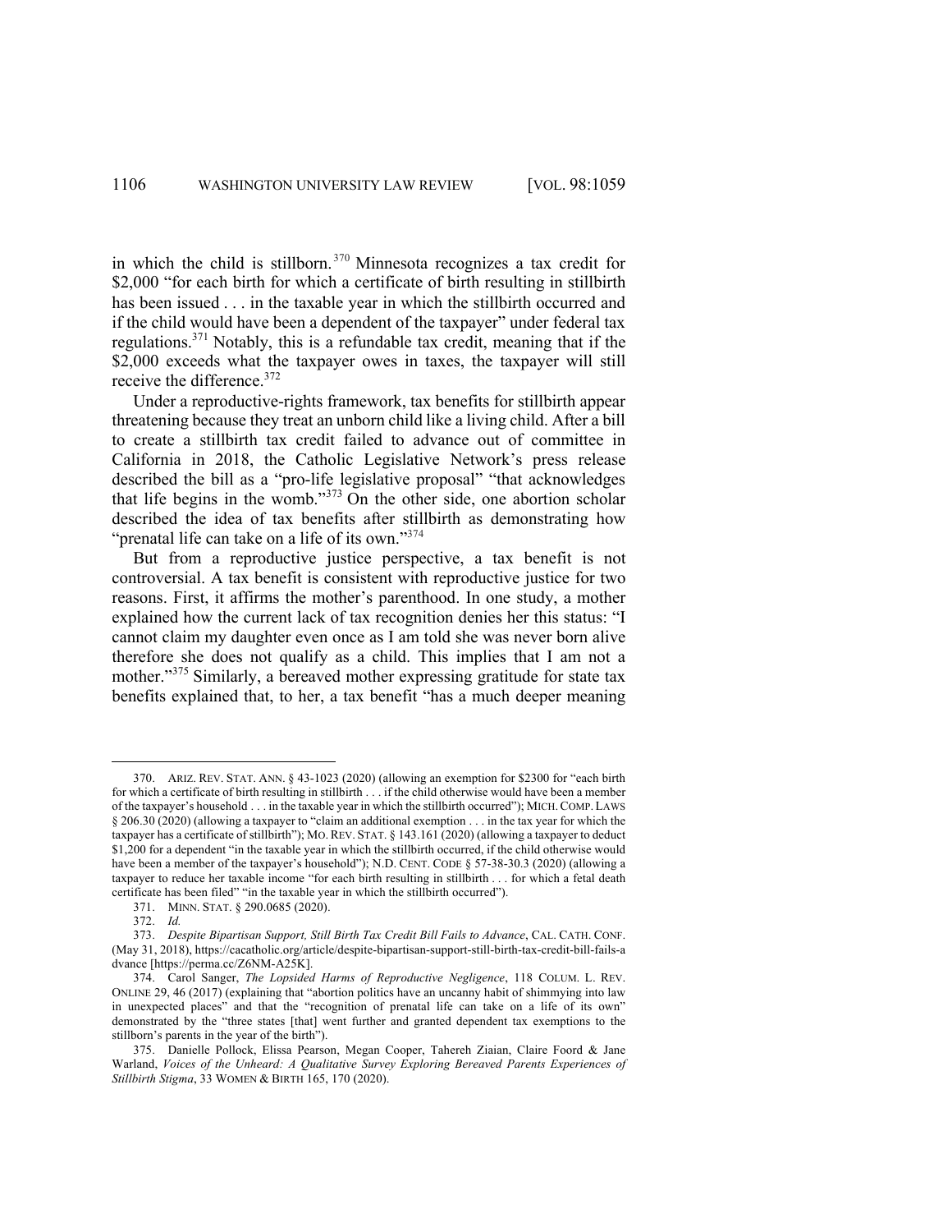in which the child is stillborn.[370] Minnesota recognizes a tax credit for $2,000 "for each birth for which a certificate of birth resulting in stillbirth has been issued . . . in the taxable year in which the stillbirth occurred and if the child would have been a dependent of the taxpayer" under federal tax regulations.[371] Notably, this is a refundable tax credit, meaning that if the $2,000 exceeds what the taxpayer owes in taxes, the taxpayer will still receive the difference.[372]

Under a reproductive-rights framework, tax benefits for stillbirth appear threatening because they treat an unborn child like a living child. After a bill to create a stillbirth tax credit failed to advance out of committee in California in 2018, the Catholic Legislative Network's press release described the bill as a "pro-life legislative proposal" "that acknowledges that life begins in the womb."[373] On the other side, one abortion scholar described the idea of tax benefits after stillbirth as demonstrating how "prenatal life can take on a life of its own."[374]

But from a reproductive justice perspective, a tax benefit is not controversial. A tax benefit is consistent with reproductive justice for two reasons. First, it affirms the mother's parenthood. In one study, a mother explained how the current lack of tax recognition denies her this status: "I cannot claim my daughter even once as I am told she was never born alive therefore she does not qualify as a child. This implies that I am not a mother."[375] Similarly, a bereaved mother expressing gratitude for state tax benefits explained that, to her, a tax benefit "has a much deeper meaning

---

370. ARIZ. REV. STAT. ANN. § 43-1023 (2020) (allowing an exemption for $2300 for "each birth for which a certificate of birth resulting in stillbirth . . . if the child otherwise would have been a member of the taxpayer's household . . . in the taxable year in which the stillbirth occurred"); MICH. COMP. LAWS § 206.30 (2020) (allowing a taxpayer to "claim an additional exemption . . . in the tax year for which the taxpayer has a certificate of stillbirth"); MO. REV. STAT. § 143.161 (2020) (allowing a taxpayer to deduct $1,200 for a dependent "in the taxable year in which the stillbirth occurred, if the child otherwise would have been a member of the taxpayer's household"); N.D. CENT. CODE § 57-38-30.3 (2020) (allowing a taxpayer to reduce her taxable income "for each birth resulting in stillbirth . . . for which a fetal death certificate has been filed" "in the taxable year in which the stillbirth occurred").

371. MINN. STAT. § 290.0685 (2020).

372. *Id.*

373. *Despite Bipartisan Support, Still Birth Tax Credit Bill Fails to Advance*, CAL. CATH. CONF. (May 31, 2018), https://cacatholic.org/article/despite-bipartisan-support-still-birth-tax-credit-bill-fails-advance [https://perma.cc/Z6NM-A25K].

374. Carol Sanger, *The Lopsided Harms of Reproductive Negligence*, 118 COLUM. L. REV. ONLINE 29, 46 (2017) (explaining that "abortion politics have an uncanny habit of shimmying into law in unexpected places" and that the "recognition of prenatal life can take on a life of its own" demonstrated by the "three states [that] went further and granted dependent tax exemptions to the stillborn's parents in the year of the birth").

375. Danielle Pollock, Elissa Pearson, Megan Cooper, Tahereh Ziaian, Claire Foord & Jane Warland, *Voices of the Unheard: A Qualitative Survey Exploring Bereaved Parents Experiences of Stillbirth Stigma*, 33 WOMEN & BIRTH 165, 170 (2020).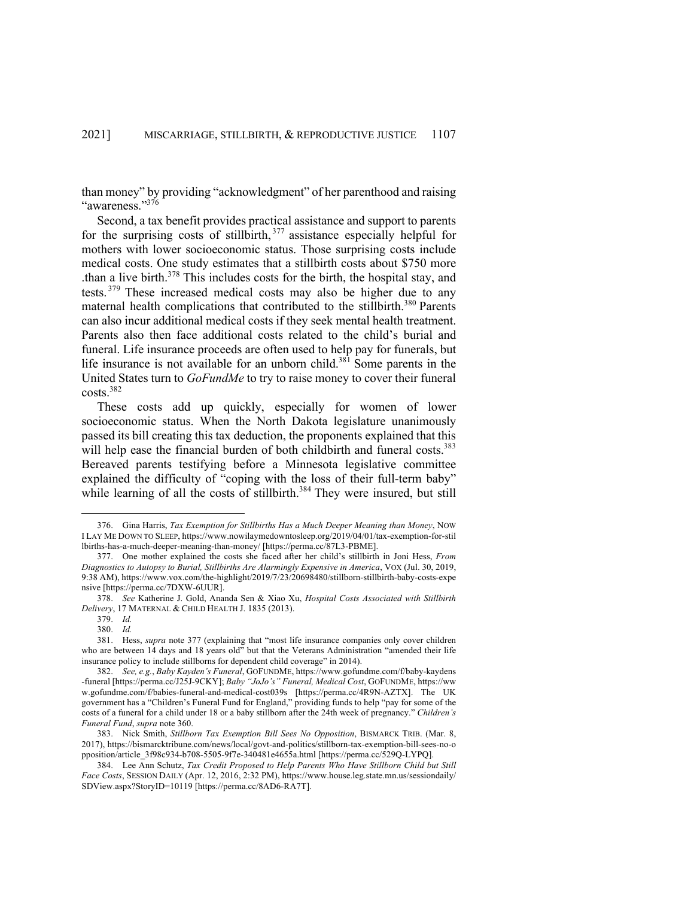than money" by providing "acknowledgment" of her parenthood and raising "awareness."[376]

Second, a tax benefit provides practical assistance and support to parents for the surprising costs of stillbirth,[377] assistance especially helpful for mothers with lower socioeconomic status. Those surprising costs include medical costs. One study estimates that a stillbirth costs about $750 more .than a live birth.[378] This includes costs for the birth, the hospital stay, and tests.[379] These increased medical costs may also be higher due to any maternal health complications that contributed to the stillbirth.[380] Parents can also incur additional medical costs if they seek mental health treatment. Parents also then face additional costs related to the child's burial and funeral. Life insurance proceeds are often used to help pay for funerals, but life insurance is not available for an unborn child.[381] Some parents in the United States turn to *GoFundMe* to try to raise money to cover their funeral costs.[382]

These costs add up quickly, especially for women of lower socioeconomic status. When the North Dakota legislature unanimously passed its bill creating this tax deduction, the proponents explained that this will help ease the financial burden of both childbirth and funeral costs.[383] Bereaved parents testifying before a Minnesota legislative committee explained the difficulty of "coping with the loss of their full-term baby" while learning of all the costs of stillbirth.[384] They were insured, but still

---

376. Gina Harris, *Tax Exemption for Stillbirths Has a Much Deeper Meaning than Money*, NOW I LAY ME DOWN TO SLEEP, https://www.nowilaymedowntosleep.org/2019/04/01/tax-exemption-for-stillbirths-has-a-much-deeper-meaning-than-money/ [https://perma.cc/87L3-PBME].

377. One mother explained the costs she faced after her child's stillbirth in Joni Hess, *From Diagnostics to Autopsy to Burial, Stillbirths Are Alarmingly Expensive in America*, VOX (Jul. 30, 2019, 9:38 AM), https://www.vox.com/the-highlight/2019/7/23/20698480/stillborn-stillbirth-baby-costs-expensive [https://perma.cc/7DXW-6UUR].

378. *See* Katherine J. Gold, Ananda Sen & Xiao Xu, *Hospital Costs Associated with Stillbirth Delivery*, 17 MATERNAL & CHILD HEALTH J. 1835 (2013).

379. *Id.*

380. *Id.*

381. Hess, *supra* note 377 (explaining that "most life insurance companies only cover children who are between 14 days and 18 years old" but that the Veterans Administration "amended their life insurance policy to include stillborns for dependent child coverage" in 2014).

382. *See, e.g.*, *Baby Kayden's Funeral*, GOFUNDME, https://www.gofundme.com/f/baby-kaydens-funeral [https://perma.cc/J25J-9CKY]; *Baby "JoJo's" Funeral, Medical Cost*, GOFUNDME, https://www.gofundme.com/f/babies-funeral-and-medical-cost039s [https://perma.cc/4R9N-AZTX]. The UK government has a "Children's Funeral Fund for England," providing funds to help "pay for some of the costs of a funeral for a child under 18 or a baby stillborn after the 24th week of pregnancy." *Children's Funeral Fund*, *supra* note 360.

383. Nick Smith, *Stillborn Tax Exemption Bill Sees No Opposition*, BISMARCK TRIB. (Mar. 8, 2017), https://bismarcktribune.com/news/local/govt-and-politics/stillborn-tax-exemption-bill-sees-no-opposition/article_3f98c934-b708-5505-9f7e-340481e4655a.html [https://perma.cc/529Q-LYPQ].

384. Lee Ann Schutz, *Tax Credit Proposed to Help Parents Who Have Stillborn Child but Still Face Costs*, SESSION DAILY (Apr. 12, 2016, 2:32 PM), https://www.house.leg.state.mn.us/sessiondaily/SDView.aspx?StoryID=10119 [https://perma.cc/8AD6-RA7T].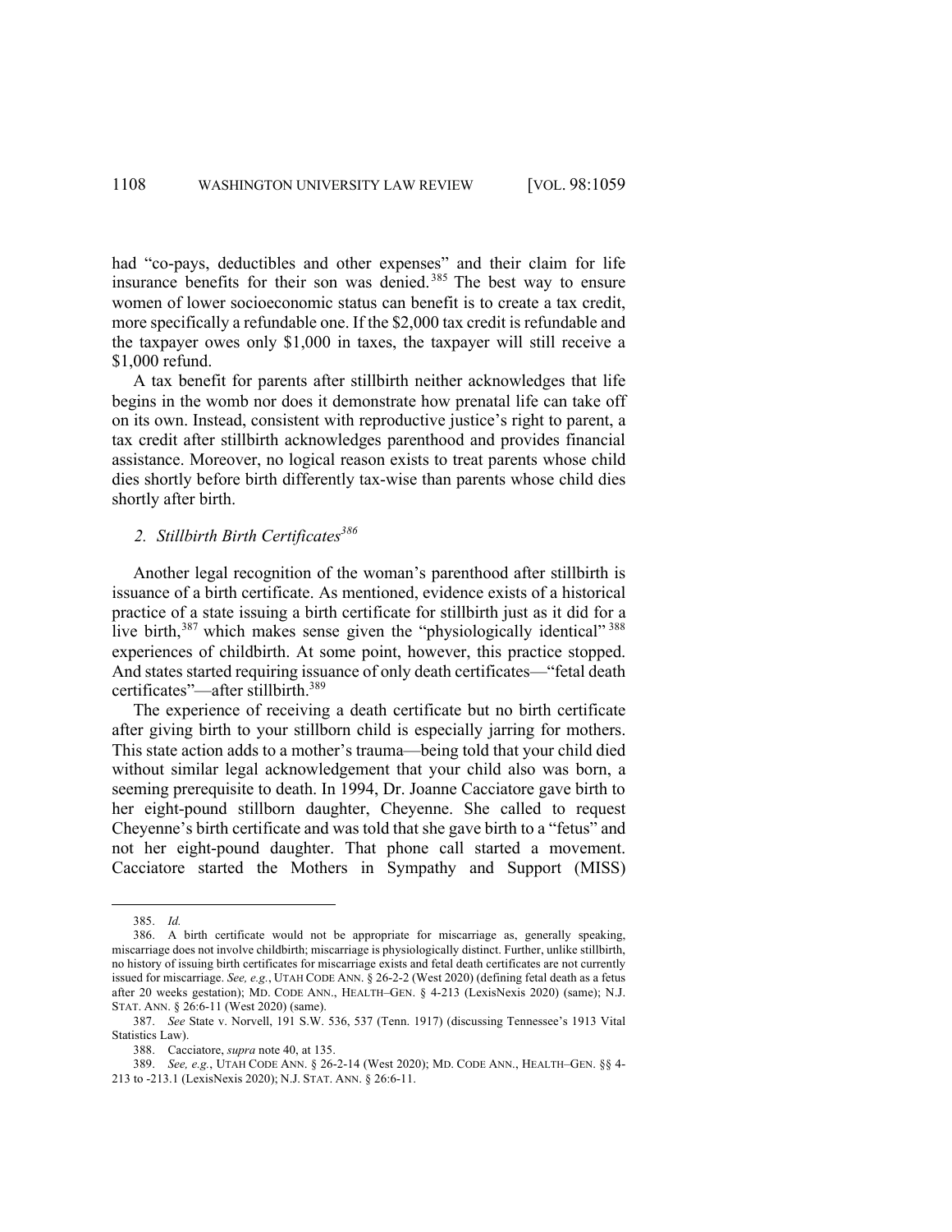had "co-pays, deductibles and other expenses" and their claim for life insurance benefits for their son was denied.[385] The best way to ensure women of lower socioeconomic status can benefit is to create a tax credit, more specifically a refundable one. If the $2,000 tax credit is refundable and the taxpayer owes only $1,000 in taxes, the taxpayer will still receive a $1,000 refund.

A tax benefit for parents after stillbirth neither acknowledges that life begins in the womb nor does it demonstrate how prenatal life can take off on its own. Instead, consistent with reproductive justice's right to parent, a tax credit after stillbirth acknowledges parenthood and provides financial assistance. Moreover, no logical reason exists to treat parents whose child dies shortly before birth differently tax-wise than parents whose child dies shortly after birth.

### 2. *Stillbirth Birth Certificates*[386]

Another legal recognition of the woman's parenthood after stillbirth is issuance of a birth certificate. As mentioned, evidence exists of a historical practice of a state issuing a birth certificate for stillbirth just as it did for a live birth,[387] which makes sense given the "physiologically identical"[388] experiences of childbirth. At some point, however, this practice stopped. And states started requiring issuance of only death certificates—"fetal death certificates"—after stillbirth.[389]

The experience of receiving a death certificate but no birth certificate after giving birth to your stillborn child is especially jarring for mothers. This state action adds to a mother's trauma—being told that your child died without similar legal acknowledgement that your child also was born, a seeming prerequisite to death. In 1994, Dr. Joanne Cacciatore gave birth to her eight-pound stillborn daughter, Cheyenne. She called to request Cheyenne's birth certificate and was told that she gave birth to a "fetus" and not her eight-pound daughter. That phone call started a movement. Cacciatore started the Mothers in Sympathy and Support (MISS)

---

385. *Id.*

386. A birth certificate would not be appropriate for miscarriage as, generally speaking, miscarriage does not involve childbirth; miscarriage is physiologically distinct. Further, unlike stillbirth, no history of issuing birth certificates for miscarriage exists and fetal death certificates are not currently issued for miscarriage. *See, e.g.*, UTAH CODE ANN. § 26-2-2 (West 2020) (defining fetal death as a fetus after 20 weeks gestation); MD. CODE ANN., HEALTH–GEN. § 4-213 (LexisNexis 2020) (same); N.J. STAT. ANN. § 26:6-11 (West 2020) (same).

387. *See* State v. Norvell, 191 S.W. 536, 537 (Tenn. 1917) (discussing Tennessee's 1913 Vital Statistics Law).

388. Cacciatore, *supra* note 40, at 135.

389. *See, e.g.*, UTAH CODE ANN. § 26-2-14 (West 2020); MD. CODE ANN., HEALTH–GEN. §§ 4-213 to -213.1 (LexisNexis 2020); N.J. STAT. ANN. § 26:6-11.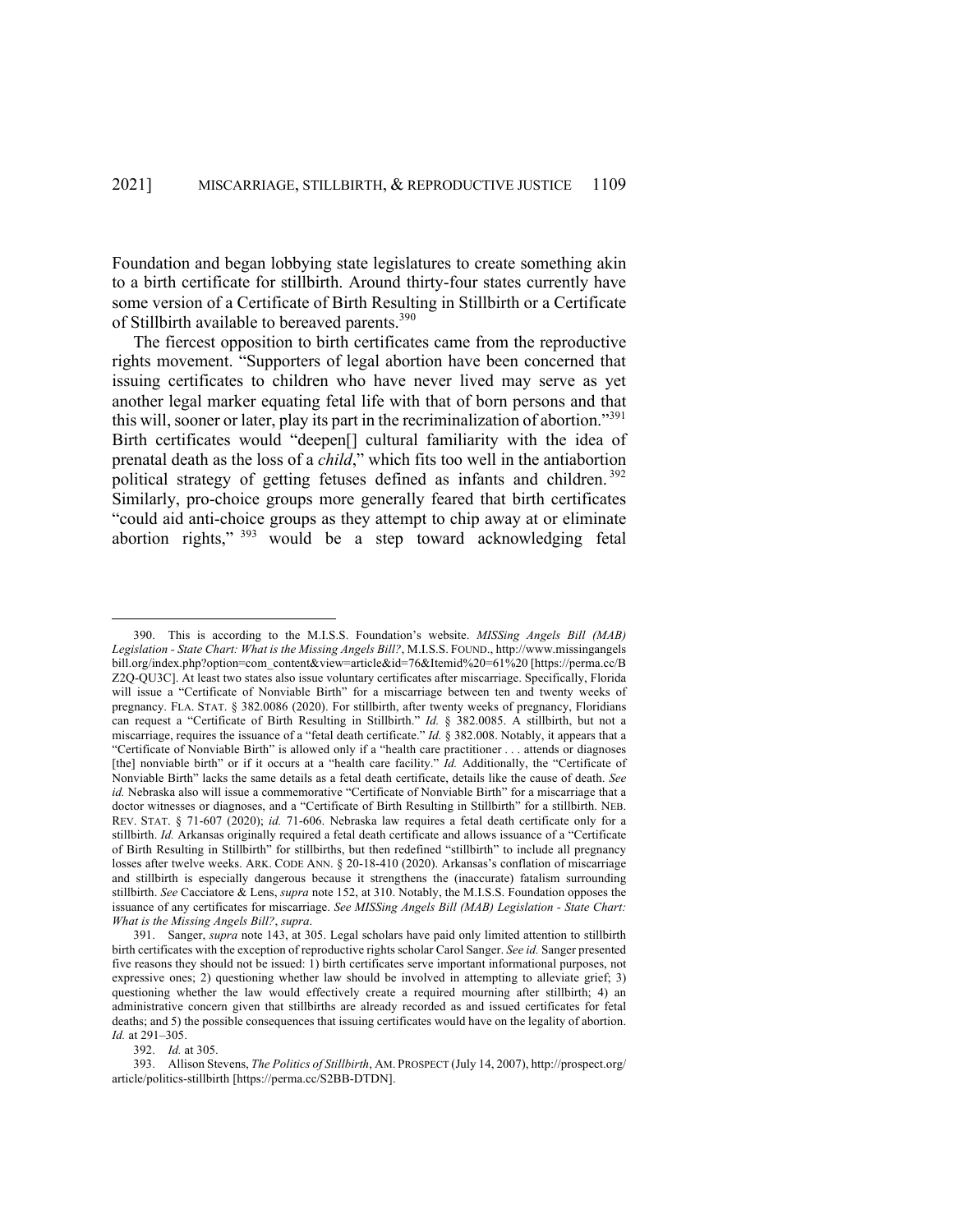Foundation and began lobbying state legislatures to create something akin to a birth certificate for stillbirth. Around thirty-four states currently have some version of a Certificate of Birth Resulting in Stillbirth or a Certificate of Stillbirth available to bereaved parents.[390]

The fiercest opposition to birth certificates came from the reproductive rights movement. "Supporters of legal abortion have been concerned that issuing certificates to children who have never lived may serve as yet another legal marker equating fetal life with that of born persons and that this will, sooner or later, play its part in the recriminalization of abortion."[391] Birth certificates would "deepen[] cultural familiarity with the idea of prenatal death as the loss of a *child*," which fits too well in the antiabortion political strategy of getting fetuses defined as infants and children.[392] Similarly, pro-choice groups more generally feared that birth certificates "could aid anti-choice groups as they attempt to chip away at or eliminate abortion rights,"[393] would be a step toward acknowledging fetal

---

390. This is according to the M.I.S.S. Foundation's website. *MISSing Angels Bill (MAB) Legislation - State Chart: What is the Missing Angels Bill?*, M.I.S.S. FOUND., http://www.missingangelsbill.org/index.php?option=com_content&view=article&id=76&Itemid%20=61%20 [https://perma.cc/BZ2Q-QU3C]. At least two states also issue voluntary certificates after miscarriage. Specifically, Florida will issue a "Certificate of Nonviable Birth" for a miscarriage between ten and twenty weeks of pregnancy. FLA. STAT. § 382.0086 (2020). For stillbirth, after twenty weeks of pregnancy, Floridians can request a "Certificate of Birth Resulting in Stillbirth." *Id.* § 382.0085. A stillbirth, but not a miscarriage, requires the issuance of a "fetal death certificate." *Id.* § 382.008. Notably, it appears that a "Certificate of Nonviable Birth" is allowed only if a "health care practitioner . . . attends or diagnoses [the] nonviable birth" or if it occurs at a "health care facility." *Id.* Additionally, the "Certificate of Nonviable Birth" lacks the same details as a fetal death certificate, details like the cause of death. *See id.* Nebraska also will issue a commemorative "Certificate of Nonviable Birth" for a miscarriage that a doctor witnesses or diagnoses, and a "Certificate of Birth Resulting in Stillbirth" for a stillbirth. NEB. REV. STAT. § 71-607 (2020); *id.* 71-606. Nebraska law requires a fetal death certificate only for a stillbirth. *Id.* Arkansas originally required a fetal death certificate and allows issuance of a "Certificate of Birth Resulting in Stillbirth" for stillbirths, but then redefined "stillbirth" to include all pregnancy losses after twelve weeks. ARK. CODE ANN. § 20-18-410 (2020). Arkansas's conflation of miscarriage and stillbirth is especially dangerous because it strengthens the (inaccurate) fatalism surrounding stillbirth. *See* Cacciatore & Lens, *supra* note 152, at 310. Notably, the M.I.S.S. Foundation opposes the issuance of any certificates for miscarriage. *See MISSing Angels Bill (MAB) Legislation - State Chart: What is the Missing Angels Bill?*, *supra*.

391. Sanger, *supra* note 143, at 305. Legal scholars have paid only limited attention to stillbirth birth certificates with the exception of reproductive rights scholar Carol Sanger. *See id.* Sanger presented five reasons they should not be issued: 1) birth certificates serve important informational purposes, not expressive ones; 2) questioning whether law should be involved in attempting to alleviate grief; 3) questioning whether the law would effectively create a required mourning after stillbirth; 4) an administrative concern given that stillbirths are already recorded as and issued certificates for fetal deaths; and 5) the possible consequences that issuing certificates would have on the legality of abortion. *Id.* at 291–305.

392. *Id.* at 305.

393. Allison Stevens, *The Politics of Stillbirth*, AM. PROSPECT (July 14, 2007), http://prospect.org/article/politics-stillbirth [https://perma.cc/S2BB-DTDN].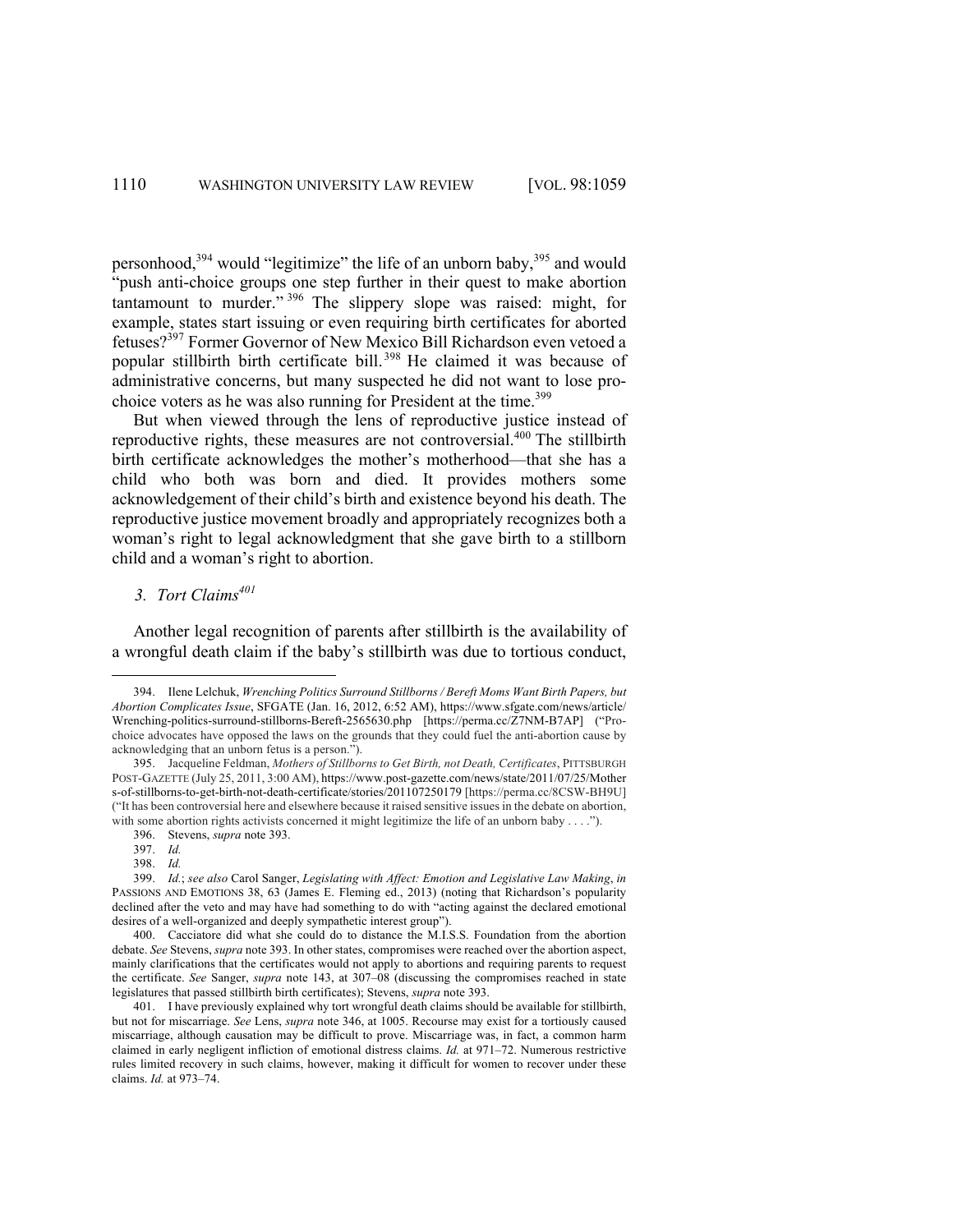personhood,[394] would "legitimize" the life of an unborn baby,[395] and would "push anti-choice groups one step further in their quest to make abortion tantamount to murder."[396] The slippery slope was raised: might, for example, states start issuing or even requiring birth certificates for aborted fetuses?[397] Former Governor of New Mexico Bill Richardson even vetoed a popular stillbirth birth certificate bill.[398] He claimed it was because of administrative concerns, but many suspected he did not want to lose pro-choice voters as he was also running for President at the time.[399]

But when viewed through the lens of reproductive justice instead of reproductive rights, these measures are not controversial.[400] The stillbirth birth certificate acknowledges the mother's motherhood—that she has a child who both was born and died. It provides mothers some acknowledgement of their child's birth and existence beyond his death. The reproductive justice movement broadly and appropriately recognizes both a woman's right to legal acknowledgment that she gave birth to a stillborn child and a woman's right to abortion.

### *3. Tort Claims*[401]

Another legal recognition of parents after stillbirth is the availability of a wrongful death claim if the baby's stillbirth was due to tortious conduct,

---

394. Ilene Lelchuk, *Wrenching Politics Surround Stillborns / Bereft Moms Want Birth Papers, but Abortion Complicates Issue*, SFGATE (Jan. 16, 2012, 6:52 AM), https://www.sfgate.com/news/article/Wrenching-politics-surround-stillborns-Bereft-2565630.php [https://perma.cc/Z7NM-B7AP] ("Pro-choice advocates have opposed the laws on the grounds that they could fuel the anti-abortion cause by acknowledging that an unborn fetus is a person.").

395. Jacqueline Feldman, *Mothers of Stillborns to Get Birth, not Death, Certificates*, PITTSBURGH POST-GAZETTE (July 25, 2011, 3:00 AM), https://www.post-gazette.com/news/state/2011/07/25/Mothers-of-stillborns-to-get-birth-not-death-certificate/stories/201107250179 [https://perma.cc/8CSW-BH9U] ("It has been controversial here and elsewhere because it raised sensitive issues in the debate on abortion, with some abortion rights activists concerned it might legitimize the life of an unborn baby . . . .").

396. Stevens, *supra* note 393.

397. *Id.*

398. *Id.*

399. *Id.*; *see also* Carol Sanger, *Legislating with Affect: Emotion and Legislative Law Making*, *in* PASSIONS AND EMOTIONS 38, 63 (James E. Fleming ed., 2013) (noting that Richardson's popularity declined after the veto and may have had something to do with "acting against the declared emotional desires of a well-organized and deeply sympathetic interest group").

400. Cacciatore did what she could do to distance the M.I.S.S. Foundation from the abortion debate. *See* Stevens, *supra* note 393. In other states, compromises were reached over the abortion aspect, mainly clarifications that the certificates would not apply to abortions and requiring parents to request the certificate. *See* Sanger, *supra* note 143, at 307–08 (discussing the compromises reached in state legislatures that passed stillbirth birth certificates); Stevens, *supra* note 393.

401. I have previously explained why tort wrongful death claims should be available for stillbirth, but not for miscarriage. *See* Lens, *supra* note 346, at 1005. Recourse may exist for a tortiously caused miscarriage, although causation may be difficult to prove. Miscarriage was, in fact, a common harm claimed in early negligent infliction of emotional distress claims. *Id.* at 971–72. Numerous restrictive rules limited recovery in such claims, however, making it difficult for women to recover under these claims. *Id.* at 973–74.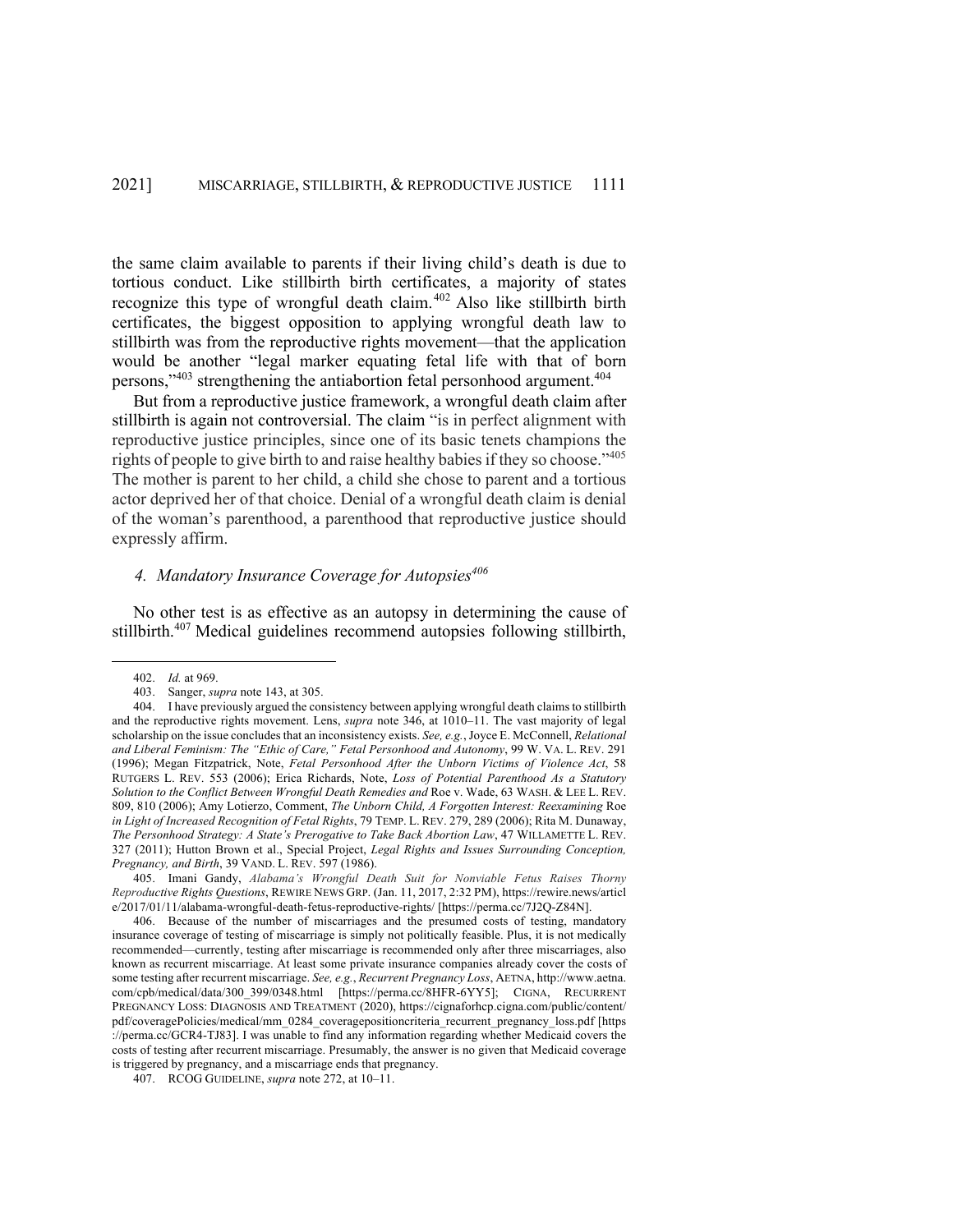the same claim available to parents if their living child's death is due to tortious conduct. Like stillbirth birth certificates, a majority of states recognize this type of wrongful death claim.[402] Also like stillbirth birth certificates, the biggest opposition to applying wrongful death law to stillbirth was from the reproductive rights movement—that the application would be another "legal marker equating fetal life with that of born persons,"[403] strengthening the antiabortion fetal personhood argument.[404]

But from a reproductive justice framework, a wrongful death claim after stillbirth is again not controversial. The claim "is in perfect alignment with reproductive justice principles, since one of its basic tenets champions the rights of people to give birth to and raise healthy babies if they so choose."[405] The mother is parent to her child, a child she chose to parent and a tortious actor deprived her of that choice. Denial of a wrongful death claim is denial of the woman's parenthood, a parenthood that reproductive justice should expressly affirm.

#### *4. Mandatory Insurance Coverage for Autopsies*[406]

No other test is as effective as an autopsy in determining the cause of stillbirth.[407] Medical guidelines recommend autopsies following stillbirth,

---

402. *Id.* at 969.

403. Sanger, *supra* note 143, at 305.

404. I have previously argued the consistency between applying wrongful death claims to stillbirth and the reproductive rights movement. Lens, *supra* note 346, at 1010–11. The vast majority of legal scholarship on the issue concludes that an inconsistency exists. *See, e.g.*, Joyce E. McConnell, *Relational and Liberal Feminism: The "Ethic of Care," Fetal Personhood and Autonomy*, 99 W. VA. L. REV. 291 (1996); Megan Fitzpatrick, Note, *Fetal Personhood After the Unborn Victims of Violence Act*, 58 RUTGERS L. REV. 553 (2006); Erica Richards, Note, *Loss of Potential Parenthood As a Statutory Solution to the Conflict Between Wrongful Death Remedies and* Roe v. Wade, 63 WASH. & LEE L. REV. 809, 810 (2006); Amy Lotierzo, Comment, *The Unborn Child, A Forgotten Interest: Reexamining* Roe *in Light of Increased Recognition of Fetal Rights*, 79 TEMP. L. REV. 279, 289 (2006); Rita M. Dunaway, *The Personhood Strategy: A State's Prerogative to Take Back Abortion Law*, 47 WILLAMETTE L. REV. 327 (2011); Hutton Brown et al., Special Project, *Legal Rights and Issues Surrounding Conception, Pregnancy, and Birth*, 39 VAND. L. REV. 597 (1986).

405. Imani Gandy, *Alabama's Wrongful Death Suit for Nonviable Fetus Raises Thorny Reproductive Rights Questions*, REWIRE NEWS GRP. (Jan. 11, 2017, 2:32 PM), https://rewire.news/article/2017/01/11/alabama-wrongful-death-fetus-reproductive-rights/ [https://perma.cc/7J2Q-Z84N].

406. Because of the number of miscarriages and the presumed costs of testing, mandatory insurance coverage of testing of miscarriage is simply not politically feasible. Plus, it is not medically recommended—currently, testing after miscarriage is recommended only after three miscarriages, also known as recurrent miscarriage. At least some private insurance companies already cover the costs of some testing after recurrent miscarriage. *See, e.g.*, *Recurrent Pregnancy Loss*, AETNA, http://www.aetna.com/cpb/medical/data/300_399/0348.html [https://perma.cc/8HFR-6YY5]; CIGNA, RECURRENT PREGNANCY LOSS: DIAGNOSIS AND TREATMENT (2020), https://cignaforhcp.cigna.com/public/content/pdf/coveragePolicies/medical/mm_0284_coveragepositioncriteria_recurrent_pregnancy_loss.pdf [https://perma.cc/GCR4-TJ83]. I was unable to find any information regarding whether Medicaid covers the costs of testing after recurrent miscarriage. Presumably, the answer is no given that Medicaid coverage is triggered by pregnancy, and a miscarriage ends that pregnancy.

407. RCOG GUIDELINE, *supra* note 272, at 10–11.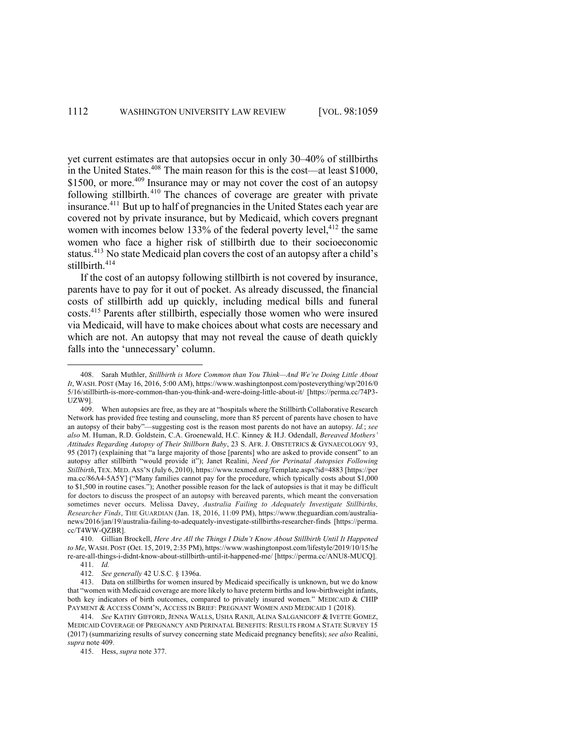yet current estimates are that autopsies occur in only 30–40% of stillbirths in the United States.[408] The main reason for this is the cost—at least $1000, $1500, or more.[409] Insurance may or may not cover the cost of an autopsy following stillbirth.[410] The chances of coverage are greater with private insurance.[411] But up to half of pregnancies in the United States each year are covered not by private insurance, but by Medicaid, which covers pregnant women with incomes below 133% of the federal poverty level,[412] the same women who face a higher risk of stillbirth due to their socioeconomic status.[413] No state Medicaid plan covers the cost of an autopsy after a child's stillbirth.[414]

If the cost of an autopsy following stillbirth is not covered by insurance, parents have to pay for it out of pocket. As already discussed, the financial costs of stillbirth add up quickly, including medical bills and funeral costs.[415] Parents after stillbirth, especially those women who were insured via Medicaid, will have to make choices about what costs are necessary and which are not. An autopsy that may not reveal the cause of death quickly falls into the 'unnecessary' column.

---

408. Sarah Muthler, *Stillbirth is More Common than You Think—And We're Doing Little About It*, WASH. POST (May 16, 2016, 5:00 AM), https://www.washingtonpost.com/posteverything/wp/2016/05/16/stillbirth-is-more-common-than-you-think-and-were-doing-little-about-it/ [https://perma.cc/74P3-UZW9].

409. When autopsies are free, as they are at "hospitals where the Stillbirth Collaborative Research Network has provided free testing and counseling, more than 85 percent of parents have chosen to have an autopsy of their baby"—suggesting cost is the reason most parents do not have an autopsy. *Id.*; *see also* M. Human, R.D. Goldstein, C.A. Groenewald, H.C. Kinney & H.J. Odendall, *Bereaved Mothers' Attitudes Regarding Autopsy of Their Stillborn Baby*, 23 S. AFR. J. OBSTETRICS & GYNAECOLOGY 93, 95 (2017) (explaining that "a large majority of those [parents] who are asked to provide consent" to an autopsy after stillbirth "would provide it"); Janet Realini, *Need for Perinatal Autopsies Following Stillbirth*, TEX. MED. ASS'N (July 6, 2010), https://www.texmed.org/Template.aspx?id=4883 [https://perma.cc/86A4-5A5Y] ("Many families cannot pay for the procedure, which typically costs about $1,000 to $1,500 in routine cases."); Another possible reason for the lack of autopsies is that it may be difficult for doctors to discuss the prospect of an autopsy with bereaved parents, which meant the conversation sometimes never occurs. Melissa Davey, *Australia Failing to Adequately Investigate Stillbirths, Researcher Finds*, THE GUARDIAN (Jan. 18, 2016, 11:09 PM), https://www.theguardian.com/australia-news/2016/jan/19/australia-failing-to-adequately-investigate-stillbirths-researcher-finds [https://perma.cc/T4WW-QZBR].

410. Gillian Brockell, *Here Are All the Things I Didn't Know About Stillbirth Until It Happened to Me*, WASH. POST (Oct. 15, 2019, 2:35 PM), https://www.washingtonpost.com/lifestyle/2019/10/15/here-are-all-things-i-didnt-know-about-stillbirth-until-it-happened-me/ [https://perma.cc/ANU8-MUCQ].

411. *Id.*

412. *See generally* 42 U.S.C. § 1396a.

413. Data on stillbirths for women insured by Medicaid specifically is unknown, but we do know that "women with Medicaid coverage are more likely to have preterm births and low-birthweight infants, both key indicators of birth outcomes, compared to privately insured women." MEDICAID & CHIP PAYMENT & ACCESS COMM'N, ACCESS IN BRIEF: PREGNANT WOMEN AND MEDICAID 1 (2018).

414. *See* KATHY GIFFORD, JENNA WALLS, USHA RANJI, ALINA SALGANICOFF & IVETTE GOMEZ, MEDICAID COVERAGE OF PREGNANCY AND PERINATAL BENEFITS: RESULTS FROM A STATE SURVEY 15 (2017) (summarizing results of survey concerning state Medicaid pregnancy benefits); *see also* Realini, *supra* note 409.

415. Hess, *supra* note 377.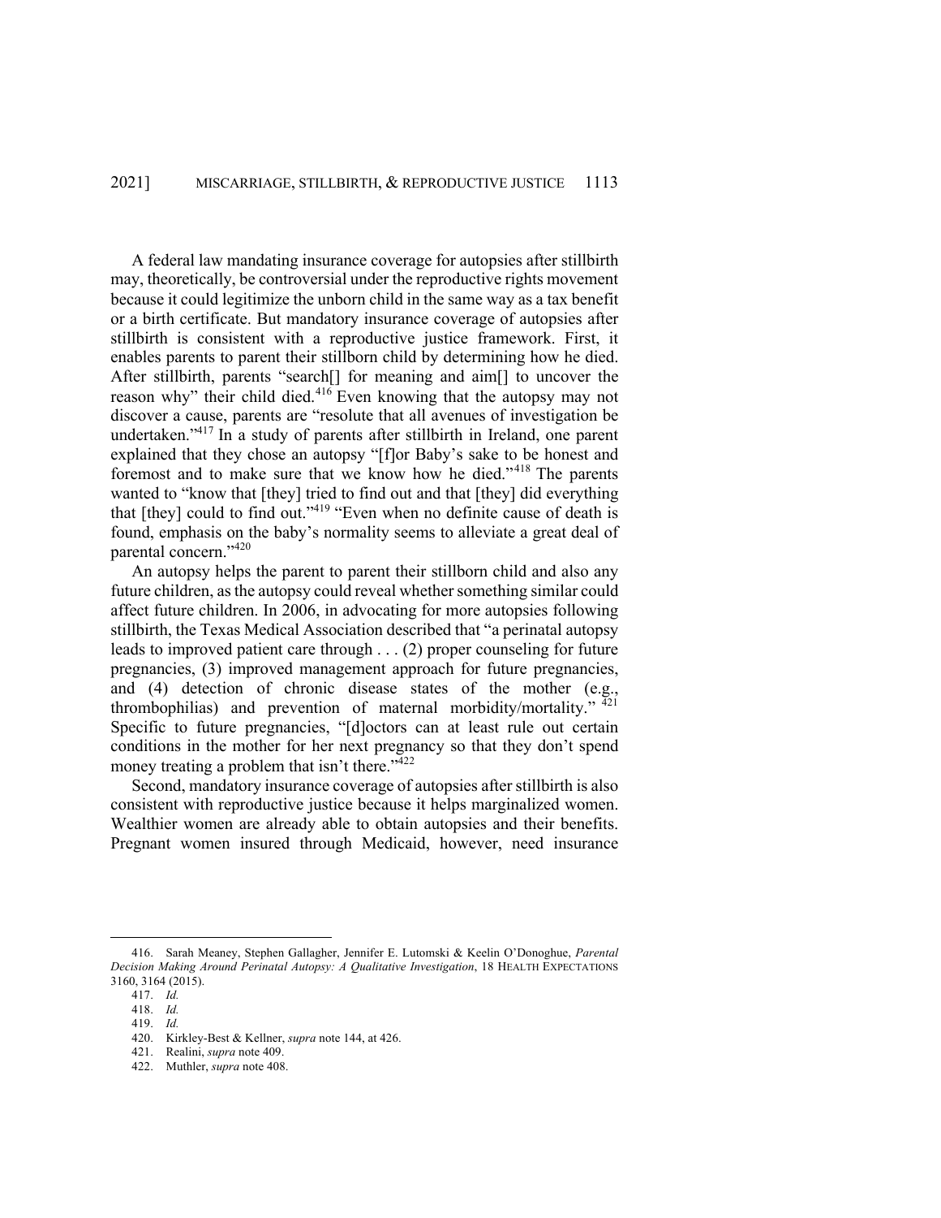A federal law mandating insurance coverage for autopsies after stillbirth may, theoretically, be controversial under the reproductive rights movement because it could legitimize the unborn child in the same way as a tax benefit or a birth certificate. But mandatory insurance coverage of autopsies after stillbirth is consistent with a reproductive justice framework. First, it enables parents to parent their stillborn child by determining how he died. After stillbirth, parents "search[] for meaning and aim[] to uncover the reason why" their child died.[416] Even knowing that the autopsy may not discover a cause, parents are "resolute that all avenues of investigation be undertaken."[417] In a study of parents after stillbirth in Ireland, one parent explained that they chose an autopsy "[f]or Baby's sake to be honest and foremost and to make sure that we know how he died."[418] The parents wanted to "know that [they] tried to find out and that [they] did everything that [they] could to find out."[419] "Even when no definite cause of death is found, emphasis on the baby's normality seems to alleviate a great deal of parental concern."[420]

An autopsy helps the parent to parent their stillborn child and also any future children, as the autopsy could reveal whether something similar could affect future children. In 2006, in advocating for more autopsies following stillbirth, the Texas Medical Association described that "a perinatal autopsy leads to improved patient care through . . . (2) proper counseling for future pregnancies, (3) improved management approach for future pregnancies, and (4) detection of chronic disease states of the mother (e.g., thrombophilias) and prevention of maternal morbidity/mortality."[421] Specific to future pregnancies, "[d]octors can at least rule out certain conditions in the mother for her next pregnancy so that they don't spend money treating a problem that isn't there."[422]

Second, mandatory insurance coverage of autopsies after stillbirth is also consistent with reproductive justice because it helps marginalized women. Wealthier women are already able to obtain autopsies and their benefits. Pregnant women insured through Medicaid, however, need insurance

---

416. Sarah Meaney, Stephen Gallagher, Jennifer E. Lutomski & Keelin O'Donoghue, *Parental Decision Making Around Perinatal Autopsy: A Qualitative Investigation*, 18 HEALTH EXPECTATIONS 3160, 3164 (2015).

417. *Id.*

418. *Id.*

419. *Id.*

420. Kirkley-Best & Kellner, *supra* note 144, at 426.

421. Realini, *supra* note 409.

422. Muthler, *supra* note 408.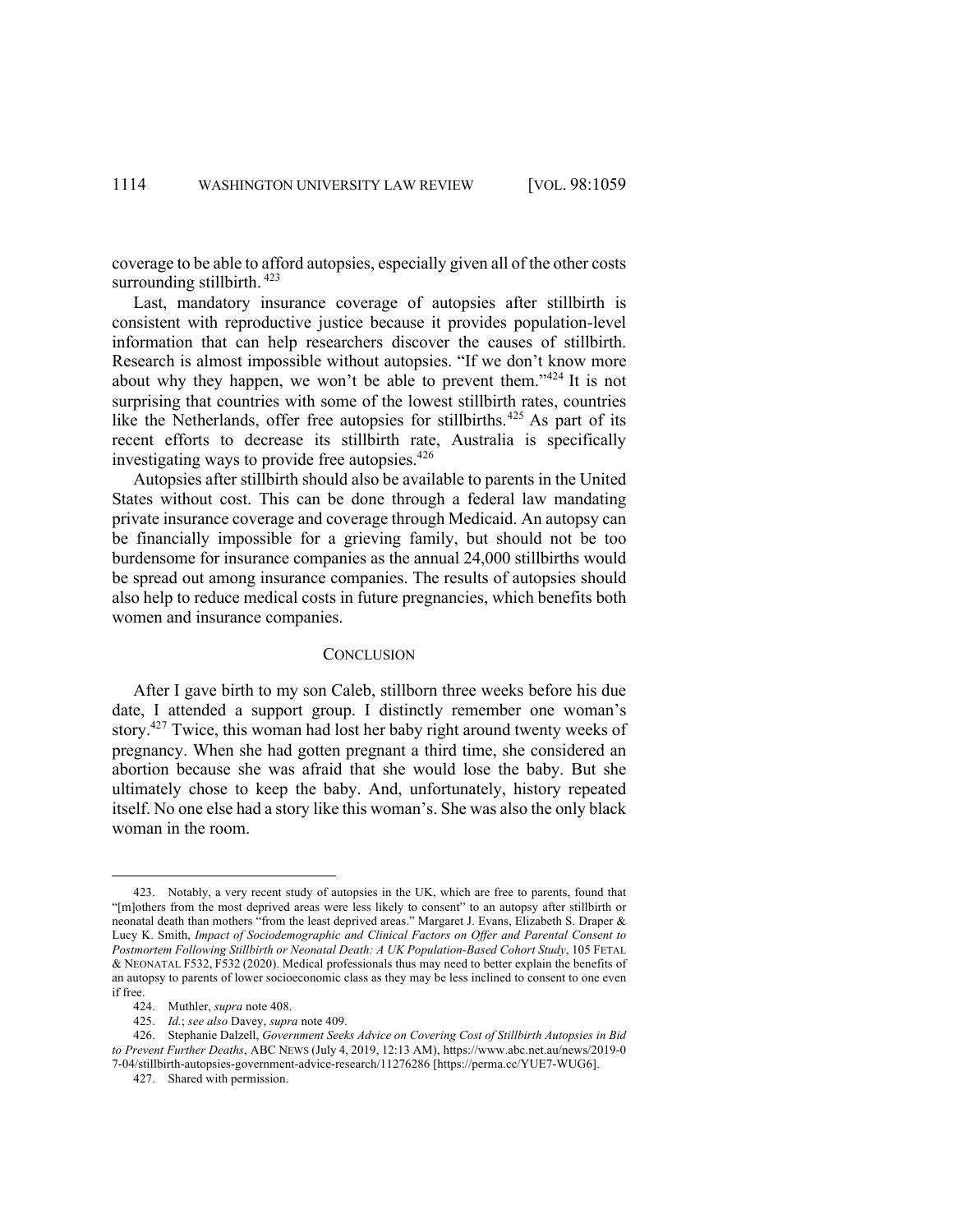coverage to be able to afford autopsies, especially given all of the other costs surrounding stillbirth. [423]

Last, mandatory insurance coverage of autopsies after stillbirth is consistent with reproductive justice because it provides population-level information that can help researchers discover the causes of stillbirth. Research is almost impossible without autopsies. "If we don't know more about why they happen, we won't be able to prevent them."[424] It is not surprising that countries with some of the lowest stillbirth rates, countries like the Netherlands, offer free autopsies for stillbirths.[425] As part of its recent efforts to decrease its stillbirth rate, Australia is specifically investigating ways to provide free autopsies.[426]

Autopsies after stillbirth should also be available to parents in the United States without cost. This can be done through a federal law mandating private insurance coverage and coverage through Medicaid. An autopsy can be financially impossible for a grieving family, but should not be too burdensome for insurance companies as the annual 24,000 stillbirths would be spread out among insurance companies. The results of autopsies should also help to reduce medical costs in future pregnancies, which benefits both women and insurance companies.

## CONCLUSION

After I gave birth to my son Caleb, stillborn three weeks before his due date, I attended a support group. I distinctly remember one woman's story.[427] Twice, this woman had lost her baby right around twenty weeks of pregnancy. When she had gotten pregnant a third time, she considered an abortion because she was afraid that she would lose the baby. But she ultimately chose to keep the baby. And, unfortunately, history repeated itself. No one else had a story like this woman's. She was also the only black woman in the room.

---

423. Notably, a very recent study of autopsies in the UK, which are free to parents, found that "[m]others from the most deprived areas were less likely to consent" to an autopsy after stillbirth or neonatal death than mothers "from the least deprived areas." Margaret J. Evans, Elizabeth S. Draper & Lucy K. Smith, *Impact of Sociodemographic and Clinical Factors on Offer and Parental Consent to Postmortem Following Stillbirth or Neonatal Death: A UK Population-Based Cohort Study*, 105 FETAL & NEONATAL F532, F532 (2020). Medical professionals thus may need to better explain the benefits of an autopsy to parents of lower socioeconomic class as they may be less inclined to consent to one even if free.

424. Muthler, *supra* note 408.

425. *Id.*; *see also* Davey, *supra* note 409.

426. Stephanie Dalzell, *Government Seeks Advice on Covering Cost of Stillbirth Autopsies in Bid to Prevent Further Deaths*, ABC NEWS (July 4, 2019, 12:13 AM), https://www.abc.net.au/news/2019-07-04/stillbirth-autopsies-government-advice-research/11276286 [https://perma.cc/YUE7-WUG6].

427. Shared with permission.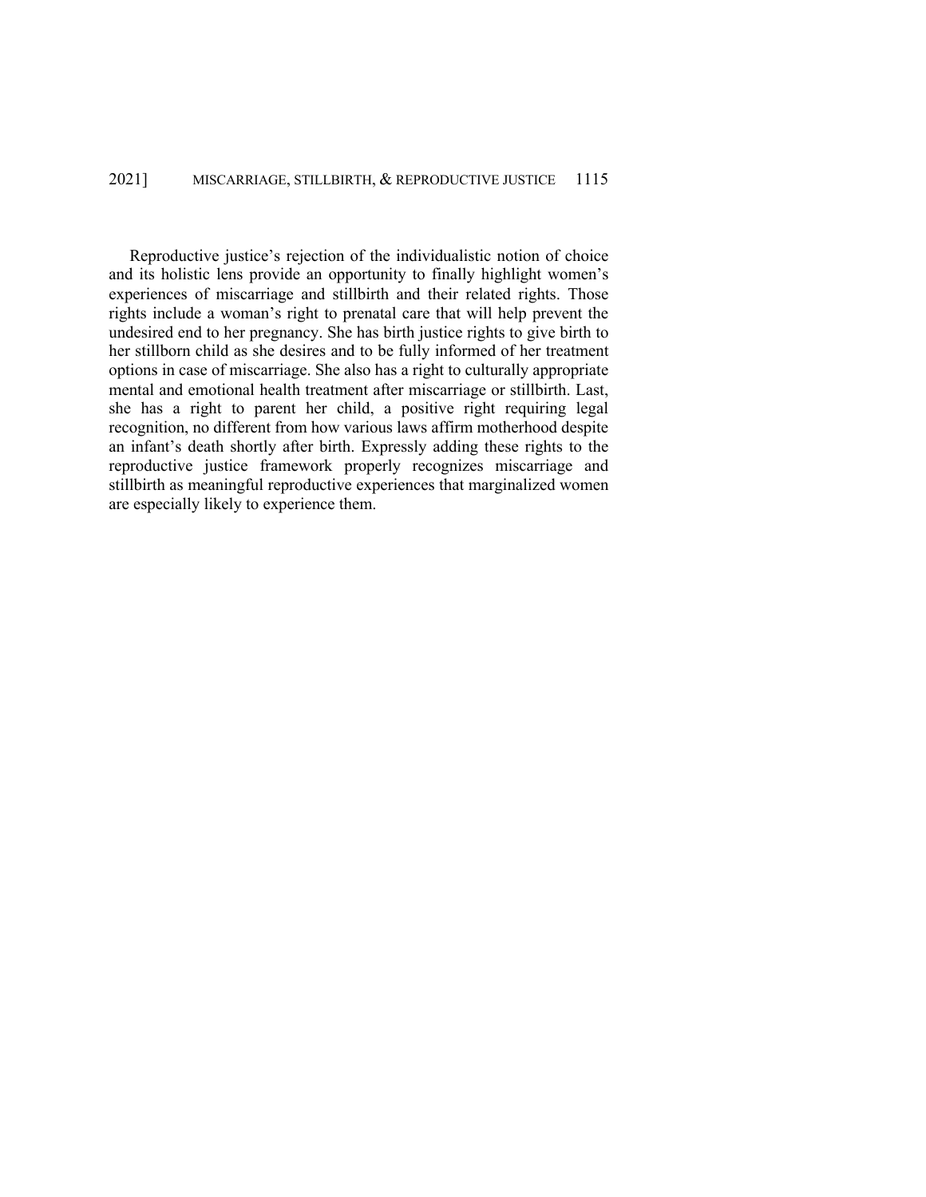Reproductive justice's rejection of the individualistic notion of choice and its holistic lens provide an opportunity to finally highlight women's experiences of miscarriage and stillbirth and their related rights. Those rights include a woman's right to prenatal care that will help prevent the undesired end to her pregnancy. She has birth justice rights to give birth to her stillborn child as she desires and to be fully informed of her treatment options in case of miscarriage. She also has a right to culturally appropriate mental and emotional health treatment after miscarriage or stillbirth. Last, she has a right to parent her child, a positive right requiring legal recognition, no different from how various laws affirm motherhood despite an infant's death shortly after birth. Expressly adding these rights to the reproductive justice framework properly recognizes miscarriage and stillbirth as meaningful reproductive experiences that marginalized women are especially likely to experience them.